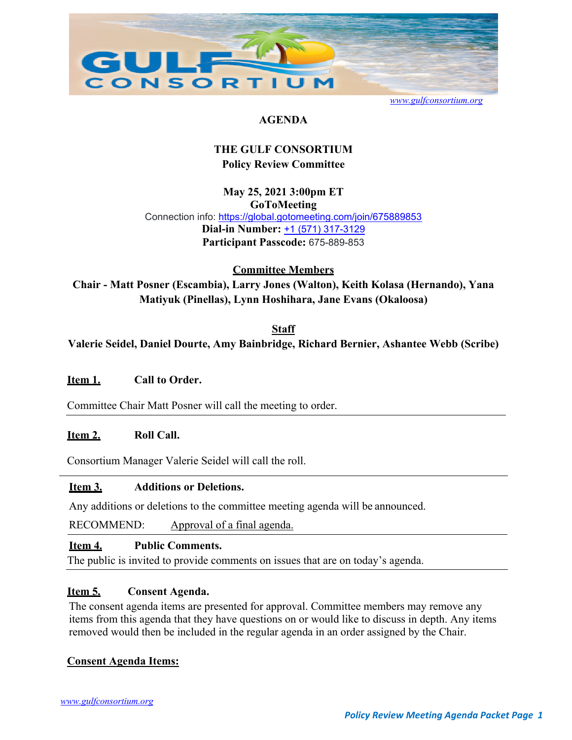www.gulfconsortium.org

# AGENDA

## THE GULF CONSORTIUM
### Policy Review Committee

**May 25, 2021 3:00pm ET**
**GoToMeeting**
Connection info: https://global.gotomeeting.com/join/675889853
**Dial-in Number:** +1 (571) 317-3129
**Participant Passcode:** 675-889-853

**Committee Members**

**Chair - Matt Posner (Escambia), Larry Jones (Walton), Keith Kolasa (Hernando), Yana Matiyuk (Pinellas), Lynn Hoshihara, Jane Evans (Okaloosa)**

**Staff**

**Valerie Seidel, Daniel Dourte, Amy Bainbridge, Richard Bernier, Ashantee Webb (Scribe)**

**Item 1.** **Call to Order.**

Committee Chair Matt Posner will call the meeting to order.

---

**Item 2.** **Roll Call.**

Consortium Manager Valerie Seidel will call the roll.

---

**Item 3.** **Additions or Deletions.**

Any additions or deletions to the committee meeting agenda will be announced.

RECOMMEND: Approval of a final agenda.

---

**Item 4.** **Public Comments.**

The public is invited to provide comments on issues that are on today's agenda.

---

**Item 5.** **Consent Agenda.**

The consent agenda items are presented for approval. Committee members may remove any items from this agenda that they have questions on or would like to discuss in depth. Any items removed would then be included in the regular agenda in an order assigned by the Chair.

**Consent Agenda Items:**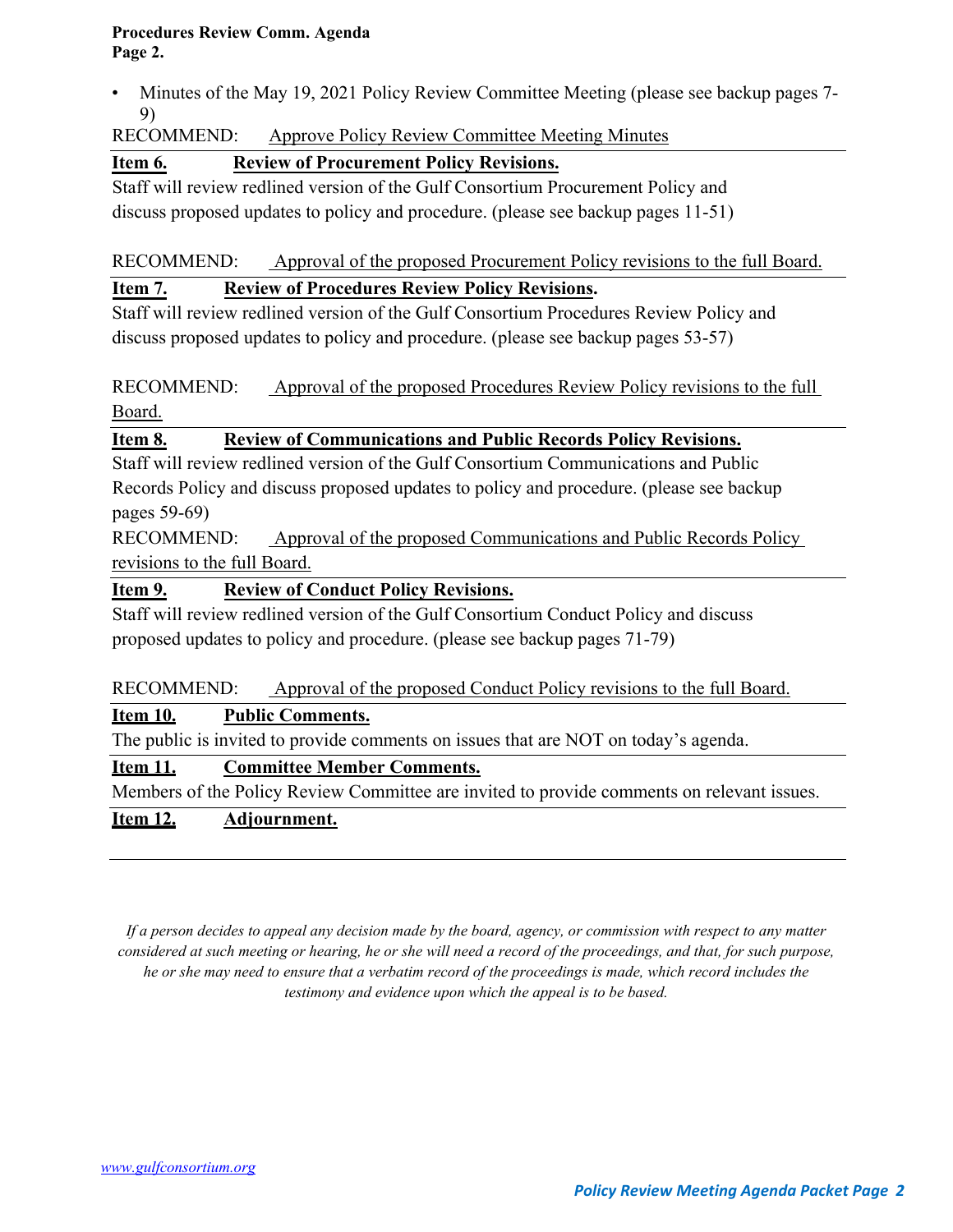- Minutes of the May 19, 2021 Policy Review Committee Meeting (please see backup pages 7-9)

RECOMMEND: Approve Policy Review Committee Meeting Minutes

**Item 6. Review of Procurement Policy Revisions.**

Staff will review redlined version of the Gulf Consortium Procurement Policy and discuss proposed updates to policy and procedure. (please see backup pages 11-51)

RECOMMEND: Approval of the proposed Procurement Policy revisions to the full Board.

**Item 7. Review of Procedures Review Policy Revisions.**

Staff will review redlined version of the Gulf Consortium Procedures Review Policy and discuss proposed updates to policy and procedure. (please see backup pages 53-57)

RECOMMEND: Approval of the proposed Procedures Review Policy revisions to the full Board.

**Item 8. Review of Communications and Public Records Policy Revisions.**

Staff will review redlined version of the Gulf Consortium Communications and Public Records Policy and discuss proposed updates to policy and procedure. (please see backup pages 59-69)

RECOMMEND: Approval of the proposed Communications and Public Records Policy revisions to the full Board.

**Item 9. Review of Conduct Policy Revisions.**

Staff will review redlined version of the Gulf Consortium Conduct Policy and discuss proposed updates to policy and procedure. (please see backup pages 71-79)

RECOMMEND: Approval of the proposed Conduct Policy revisions to the full Board.

**Item 10. Public Comments.**

The public is invited to provide comments on issues that are NOT on today's agenda.

**Item 11. Committee Member Comments.**

Members of the Policy Review Committee are invited to provide comments on relevant issues.

**Item 12. Adjournment.**

*If a person decides to appeal any decision made by the board, agency, or commission with respect to any matter considered at such meeting or hearing, he or she will need a record of the proceedings, and that, for such purpose, he or she may need to ensure that a verbatim record of the proceedings is made, which record includes the testimony and evidence upon which the appeal is to be based.*

www.gulfconsortium.org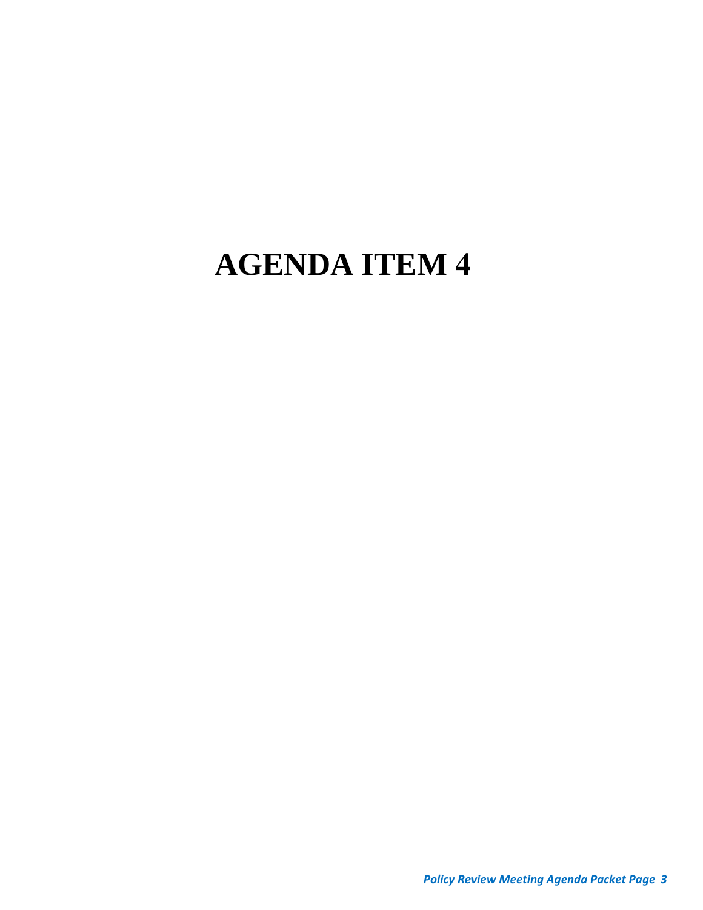# AGENDA ITEM 4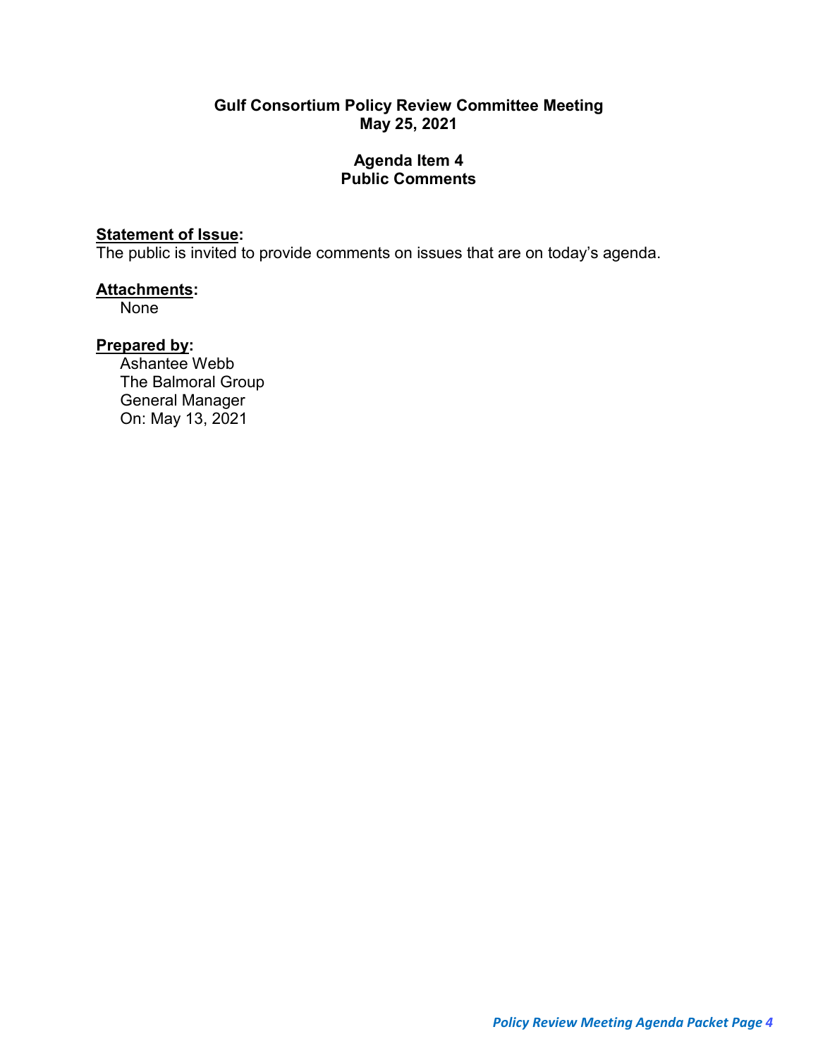**Gulf Consortium Policy Review Committee Meeting**
**May 25, 2021**

**Agenda Item 4**
**Public Comments**

**Statement of Issue:**
The public is invited to provide comments on issues that are on today's agenda.

**Attachments:**
None

**Prepared by:**
Ashantee Webb
The Balmoral Group
General Manager
On: May 13, 2021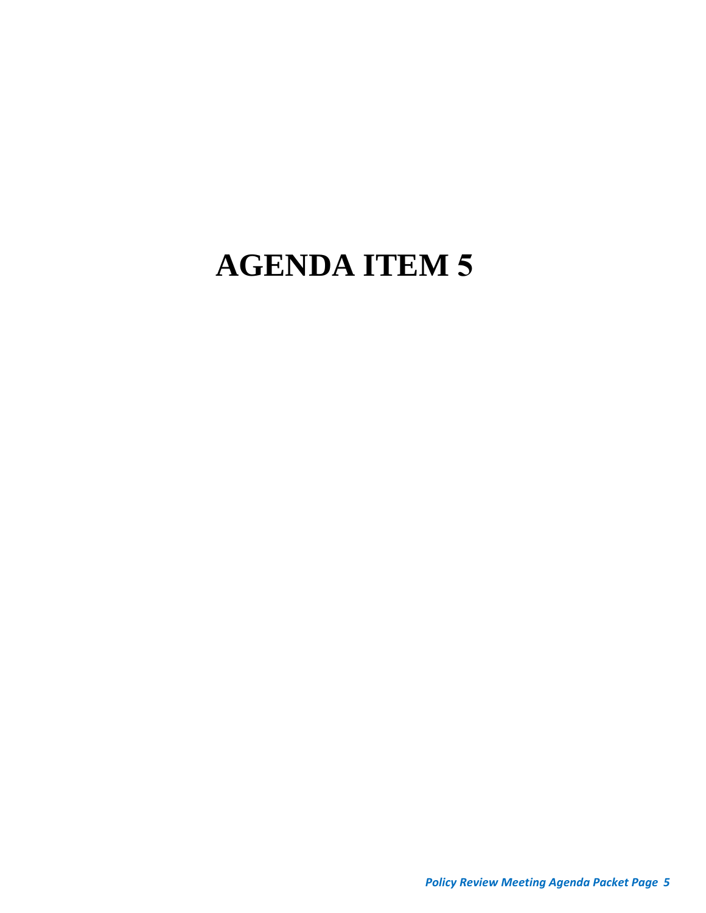# AGENDA ITEM 5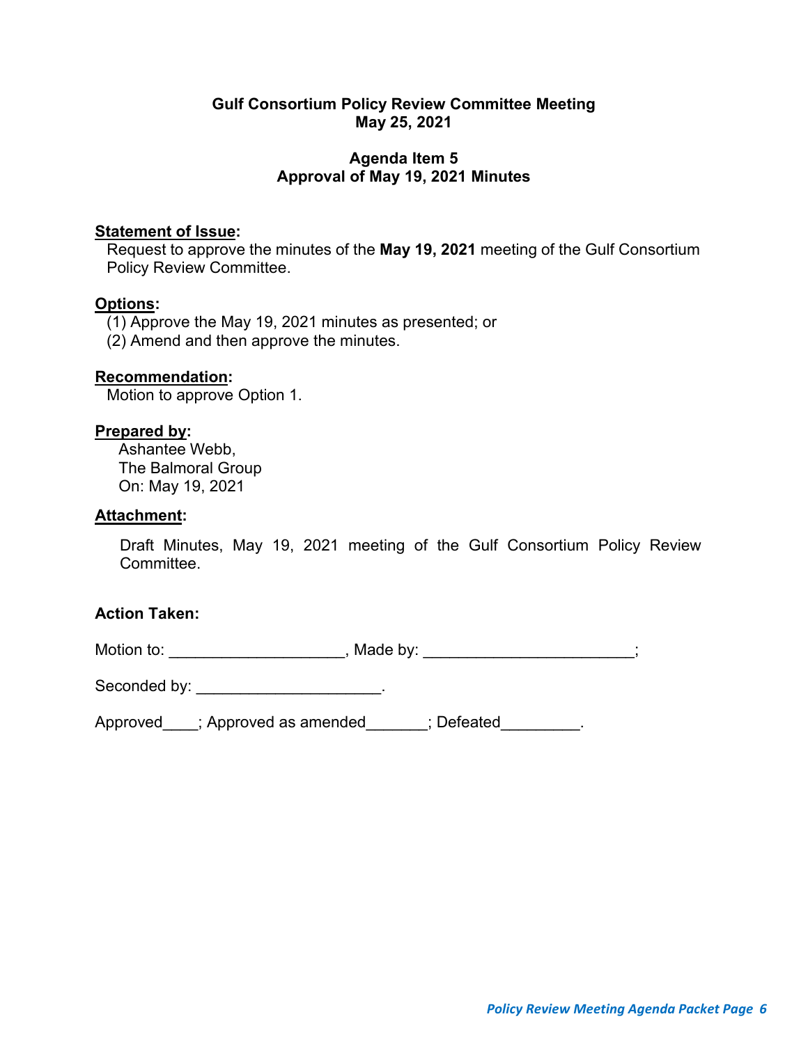**Gulf Consortium Policy Review Committee Meeting**
**May 25, 2021**

**Agenda Item 5**
**Approval of May 19, 2021 Minutes**

**Statement of Issue:**
Request to approve the minutes of the **May 19, 2021** meeting of the Gulf Consortium Policy Review Committee.

**Options:**
(1) Approve the May 19, 2021 minutes as presented; or
(2) Amend and then approve the minutes.

**Recommendation:**
Motion to approve Option 1.

**Prepared by:**
Ashantee Webb,
The Balmoral Group
On: May 19, 2021

**Attachment:**

Draft Minutes, May 19, 2021 meeting of the Gulf Consortium Policy Review Committee.

**Action Taken:**

Motion to: ____________________, Made by: ________________________;

Seconded by: _____________________.

Approved____; Approved as amended_______; Defeated_________.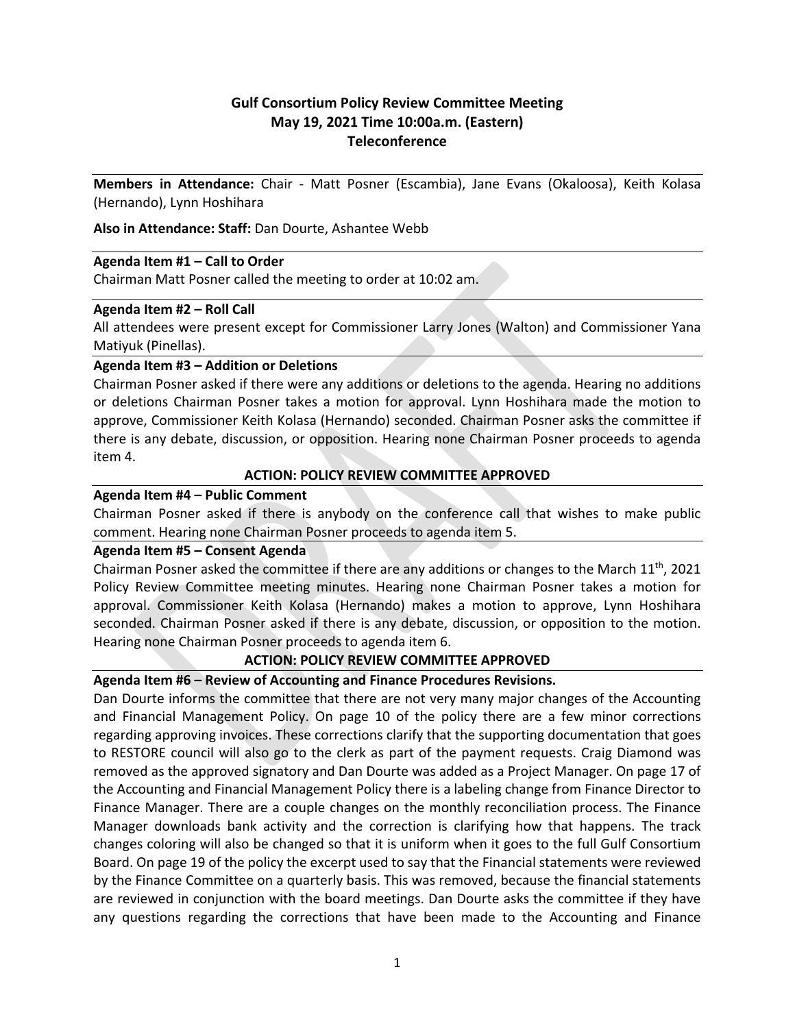# Gulf Consortium Policy Review Committee Meeting
## May 19, 2021 Time 10:00a.m. (Eastern)
## Teleconference

**Members in Attendance:** Chair - Matt Posner (Escambia), Jane Evans (Okaloosa), Keith Kolasa (Hernando), Lynn Hoshihara

**Also in Attendance: Staff:** Dan Dourte, Ashantee Webb

**Agenda Item #1 – Call to Order**

Chairman Matt Posner called the meeting to order at 10:02 am.

**Agenda Item #2 – Roll Call**

All attendees were present except for Commissioner Larry Jones (Walton) and Commissioner Yana Matiyuk (Pinellas).

**Agenda Item #3 – Addition or Deletions**

Chairman Posner asked if there were any additions or deletions to the agenda. Hearing no additions or deletions Chairman Posner takes a motion for approval. Lynn Hoshihara made the motion to approve, Commissioner Keith Kolasa (Hernando) seconded. Chairman Posner asks the committee if there is any debate, discussion, or opposition. Hearing none Chairman Posner proceeds to agenda item 4.

**ACTION: POLICY REVIEW COMMITTEE APPROVED**

**Agenda Item #4 – Public Comment**

Chairman Posner asked if there is anybody on the conference call that wishes to make public comment. Hearing none Chairman Posner proceeds to agenda item 5.

**Agenda Item #5 – Consent Agenda**

Chairman Posner asked the committee if there are any additions or changes to the March 11th, 2021 Policy Review Committee meeting minutes. Hearing none Chairman Posner takes a motion for approval. Commissioner Keith Kolasa (Hernando) makes a motion to approve, Lynn Hoshihara seconded. Chairman Posner asked if there is any debate, discussion, or opposition to the motion. Hearing none Chairman Posner proceeds to agenda item 6.

**ACTION: POLICY REVIEW COMMITTEE APPROVED**

**Agenda Item #6 – Review of Accounting and Finance Procedures Revisions.**

Dan Dourte informs the committee that there are not very many major changes of the Accounting and Financial Management Policy. On page 10 of the policy there are a few minor corrections regarding approving invoices. These corrections clarify that the supporting documentation that goes to RESTORE council will also go to the clerk as part of the payment requests. Craig Diamond was removed as the approved signatory and Dan Dourte was added as a Project Manager. On page 17 of the Accounting and Financial Management Policy there is a labeling change from Finance Director to Finance Manager. There are a couple changes on the monthly reconciliation process. The Finance Manager downloads bank activity and the correction is clarifying how that happens. The track changes coloring will also be changed so that it is uniform when it goes to the full Gulf Consortium Board. On page 19 of the policy the excerpt used to say that the Financial statements were reviewed by the Finance Committee on a quarterly basis. This was removed, because the financial statements are reviewed in conjunction with the board meetings. Dan Dourte asks the committee if they have any questions regarding the corrections that have been made to the Accounting and Finance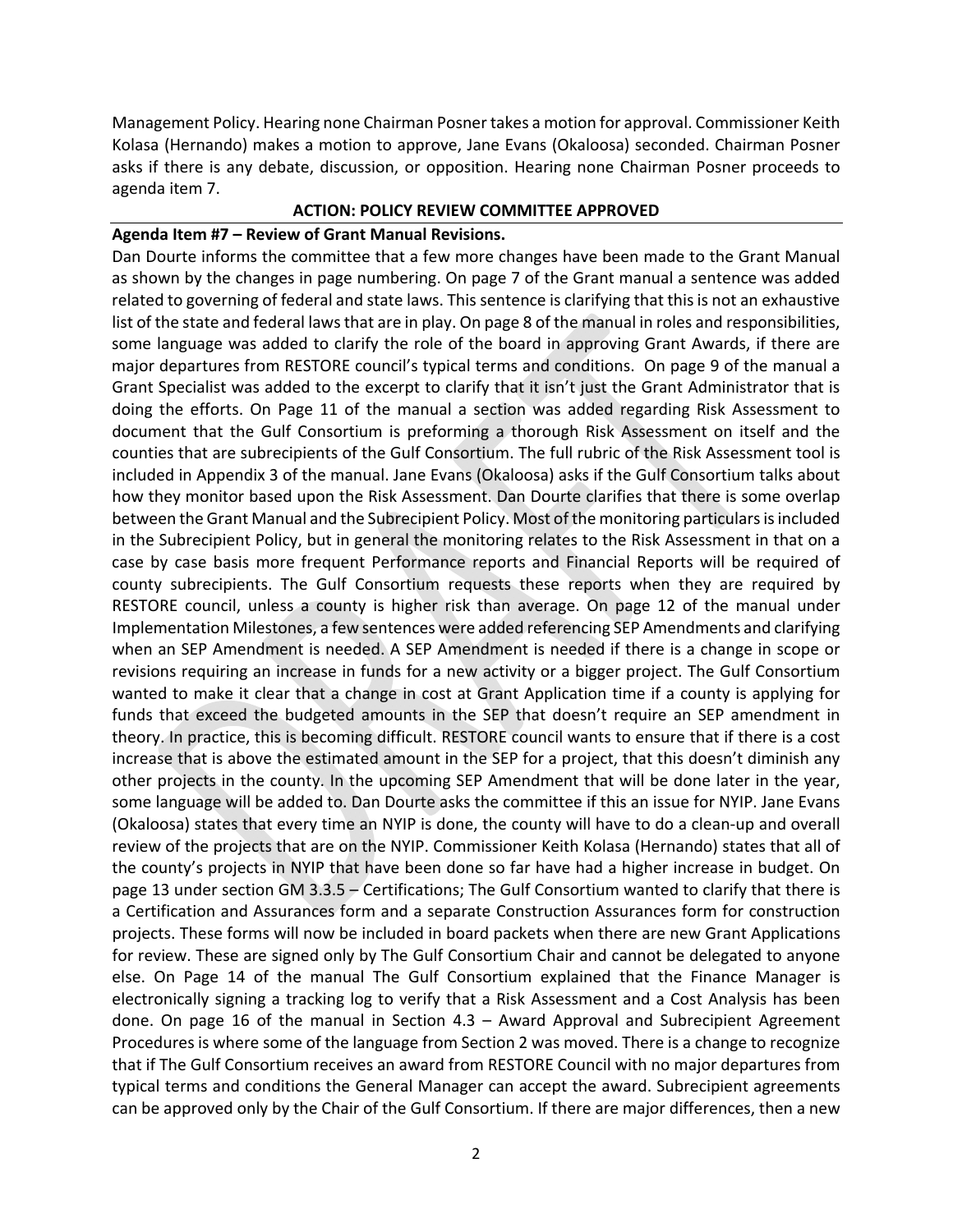Management Policy. Hearing none Chairman Posner takes a motion for approval. Commissioner Keith Kolasa (Hernando) makes a motion to approve, Jane Evans (Okaloosa) seconded. Chairman Posner asks if there is any debate, discussion, or opposition. Hearing none Chairman Posner proceeds to agenda item 7.

**ACTION: POLICY REVIEW COMMITTEE APPROVED**

**Agenda Item #7 – Review of Grant Manual Revisions.**

Dan Dourte informs the committee that a few more changes have been made to the Grant Manual as shown by the changes in page numbering. On page 7 of the Grant manual a sentence was added related to governing of federal and state laws. This sentence is clarifying that this is not an exhaustive list of the state and federal laws that are in play. On page 8 of the manual in roles and responsibilities, some language was added to clarify the role of the board in approving Grant Awards, if there are major departures from RESTORE council's typical terms and conditions. On page 9 of the manual a Grant Specialist was added to the excerpt to clarify that it isn't just the Grant Administrator that is doing the efforts. On Page 11 of the manual a section was added regarding Risk Assessment to document that the Gulf Consortium is preforming a thorough Risk Assessment on itself and the counties that are subrecipients of the Gulf Consortium. The full rubric of the Risk Assessment tool is included in Appendix 3 of the manual. Jane Evans (Okaloosa) asks if the Gulf Consortium talks about how they monitor based upon the Risk Assessment. Dan Dourte clarifies that there is some overlap between the Grant Manual and the Subrecipient Policy. Most of the monitoring particulars is included in the Subrecipient Policy, but in general the monitoring relates to the Risk Assessment in that on a case by case basis more frequent Performance reports and Financial Reports will be required of county subrecipients. The Gulf Consortium requests these reports when they are required by RESTORE council, unless a county is higher risk than average. On page 12 of the manual under Implementation Milestones, a few sentences were added referencing SEP Amendments and clarifying when an SEP Amendment is needed. A SEP Amendment is needed if there is a change in scope or revisions requiring an increase in funds for a new activity or a bigger project. The Gulf Consortium wanted to make it clear that a change in cost at Grant Application time if a county is applying for funds that exceed the budgeted amounts in the SEP that doesn't require an SEP amendment in theory. In practice, this is becoming difficult. RESTORE council wants to ensure that if there is a cost increase that is above the estimated amount in the SEP for a project, that this doesn't diminish any other projects in the county. In the upcoming SEP Amendment that will be done later in the year, some language will be added to. Dan Dourte asks the committee if this an issue for NYIP. Jane Evans (Okaloosa) states that every time an NYIP is done, the county will have to do a clean-up and overall review of the projects that are on the NYIP. Commissioner Keith Kolasa (Hernando) states that all of the county's projects in NYIP that have been done so far have had a higher increase in budget. On page 13 under section GM 3.3.5 – Certifications; The Gulf Consortium wanted to clarify that there is a Certification and Assurances form and a separate Construction Assurances form for construction projects. These forms will now be included in board packets when there are new Grant Applications for review. These are signed only by The Gulf Consortium Chair and cannot be delegated to anyone else. On Page 14 of the manual The Gulf Consortium explained that the Finance Manager is electronically signing a tracking log to verify that a Risk Assessment and a Cost Analysis has been done. On page 16 of the manual in Section 4.3 – Award Approval and Subrecipient Agreement Procedures is where some of the language from Section 2 was moved. There is a change to recognize that if The Gulf Consortium receives an award from RESTORE Council with no major departures from typical terms and conditions the General Manager can accept the award. Subrecipient agreements can be approved only by the Chair of the Gulf Consortium. If there are major differences, then a new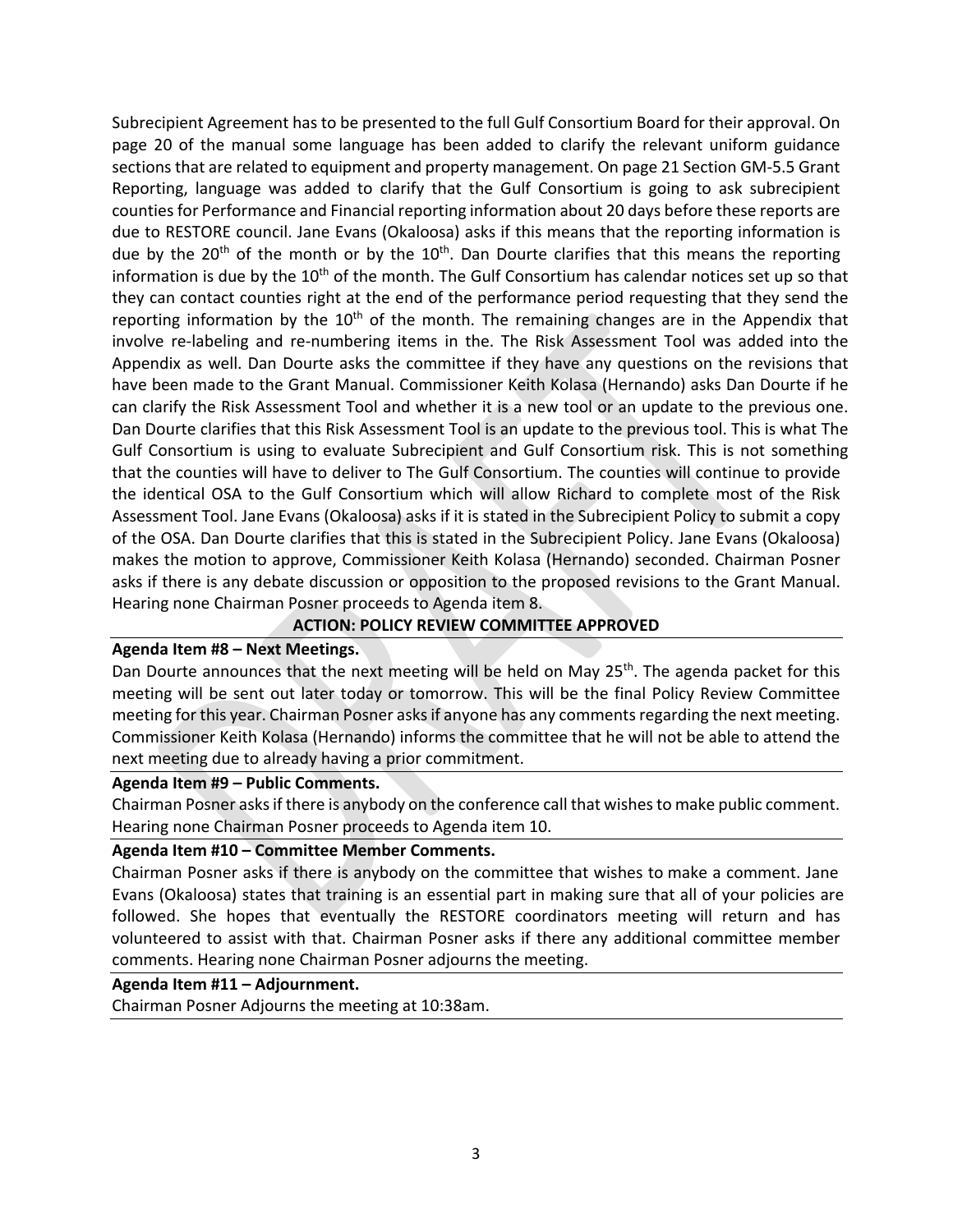Subrecipient Agreement has to be presented to the full Gulf Consortium Board for their approval. On page 20 of the manual some language has been added to clarify the relevant uniform guidance sections that are related to equipment and property management. On page 21 Section GM-5.5 Grant Reporting, language was added to clarify that the Gulf Consortium is going to ask subrecipient counties for Performance and Financial reporting information about 20 days before these reports are due to RESTORE council. Jane Evans (Okaloosa) asks if this means that the reporting information is due by the 20th of the month or by the 10th. Dan Dourte clarifies that this means the reporting information is due by the 10th of the month. The Gulf Consortium has calendar notices set up so that they can contact counties right at the end of the performance period requesting that they send the reporting information by the 10th of the month. The remaining changes are in the Appendix that involve re-labeling and re-numbering items in the. The Risk Assessment Tool was added into the Appendix as well. Dan Dourte asks the committee if they have any questions on the revisions that have been made to the Grant Manual. Commissioner Keith Kolasa (Hernando) asks Dan Dourte if he can clarify the Risk Assessment Tool and whether it is a new tool or an update to the previous one. Dan Dourte clarifies that this Risk Assessment Tool is an update to the previous tool. This is what The Gulf Consortium is using to evaluate Subrecipient and Gulf Consortium risk. This is not something that the counties will have to deliver to The Gulf Consortium. The counties will continue to provide the identical OSA to the Gulf Consortium which will allow Richard to complete most of the Risk Assessment Tool. Jane Evans (Okaloosa) asks if it is stated in the Subrecipient Policy to submit a copy of the OSA. Dan Dourte clarifies that this is stated in the Subrecipient Policy. Jane Evans (Okaloosa) makes the motion to approve, Commissioner Keith Kolasa (Hernando) seconded. Chairman Posner asks if there is any debate discussion or opposition to the proposed revisions to the Grant Manual. Hearing none Chairman Posner proceeds to Agenda item 8.

**ACTION: POLICY REVIEW COMMITTEE APPROVED**

**Agenda Item #8 – Next Meetings.**

Dan Dourte announces that the next meeting will be held on May 25th. The agenda packet for this meeting will be sent out later today or tomorrow. This will be the final Policy Review Committee meeting for this year. Chairman Posner asks if anyone has any comments regarding the next meeting. Commissioner Keith Kolasa (Hernando) informs the committee that he will not be able to attend the next meeting due to already having a prior commitment.

**Agenda Item #9 – Public Comments.**

Chairman Posner asks if there is anybody on the conference call that wishes to make public comment. Hearing none Chairman Posner proceeds to Agenda item 10.

**Agenda Item #10 – Committee Member Comments.**

Chairman Posner asks if there is anybody on the committee that wishes to make a comment. Jane Evans (Okaloosa) states that training is an essential part in making sure that all of your policies are followed. She hopes that eventually the RESTORE coordinators meeting will return and has volunteered to assist with that. Chairman Posner asks if there any additional committee member comments. Hearing none Chairman Posner adjourns the meeting.

**Agenda Item #11 – Adjournment.**

Chairman Posner Adjourns the meeting at 10:38am.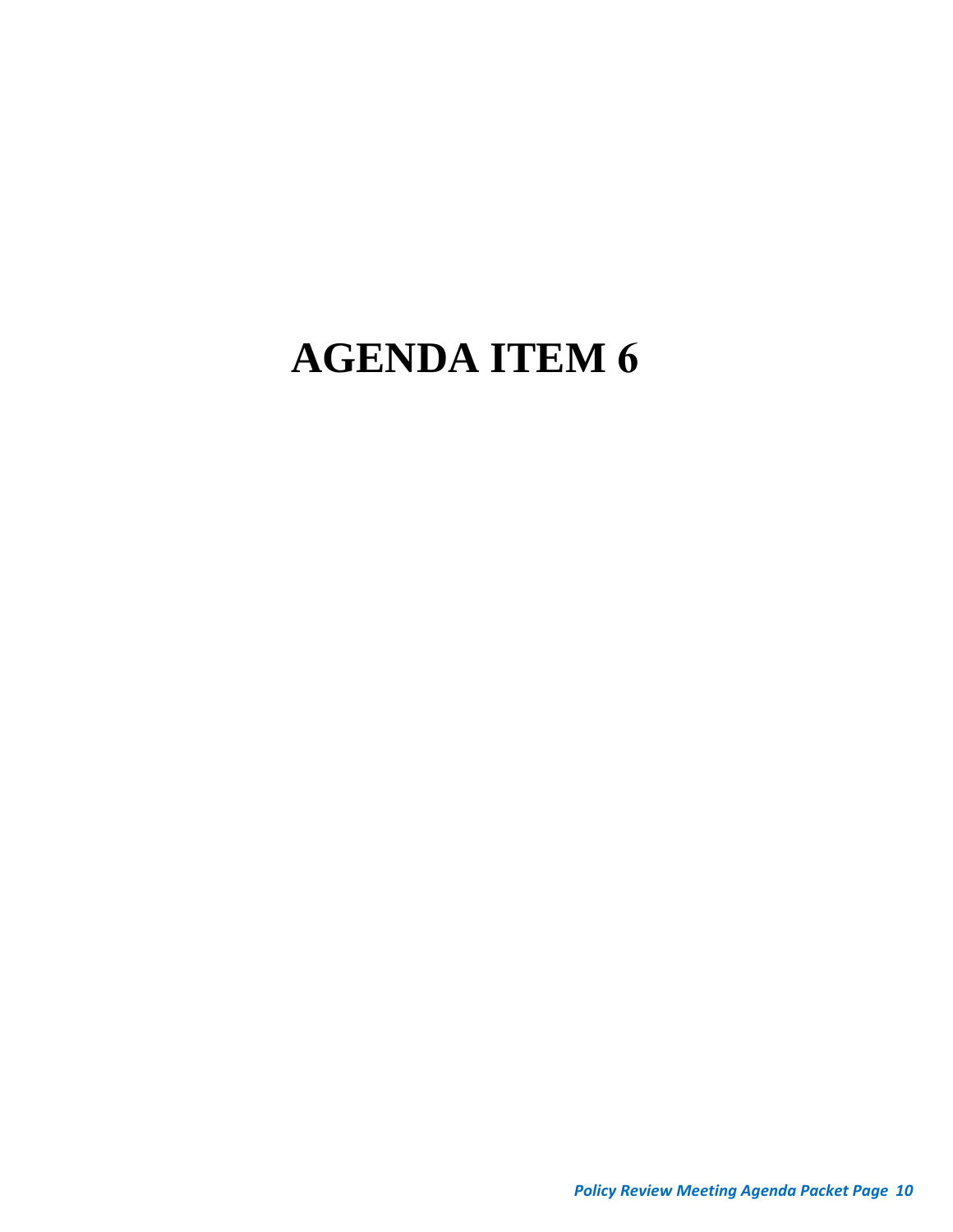# AGENDA ITEM 6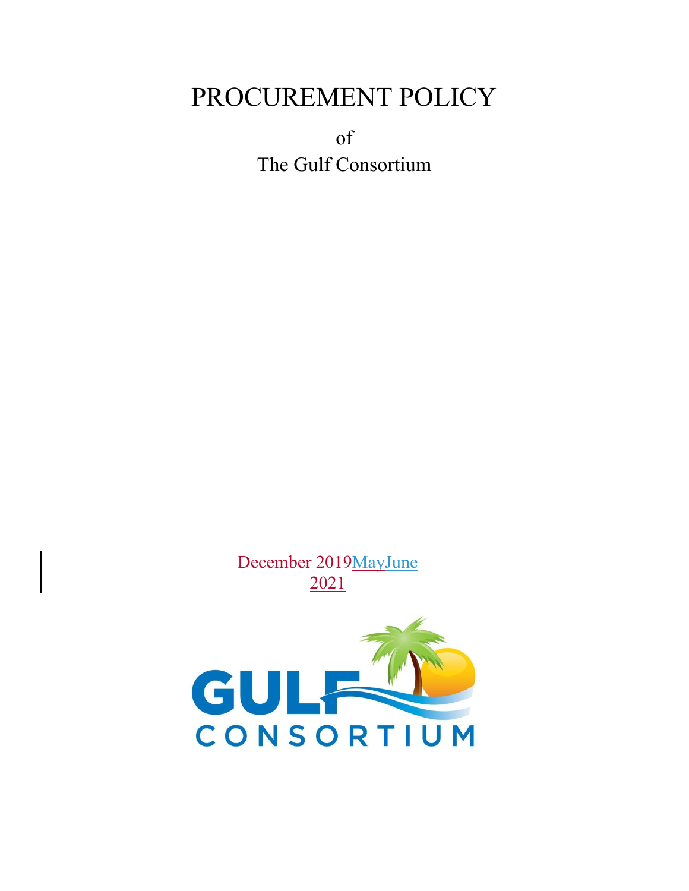# PROCUREMENT POLICY

of

The Gulf Consortium

~~December 2019~~~~May~~June
2021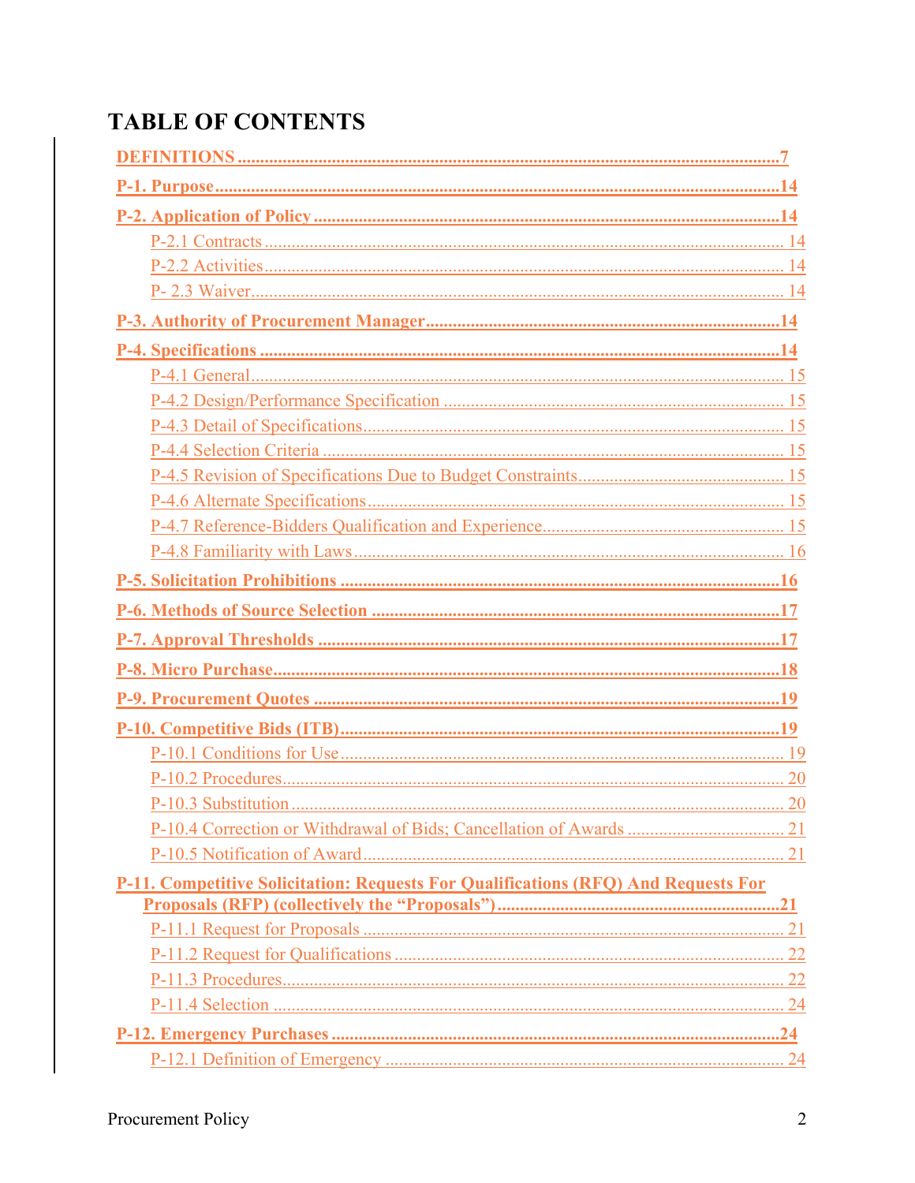# TABLE OF CONTENTS

**DEFINITIONS** ........ 7

**P-1. Purpose** ........ 14

**P-2. Application of Policy** ........ 14

- P-2.1 Contracts ........ 14
- P-2.2 Activities ........ 14
- P- 2.3 Waiver ........ 14

**P-3. Authority of Procurement Manager** ........ 14

**P-4. Specifications** ........ 14

- P-4.1 General ........ 15
- P-4.2 Design/Performance Specification ........ 15
- P-4.3 Detail of Specifications ........ 15
- P-4.4 Selection Criteria ........ 15
- P-4.5 Revision of Specifications Due to Budget Constraints ........ 15
- P-4.6 Alternate Specifications ........ 15
- P-4.7 Reference-Bidders Qualification and Experience ........ 15
- P-4.8 Familiarity with Laws ........ 16

**P-5. Solicitation Prohibitions** ........ 16

**P-6. Methods of Source Selection** ........ 17

**P-7. Approval Thresholds** ........ 17

**P-8. Micro Purchase** ........ 18

**P-9. Procurement Quotes** ........ 19

**P-10. Competitive Bids (ITB)** ........ 19

- P-10.1 Conditions for Use ........ 19
- P-10.2 Procedures ........ 20
- P-10.3 Substitution ........ 20
- P-10.4 Correction or Withdrawal of Bids; Cancellation of Awards ........ 21
- P-10.5 Notification of Award ........ 21

**P-11. Competitive Solicitation: Requests For Qualifications (RFQ) And Requests For Proposals (RFP) (collectively the "Proposals")** ........ 21

- P-11.1 Request for Proposals ........ 21
- P-11.2 Request for Qualifications ........ 22
- P-11.3 Procedures ........ 22
- P-11.4 Selection ........ 24

**P-12. Emergency Purchases** ........ 24

- P-12.1 Definition of Emergency ........ 24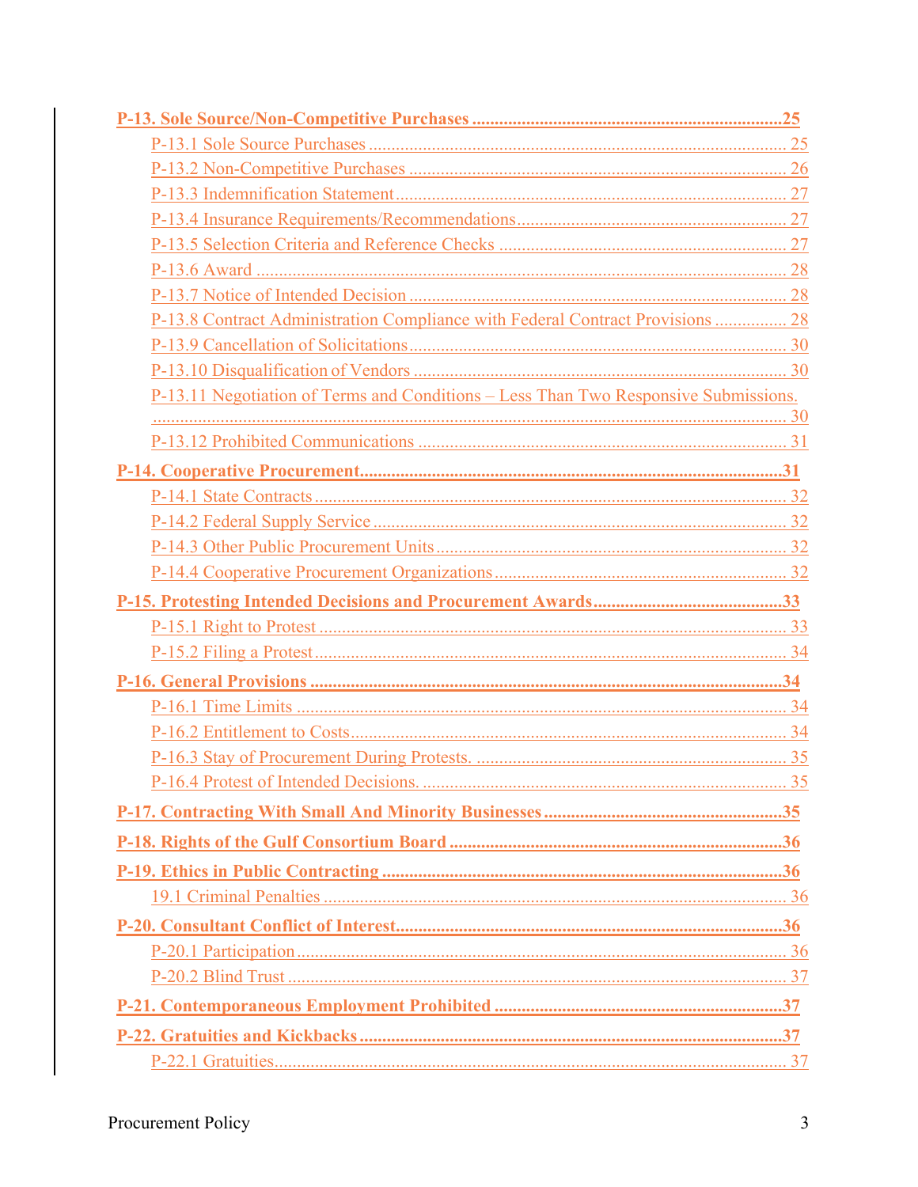P-13. Sole Source/Non-Competitive Purchases ... 25

- P-13.1 Sole Source Purchases ... 25
- P-13.2 Non-Competitive Purchases ... 26
- P-13.3 Indemnification Statement ... 27
- P-13.4 Insurance Requirements/Recommendations ... 27
- P-13.5 Selection Criteria and Reference Checks ... 27
- P-13.6 Award ... 28
- P-13.7 Notice of Intended Decision ... 28
- P-13.8 Contract Administration Compliance with Federal Contract Provisions ... 28
- P-13.9 Cancellation of Solicitations ... 30
- P-13.10 Disqualification of Vendors ... 30
- P-13.11 Negotiation of Terms and Conditions – Less Than Two Responsive Submissions. ... 30
- P-13.12 Prohibited Communications ... 31

P-14. Cooperative Procurement ... 31

- P-14.1 State Contracts ... 32
- P-14.2 Federal Supply Service ... 32
- P-14.3 Other Public Procurement Units ... 32
- P-14.4 Cooperative Procurement Organizations ... 32

P-15. Protesting Intended Decisions and Procurement Awards ... 33

- P-15.1 Right to Protest ... 33
- P-15.2 Filing a Protest ... 34

P-16. General Provisions ... 34

- P-16.1 Time Limits ... 34
- P-16.2 Entitlement to Costs ... 34
- P-16.3 Stay of Procurement During Protests. ... 35
- P-16.4 Protest of Intended Decisions. ... 35

P-17. Contracting With Small And Minority Businesses ... 35

P-18. Rights of the Gulf Consortium Board ... 36

P-19. Ethics in Public Contracting ... 36

- 19.1 Criminal Penalties ... 36

P-20. Consultant Conflict of Interest ... 36

- P-20.1 Participation ... 36
- P-20.2 Blind Trust ... 37

P-21. Contemporaneous Employment Prohibited ... 37

P-22. Gratuities and Kickbacks ... 37

- P-22.1 Gratuities ... 37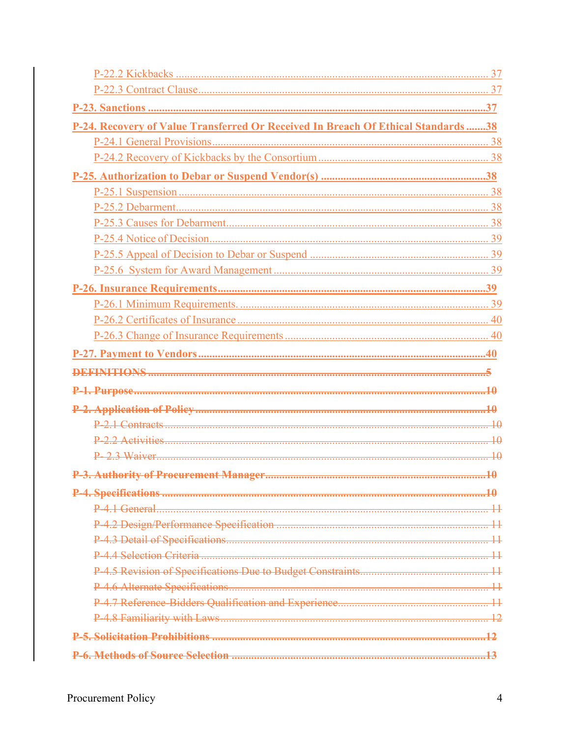- P-22.2 Kickbacks ........ 37
- P-22.3 Contract Clause ........ 37

**P-23. Sanctions ........ 37**

**P-24. Recovery of Value Transferred Or Received In Breach Of Ethical Standards ........ 38**

- P-24.1 General Provisions ........ 38
- P-24.2 Recovery of Kickbacks by the Consortium ........ 38

**P-25. Authorization to Debar or Suspend Vendor(s) ........ 38**

- P-25.1 Suspension ........ 38
- P-25.2 Debarment ........ 38
- P-25.3 Causes for Debarment ........ 38
- P-25.4 Notice of Decision ........ 39
- P-25.5 Appeal of Decision to Debar or Suspend ........ 39
- P-25.6 System for Award Management ........ 39

**P-26. Insurance Requirements ........ 39**

- P-26.1 Minimum Requirements. ........ 39
- P-26.2 Certificates of Insurance ........ 40
- P-26.3 Change of Insurance Requirements ........ 40

**P-27. Payment to Vendors ........ 40**

~~**DEFINITIONS ........ 5**~~

~~**P-1. Purpose ........ 10**~~

~~**P-2. Application of Policy ........ 10**~~

- ~~P-2.1 Contracts ........ 10~~
- ~~P-2.2 Activities ........ 10~~
- ~~P- 2.3 Waiver ........ 10~~

~~**P-3. Authority of Procurement Manager ........ 10**~~

~~**P-4. Specifications ........ 10**~~

- ~~P-4.1 General ........ 11~~
- ~~P-4.2 Design/Performance Specification ........ 11~~
- ~~P-4.3 Detail of Specifications ........ 11~~
- ~~P-4.4 Selection Criteria ........ 11~~
- ~~P-4.5 Revision of Specifications Due to Budget Constraints ........ 11~~
- ~~P-4.6 Alternate Specifications ........ 11~~
- ~~P-4.7 Reference-Bidders Qualification and Experience ........ 11~~
- ~~P-4.8 Familiarity with Laws ........ 12~~

~~**P-5. Solicitation Prohibitions ........ 12**~~

~~**P-6. Methods of Source Selection ........ 13**~~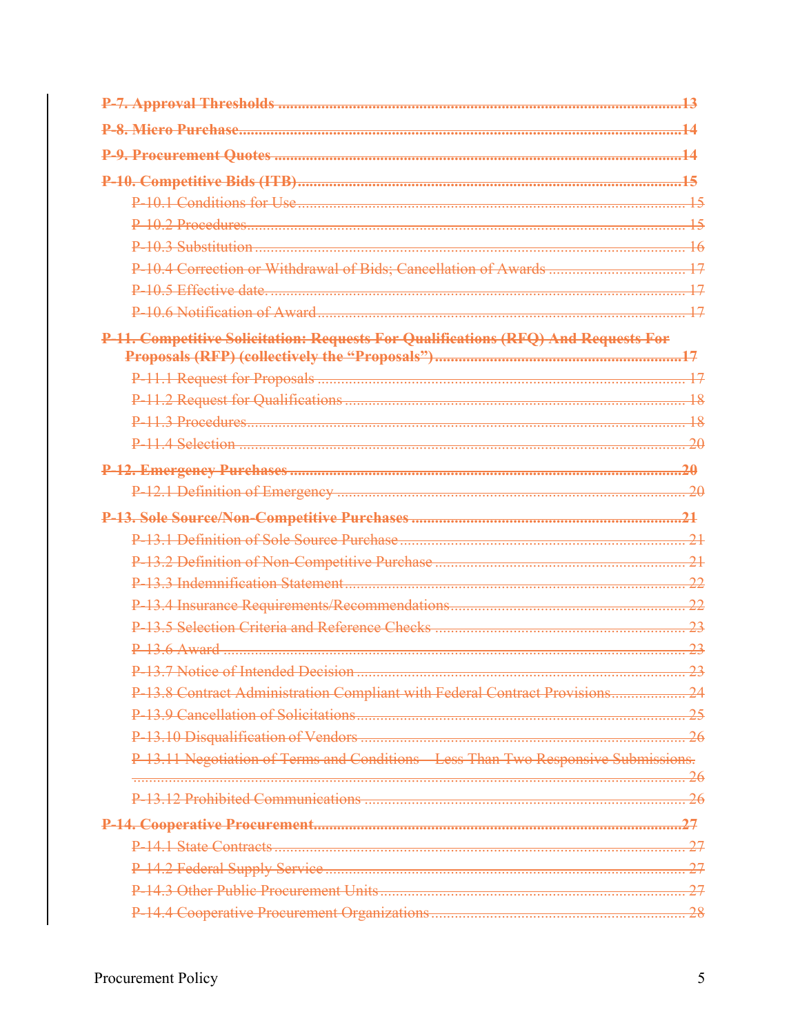~~**P-7. Approval Thresholds .................................................................................................13**~~

~~**P-8. Micro Purchase.........................................................................................................14**~~

~~**P-9. Procurement Quotes ..................................................................................................14**~~

~~**P-10. Competitive Bids (ITB)...........................................................................................15**~~

~~P-10.1 Conditions for Use ............................................................................................... 15~~

~~P-10.2 Procedures.............................................................................................................. 15~~

~~P-10.3 Substitution ............................................................................................................ 16~~

~~P-10.4 Correction or Withdrawal of Bids; Cancellation of Awards ................................... 17~~

~~P-10.5 Effective date. ........................................................................................................ 17~~

~~P-10.6 Notification of Award ............................................................................................ 17~~

~~**P-11. Competitive Solicitation: Requests For Qualifications (RFQ) And Requests For Proposals (RFP) (collectively the "Proposals")...............................................................17**~~

~~P-11.1 Request for Proposals ............................................................................................ 17~~

~~P-11.2 Request for Qualifications ..................................................................................... 18~~

~~P-11.3 Procedures.............................................................................................................. 18~~

~~P-11.4 Selection ................................................................................................................ 20~~

~~**P-12. Emergency Purchases ...............................................................................................20**~~

~~P-12.1 Definition of Emergency ........................................................................................ 20~~

~~**P-13. Sole Source/Non-Competitive Purchases ..................................................................21**~~

~~P-13.1 Definition of Sole Source Purchase ........................................................................ 21~~

~~P-13.2 Definition of Non-Competitive Purchase ............................................................... 21~~

~~P-13.3 Indemnification Statement ..................................................................................... 22~~

~~P-13.4 Insurance Requirements/Recommendations........................................................... 22~~

~~P-13.5 Selection Criteria and Reference Checks ............................................................... 23~~

~~P-13.6 Award .................................................................................................................... 23~~

~~P-13.7 Notice of Intended Decision .................................................................................. 23~~

~~P-13.8 Contract Administration Compliant with Federal Contract Provisions................... 24~~

~~P-13.9 Cancellation of Solicitations.................................................................................. 25~~

~~P-13.10 Disqualification of Vendors ................................................................................. 26~~

~~P-13.11 Negotiation of Terms and Conditions – Less Than Two Responsive Submissions. ........................................................................................................................................ 26~~

~~P-13.12 Prohibited Communications ................................................................................. 26~~

~~**P-14. Cooperative Procurement..........................................................................................27**~~

~~P-14.1 State Contracts ....................................................................................................... 27~~

~~P-14.2 Federal Supply Service .......................................................................................... 27~~

~~P-14.3 Other Public Procurement Units ............................................................................. 27~~

~~P-14.4 Cooperative Procurement Organizations ................................................................ 28~~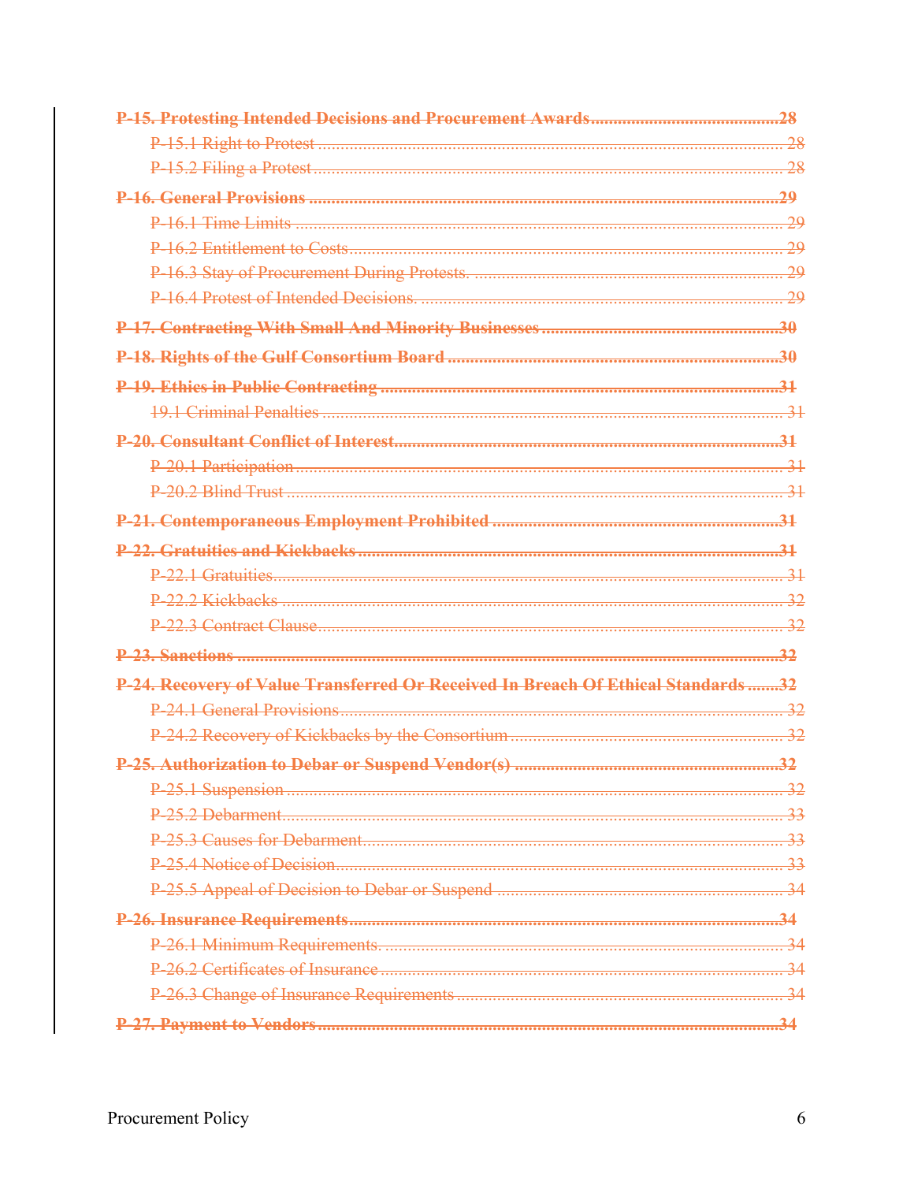~~**P-15. Protesting Intended Decisions and Procurement Awards ........................................ 28**~~

~~P-15.1 Right to Protest ........................................................................................................ 28~~

~~P-15.2 Filing a Protest ........................................................................................................ 28~~

~~**P-16. General Provisions ........................................................................................................ 29**~~

~~P-16.1 Time Limits ........................................................................................................ 29~~

~~P-16.2 Entitlement to Costs ........................................................................................................ 29~~

~~P-16.3 Stay of Procurement During Protests. ........................................................................ 29~~

~~P-16.4 Protest of Intended Decisions. ........................................................................ 29~~

~~**P-17. Contracting With Small And Minority Businesses ........................................................ 30**~~

~~**P-18. Rights of the Gulf Consortium Board ........................................................................ 30**~~

~~**P-19. Ethics in Public Contracting ........................................................................................ 31**~~

~~19.1 Criminal Penalties ........................................................................................................ 31~~

~~**P-20. Consultant Conflict of Interest ........................................................................................ 31**~~

~~P-20.1 Participation ........................................................................................................ 31~~

~~P-20.2 Blind Trust ........................................................................................................ 31~~

~~**P-21. Contemporaneous Employment Prohibited ........................................................................ 31**~~

~~**P-22. Gratuities and Kickbacks ........................................................................................ 31**~~

~~P-22.1 Gratuities ........................................................................................................ 31~~

~~P-22.2 Kickbacks ........................................................................................................ 32~~

~~P-22.3 Contract Clause ........................................................................................................ 32~~

~~**P-23. Sanctions ........................................................................................................ 32**~~

~~**P-24. Recovery of Value Transferred Or Received In Breach Of Ethical Standards ....... 32**~~

~~P-24.1 General Provisions ........................................................................................................ 32~~

~~P-24.2 Recovery of Kickbacks by the Consortium ........................................................ 32~~

~~**P-25. Authorization to Debar or Suspend Vendor(s) ........................................................ 32**~~

~~P-25.1 Suspension ........................................................................................................ 32~~

~~P-25.2 Debarment ........................................................................................................ 33~~

~~P-25.3 Causes for Debarment ........................................................................................................ 33~~

~~P-25.4 Notice of Decision ........................................................................................................ 33~~

~~P-25.5 Appeal of Decision to Debar or Suspend ........................................................ 34~~

~~**P-26. Insurance Requirements ........................................................................................................ 34**~~

~~P-26.1 Minimum Requirements. ........................................................................................ 34~~

~~P-26.2 Certificates of Insurance ........................................................................................ 34~~

~~P-26.3 Change of Insurance Requirements ........................................................................ 34~~

~~**P-27. Payment to Vendors ........................................................................................................ 34**~~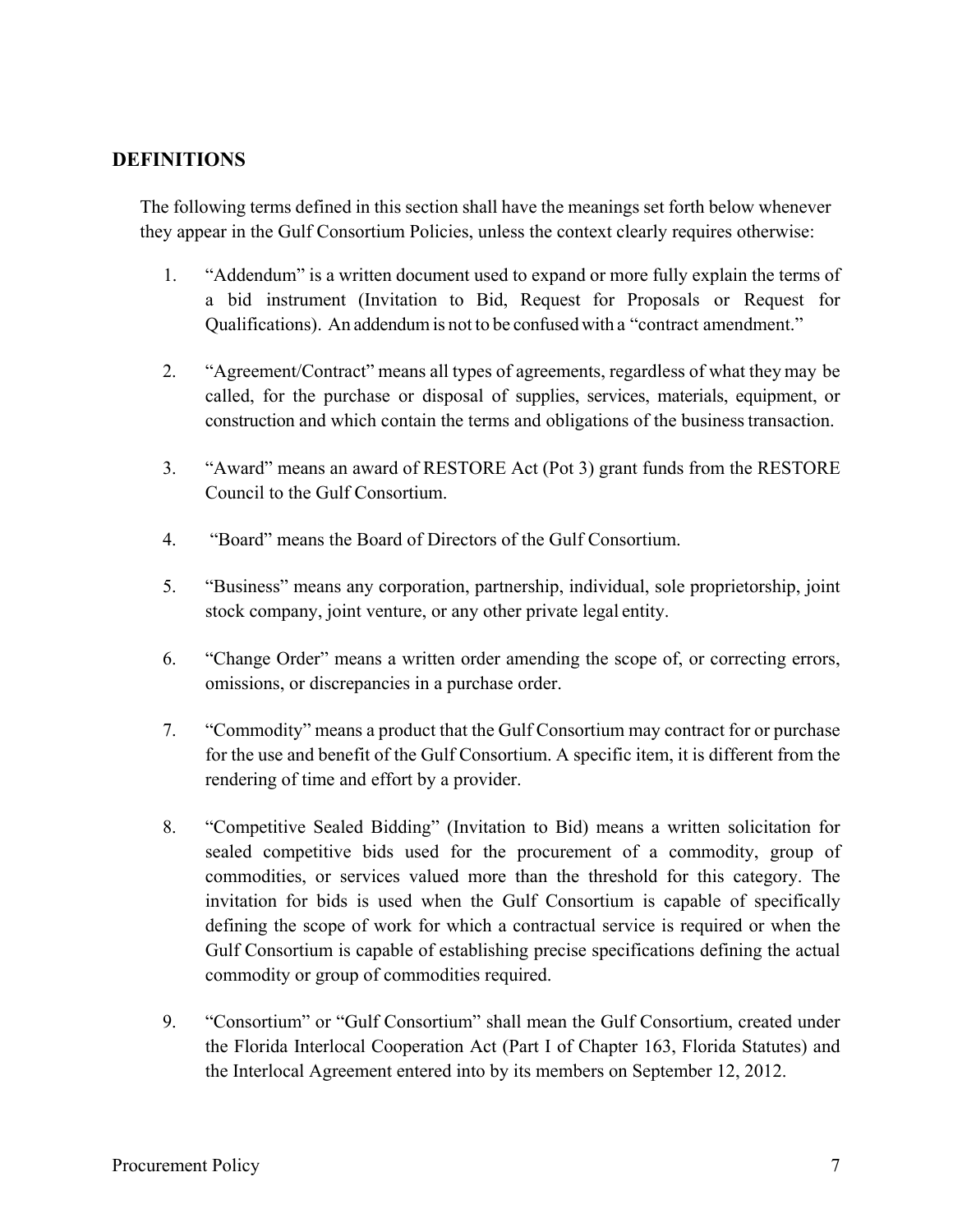## DEFINITIONS

The following terms defined in this section shall have the meanings set forth below whenever they appear in the Gulf Consortium Policies, unless the context clearly requires otherwise:

1. "Addendum" is a written document used to expand or more fully explain the terms of a bid instrument (Invitation to Bid, Request for Proposals or Request for Qualifications). An addendum is not to be confused with a "contract amendment."

2. "Agreement/Contract" means all types of agreements, regardless of what they may be called, for the purchase or disposal of supplies, services, materials, equipment, or construction and which contain the terms and obligations of the business transaction.

3. "Award" means an award of RESTORE Act (Pot 3) grant funds from the RESTORE Council to the Gulf Consortium.

4. "Board" means the Board of Directors of the Gulf Consortium.

5. "Business" means any corporation, partnership, individual, sole proprietorship, joint stock company, joint venture, or any other private legal entity.

6. "Change Order" means a written order amending the scope of, or correcting errors, omissions, or discrepancies in a purchase order.

7. "Commodity" means a product that the Gulf Consortium may contract for or purchase for the use and benefit of the Gulf Consortium. A specific item, it is different from the rendering of time and effort by a provider.

8. "Competitive Sealed Bidding" (Invitation to Bid) means a written solicitation for sealed competitive bids used for the procurement of a commodity, group of commodities, or services valued more than the threshold for this category. The invitation for bids is used when the Gulf Consortium is capable of specifically defining the scope of work for which a contractual service is required or when the Gulf Consortium is capable of establishing precise specifications defining the actual commodity or group of commodities required.

9. "Consortium" or "Gulf Consortium" shall mean the Gulf Consortium, created under the Florida Interlocal Cooperation Act (Part I of Chapter 163, Florida Statutes) and the Interlocal Agreement entered into by its members on September 12, 2012.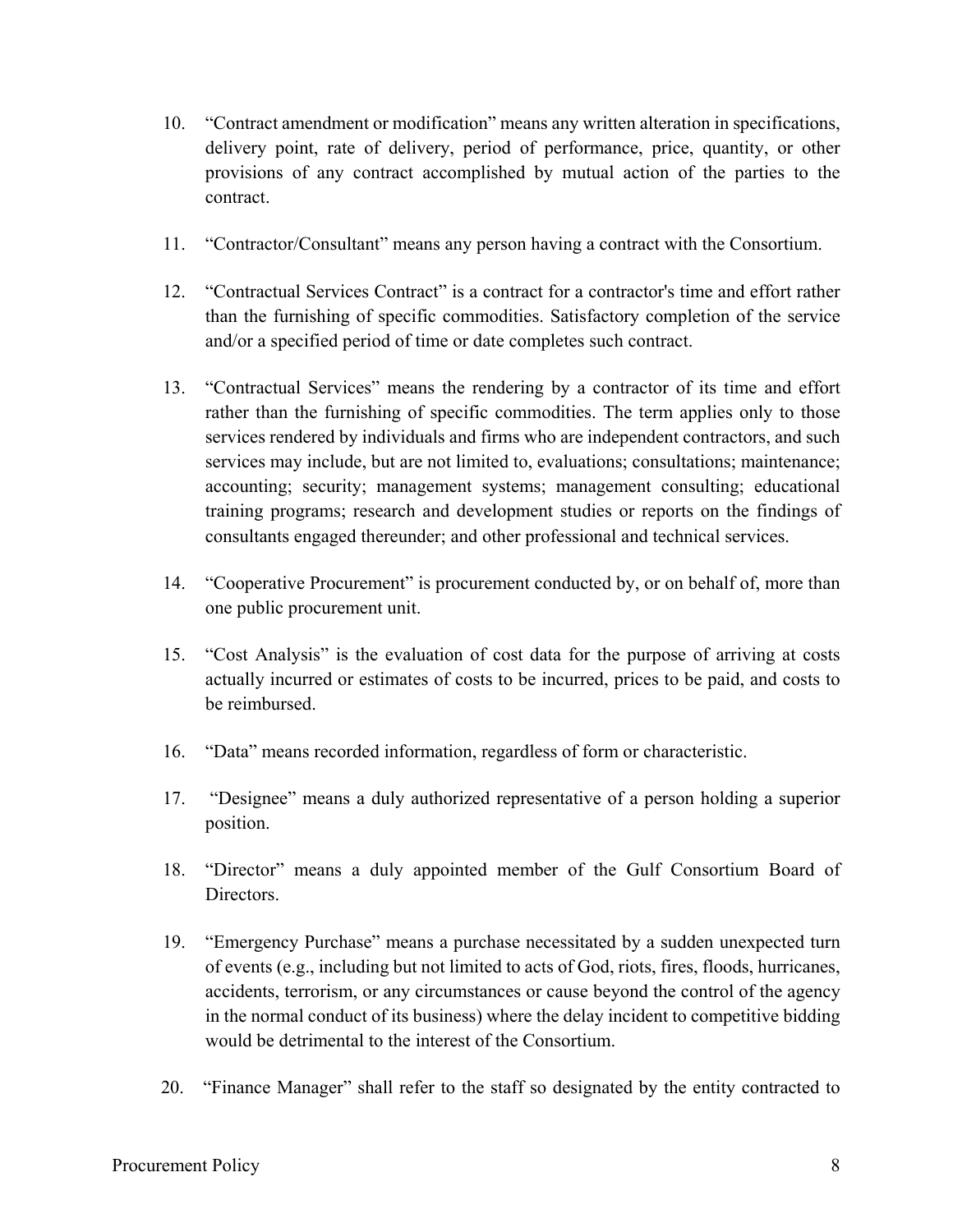10. "Contract amendment or modification" means any written alteration in specifications, delivery point, rate of delivery, period of performance, price, quantity, or other provisions of any contract accomplished by mutual action of the parties to the contract.

11. "Contractor/Consultant" means any person having a contract with the Consortium.

12. "Contractual Services Contract" is a contract for a contractor's time and effort rather than the furnishing of specific commodities. Satisfactory completion of the service and/or a specified period of time or date completes such contract.

13. "Contractual Services" means the rendering by a contractor of its time and effort rather than the furnishing of specific commodities. The term applies only to those services rendered by individuals and firms who are independent contractors, and such services may include, but are not limited to, evaluations; consultations; maintenance; accounting; security; management systems; management consulting; educational training programs; research and development studies or reports on the findings of consultants engaged thereunder; and other professional and technical services.

14. "Cooperative Procurement" is procurement conducted by, or on behalf of, more than one public procurement unit.

15. "Cost Analysis" is the evaluation of cost data for the purpose of arriving at costs actually incurred or estimates of costs to be incurred, prices to be paid, and costs to be reimbursed.

16. "Data" means recorded information, regardless of form or characteristic.

17. "Designee" means a duly authorized representative of a person holding a superior position.

18. "Director" means a duly appointed member of the Gulf Consortium Board of Directors.

19. "Emergency Purchase" means a purchase necessitated by a sudden unexpected turn of events (e.g., including but not limited to acts of God, riots, fires, floods, hurricanes, accidents, terrorism, or any circumstances or cause beyond the control of the agency in the normal conduct of its business) where the delay incident to competitive bidding would be detrimental to the interest of the Consortium.

20. "Finance Manager" shall refer to the staff so designated by the entity contracted to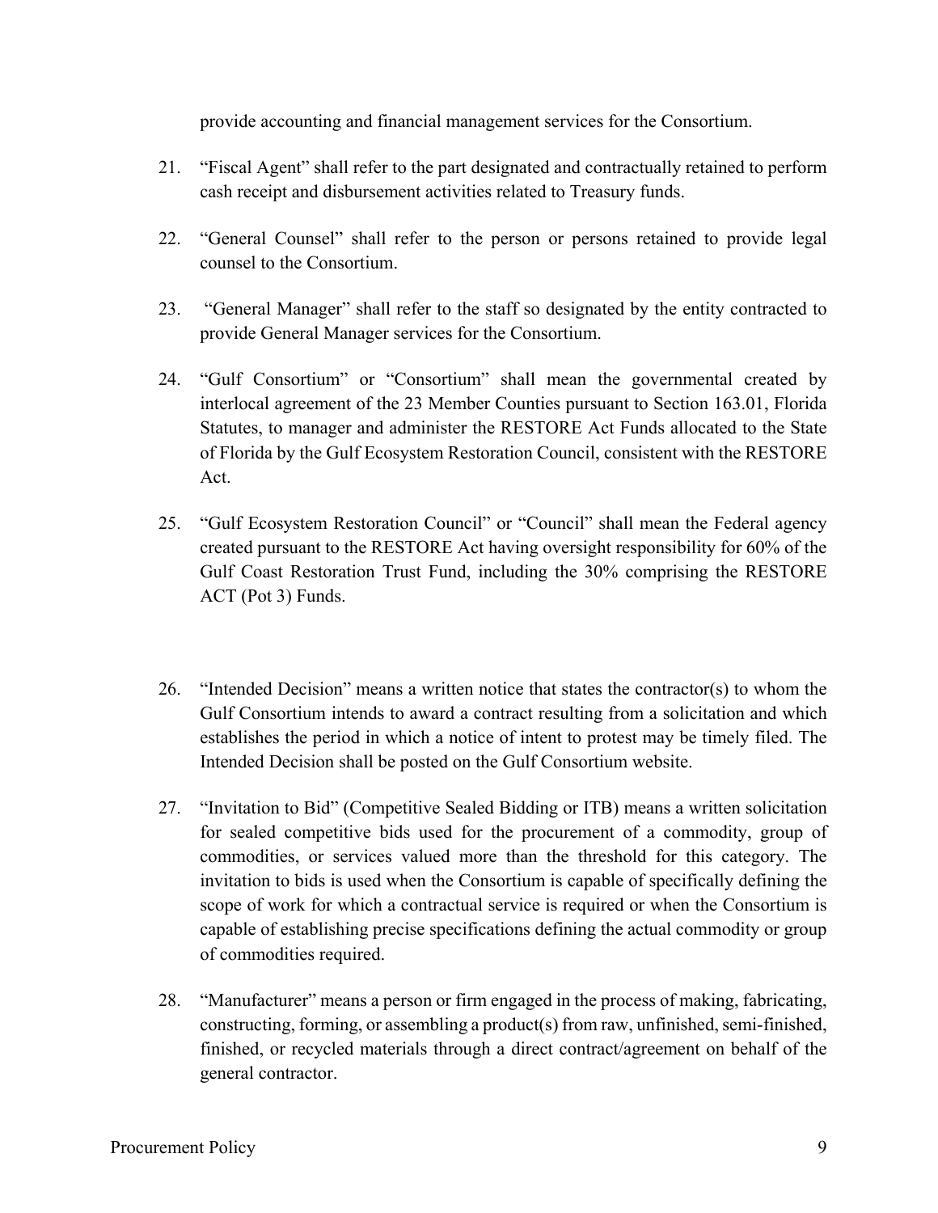provide accounting and financial management services for the Consortium.

21. "Fiscal Agent" shall refer to the part designated and contractually retained to perform cash receipt and disbursement activities related to Treasury funds.

22. "General Counsel" shall refer to the person or persons retained to provide legal counsel to the Consortium.

23. "General Manager" shall refer to the staff so designated by the entity contracted to provide General Manager services for the Consortium.

24. "Gulf Consortium" or "Consortium" shall mean the governmental created by interlocal agreement of the 23 Member Counties pursuant to Section 163.01, Florida Statutes, to manager and administer the RESTORE Act Funds allocated to the State of Florida by the Gulf Ecosystem Restoration Council, consistent with the RESTORE Act.

25. "Gulf Ecosystem Restoration Council" or "Council" shall mean the Federal agency created pursuant to the RESTORE Act having oversight responsibility for 60% of the Gulf Coast Restoration Trust Fund, including the 30% comprising the RESTORE ACT (Pot 3) Funds.

26. "Intended Decision" means a written notice that states the contractor(s) to whom the Gulf Consortium intends to award a contract resulting from a solicitation and which establishes the period in which a notice of intent to protest may be timely filed. The Intended Decision shall be posted on the Gulf Consortium website.

27. "Invitation to Bid" (Competitive Sealed Bidding or ITB) means a written solicitation for sealed competitive bids used for the procurement of a commodity, group of commodities, or services valued more than the threshold for this category. The invitation to bids is used when the Consortium is capable of specifically defining the scope of work for which a contractual service is required or when the Consortium is capable of establishing precise specifications defining the actual commodity or group of commodities required.

28. "Manufacturer" means a person or firm engaged in the process of making, fabricating, constructing, forming, or assembling a product(s) from raw, unfinished, semi-finished, finished, or recycled materials through a direct contract/agreement on behalf of the general contractor.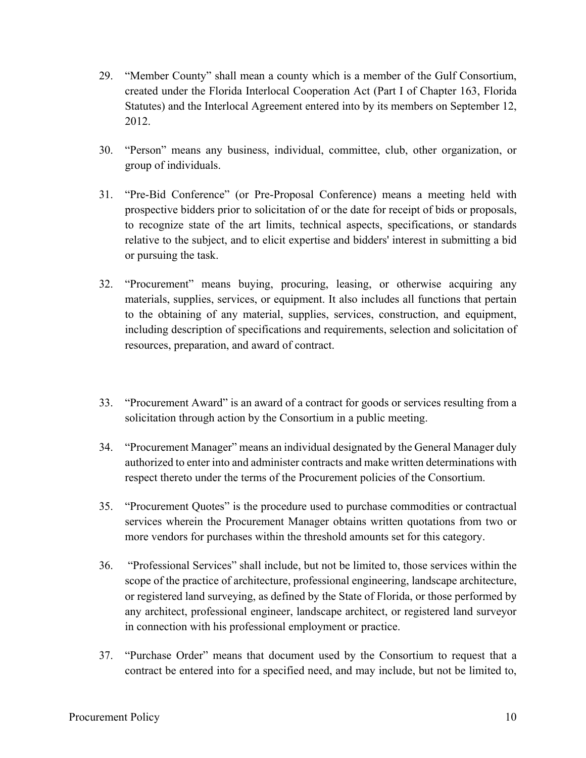29. “Member County” shall mean a county which is a member of the Gulf Consortium, created under the Florida Interlocal Cooperation Act (Part I of Chapter 163, Florida Statutes) and the Interlocal Agreement entered into by its members on September 12, 2012.

30. “Person” means any business, individual, committee, club, other organization, or group of individuals.

31. “Pre-Bid Conference” (or Pre-Proposal Conference) means a meeting held with prospective bidders prior to solicitation of or the date for receipt of bids or proposals, to recognize state of the art limits, technical aspects, specifications, or standards relative to the subject, and to elicit expertise and bidders' interest in submitting a bid or pursuing the task.

32. “Procurement” means buying, procuring, leasing, or otherwise acquiring any materials, supplies, services, or equipment. It also includes all functions that pertain to the obtaining of any material, supplies, services, construction, and equipment, including description of specifications and requirements, selection and solicitation of resources, preparation, and award of contract.

33. “Procurement Award” is an award of a contract for goods or services resulting from a solicitation through action by the Consortium in a public meeting.

34. “Procurement Manager” means an individual designated by the General Manager duly authorized to enter into and administer contracts and make written determinations with respect thereto under the terms of the Procurement policies of the Consortium.

35. “Procurement Quotes” is the procedure used to purchase commodities or contractual services wherein the Procurement Manager obtains written quotations from two or more vendors for purchases within the threshold amounts set for this category.

36. “Professional Services” shall include, but not be limited to, those services within the scope of the practice of architecture, professional engineering, landscape architecture, or registered land surveying, as defined by the State of Florida, or those performed by any architect, professional engineer, landscape architect, or registered land surveyor in connection with his professional employment or practice.

37. “Purchase Order” means that document used by the Consortium to request that a contract be entered into for a specified need, and may include, but not be limited to,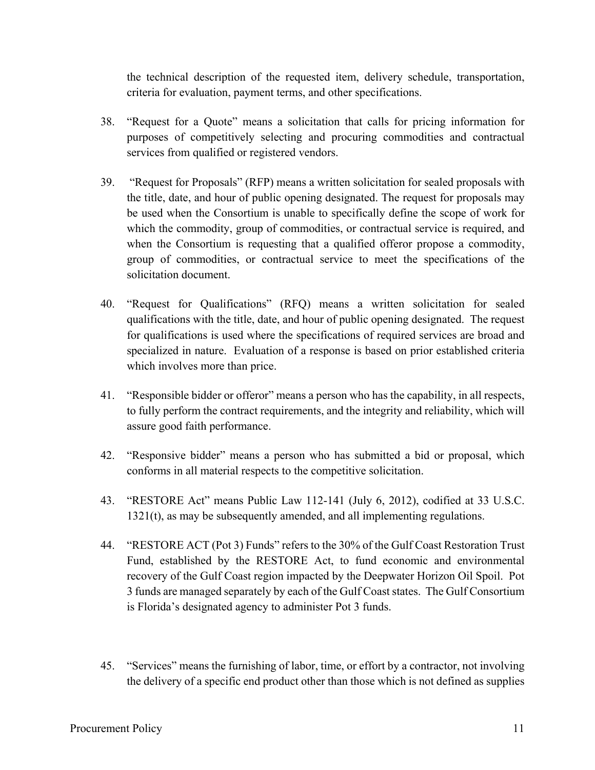the technical description of the requested item, delivery schedule, transportation, criteria for evaluation, payment terms, and other specifications.

38. "Request for a Quote" means a solicitation that calls for pricing information for purposes of competitively selecting and procuring commodities and contractual services from qualified or registered vendors.

39. "Request for Proposals" (RFP) means a written solicitation for sealed proposals with the title, date, and hour of public opening designated. The request for proposals may be used when the Consortium is unable to specifically define the scope of work for which the commodity, group of commodities, or contractual service is required, and when the Consortium is requesting that a qualified offeror propose a commodity, group of commodities, or contractual service to meet the specifications of the solicitation document.

40. "Request for Qualifications" (RFQ) means a written solicitation for sealed qualifications with the title, date, and hour of public opening designated. The request for qualifications is used where the specifications of required services are broad and specialized in nature. Evaluation of a response is based on prior established criteria which involves more than price.

41. "Responsible bidder or offeror" means a person who has the capability, in all respects, to fully perform the contract requirements, and the integrity and reliability, which will assure good faith performance.

42. "Responsive bidder" means a person who has submitted a bid or proposal, which conforms in all material respects to the competitive solicitation.

43. "RESTORE Act" means Public Law 112-141 (July 6, 2012), codified at 33 U.S.C. 1321(t), as may be subsequently amended, and all implementing regulations.

44. "RESTORE ACT (Pot 3) Funds" refers to the 30% of the Gulf Coast Restoration Trust Fund, established by the RESTORE Act, to fund economic and environmental recovery of the Gulf Coast region impacted by the Deepwater Horizon Oil Spoil. Pot 3 funds are managed separately by each of the Gulf Coast states. The Gulf Consortium is Florida's designated agency to administer Pot 3 funds.

45. "Services" means the furnishing of labor, time, or effort by a contractor, not involving the delivery of a specific end product other than those which is not defined as supplies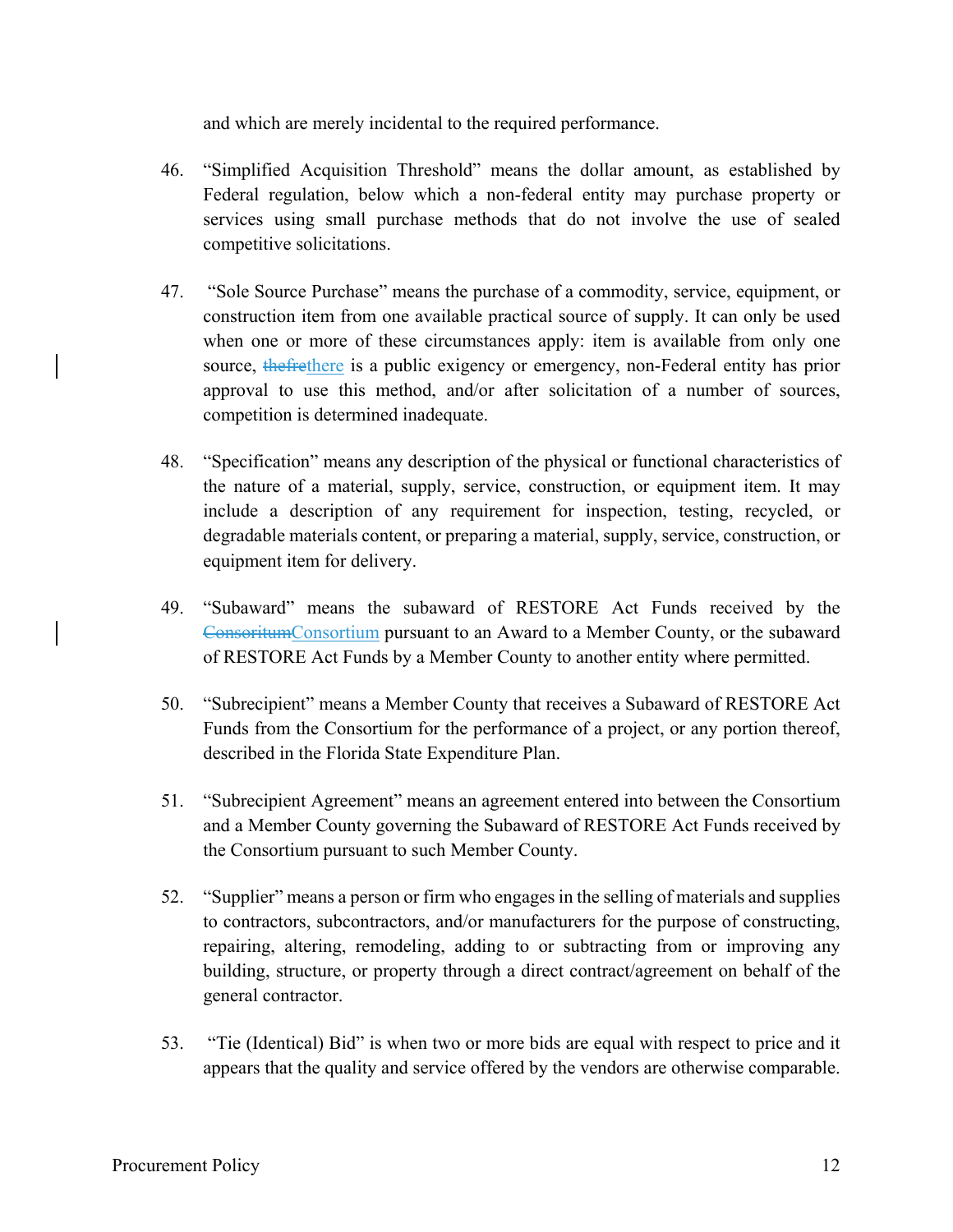and which are merely incidental to the required performance.

46. "Simplified Acquisition Threshold" means the dollar amount, as established by Federal regulation, below which a non-federal entity may purchase property or services using small purchase methods that do not involve the use of sealed competitive solicitations.

47. "Sole Source Purchase" means the purchase of a commodity, service, equipment, or construction item from one available practical source of supply. It can only be used when one or more of these circumstances apply: item is available from only one source, ~~thefre~~there is a public exigency or emergency, non-Federal entity has prior approval to use this method, and/or after solicitation of a number of sources, competition is determined inadequate.

48. "Specification" means any description of the physical or functional characteristics of the nature of a material, supply, service, construction, or equipment item. It may include a description of any requirement for inspection, testing, recycled, or degradable materials content, or preparing a material, supply, service, construction, or equipment item for delivery.

49. "Subaward" means the subaward of RESTORE Act Funds received by the ~~Consoritum~~Consortium pursuant to an Award to a Member County, or the subaward of RESTORE Act Funds by a Member County to another entity where permitted.

50. "Subrecipient" means a Member County that receives a Subaward of RESTORE Act Funds from the Consortium for the performance of a project, or any portion thereof, described in the Florida State Expenditure Plan.

51. "Subrecipient Agreement" means an agreement entered into between the Consortium and a Member County governing the Subaward of RESTORE Act Funds received by the Consortium pursuant to such Member County.

52. "Supplier" means a person or firm who engages in the selling of materials and supplies to contractors, subcontractors, and/or manufacturers for the purpose of constructing, repairing, altering, remodeling, adding to or subtracting from or improving any building, structure, or property through a direct contract/agreement on behalf of the general contractor.

53. "Tie (Identical) Bid" is when two or more bids are equal with respect to price and it appears that the quality and service offered by the vendors are otherwise comparable.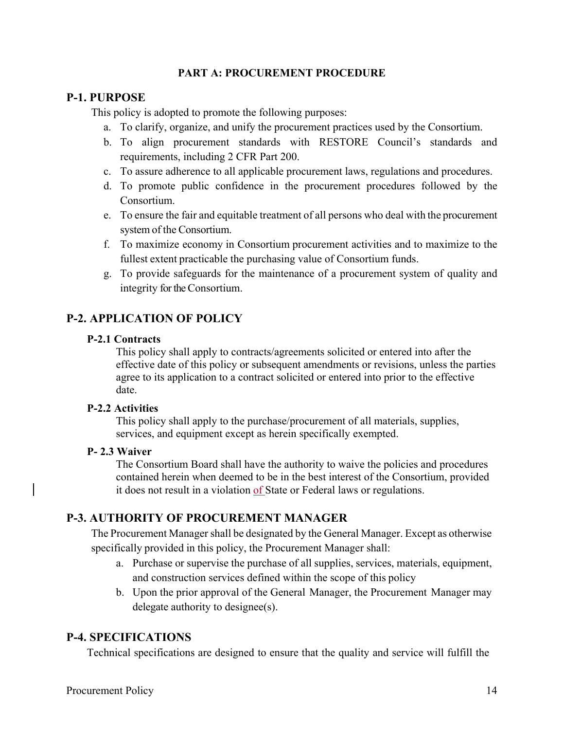**PART A: PROCUREMENT PROCEDURE**

## P-1. PURPOSE

This policy is adopted to promote the following purposes:

a. To clarify, organize, and unify the procurement practices used by the Consortium.
b. To align procurement standards with RESTORE Council's standards and requirements, including 2 CFR Part 200.
c. To assure adherence to all applicable procurement laws, regulations and procedures.
d. To promote public confidence in the procurement procedures followed by the Consortium.
e. To ensure the fair and equitable treatment of all persons who deal with the procurement system of the Consortium.
f. To maximize economy in Consortium procurement activities and to maximize to the fullest extent practicable the purchasing value of Consortium funds.
g. To provide safeguards for the maintenance of a procurement system of quality and integrity for the Consortium.

## P-2. APPLICATION OF POLICY

### P-2.1 Contracts

This policy shall apply to contracts/agreements solicited or entered into after the effective date of this policy or subsequent amendments or revisions, unless the parties agree to its application to a contract solicited or entered into prior to the effective date.

### P-2.2 Activities

This policy shall apply to the purchase/procurement of all materials, supplies, services, and equipment except as herein specifically exempted.

### P- 2.3 Waiver

The Consortium Board shall have the authority to waive the policies and procedures contained herein when deemed to be in the best interest of the Consortium, provided it does not result in a violation of State or Federal laws or regulations.

## P-3. AUTHORITY OF PROCUREMENT MANAGER

The Procurement Manager shall be designated by the General Manager. Except as otherwise specifically provided in this policy, the Procurement Manager shall:

a. Purchase or supervise the purchase of all supplies, services, materials, equipment, and construction services defined within the scope of this policy
b. Upon the prior approval of the General Manager, the Procurement Manager may delegate authority to designee(s).

## P-4. SPECIFICATIONS

Technical specifications are designed to ensure that the quality and service will fulfill the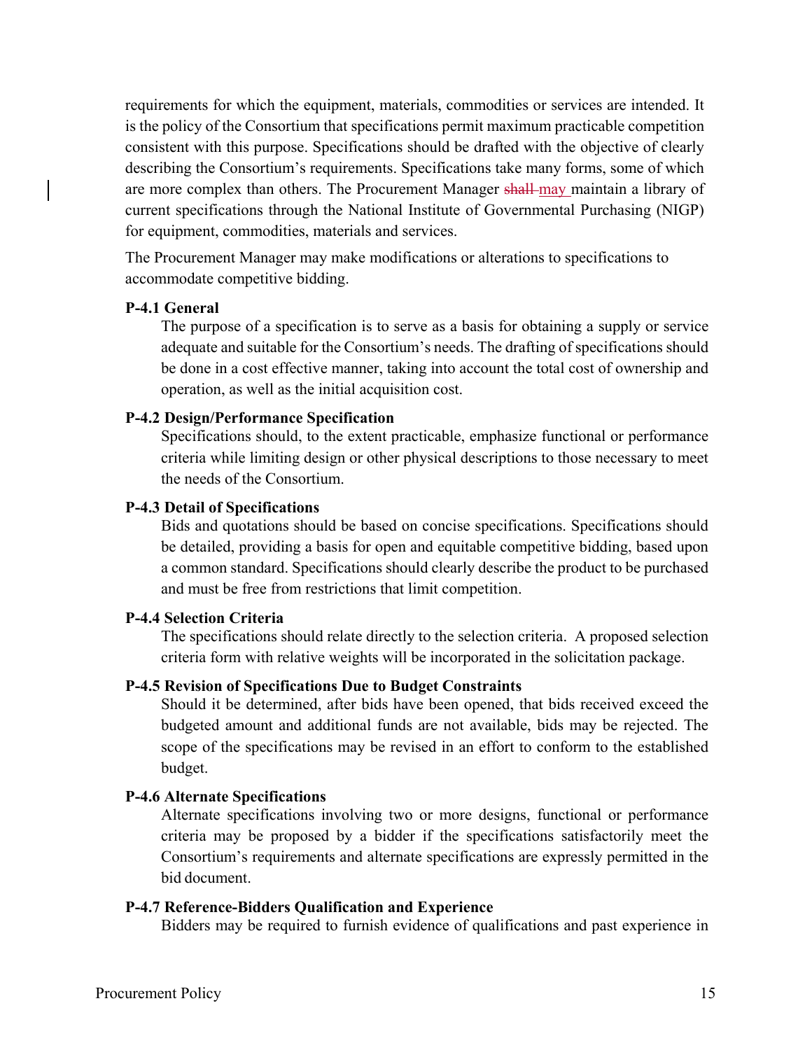requirements for which the equipment, materials, commodities or services are intended. It is the policy of the Consortium that specifications permit maximum practicable competition consistent with this purpose. Specifications should be drafted with the objective of clearly describing the Consortium's requirements. Specifications take many forms, some of which are more complex than others. The Procurement Manager ~~shall~~ may maintain a library of current specifications through the National Institute of Governmental Purchasing (NIGP) for equipment, commodities, materials and services.

The Procurement Manager may make modifications or alterations to specifications to accommodate competitive bidding.

**P-4.1 General**

The purpose of a specification is to serve as a basis for obtaining a supply or service adequate and suitable for the Consortium's needs. The drafting of specifications should be done in a cost effective manner, taking into account the total cost of ownership and operation, as well as the initial acquisition cost.

**P-4.2 Design/Performance Specification**

Specifications should, to the extent practicable, emphasize functional or performance criteria while limiting design or other physical descriptions to those necessary to meet the needs of the Consortium.

**P-4.3 Detail of Specifications**

Bids and quotations should be based on concise specifications. Specifications should be detailed, providing a basis for open and equitable competitive bidding, based upon a common standard. Specifications should clearly describe the product to be purchased and must be free from restrictions that limit competition.

**P-4.4 Selection Criteria**

The specifications should relate directly to the selection criteria. A proposed selection criteria form with relative weights will be incorporated in the solicitation package.

**P-4.5 Revision of Specifications Due to Budget Constraints**

Should it be determined, after bids have been opened, that bids received exceed the budgeted amount and additional funds are not available, bids may be rejected. The scope of the specifications may be revised in an effort to conform to the established budget.

**P-4.6 Alternate Specifications**

Alternate specifications involving two or more designs, functional or performance criteria may be proposed by a bidder if the specifications satisfactorily meet the Consortium's requirements and alternate specifications are expressly permitted in the bid document.

**P-4.7 Reference-Bidders Qualification and Experience**

Bidders may be required to furnish evidence of qualifications and past experience in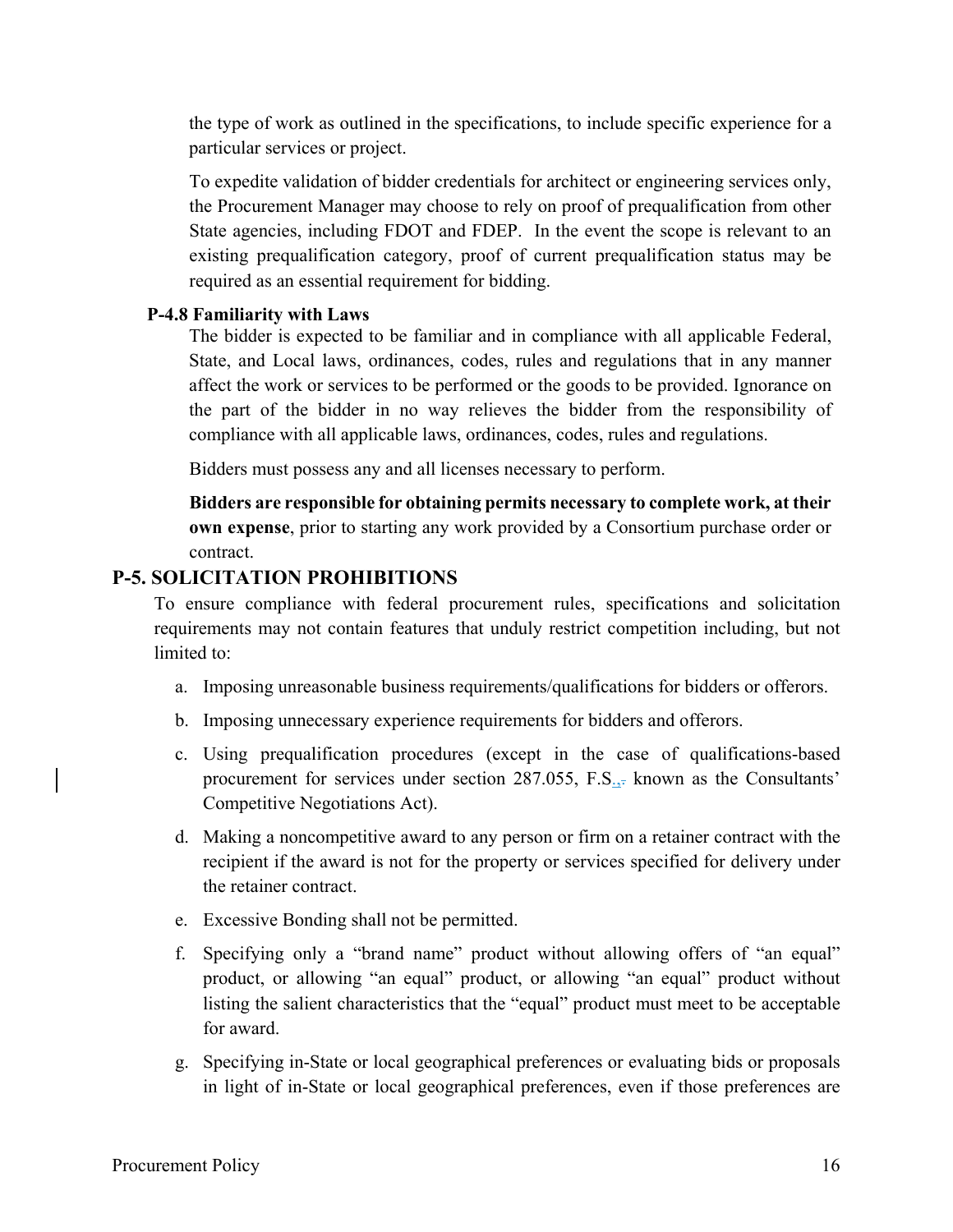the type of work as outlined in the specifications, to include specific experience for a particular services or project.

To expedite validation of bidder credentials for architect or engineering services only, the Procurement Manager may choose to rely on proof of prequalification from other State agencies, including FDOT and FDEP. In the event the scope is relevant to an existing prequalification category, proof of current prequalification status may be required as an essential requirement for bidding.

### P-4.8 Familiarity with Laws

The bidder is expected to be familiar and in compliance with all applicable Federal, State, and Local laws, ordinances, codes, rules and regulations that in any manner affect the work or services to be performed or the goods to be provided. Ignorance on the part of the bidder in no way relieves the bidder from the responsibility of compliance with all applicable laws, ordinances, codes, rules and regulations.

Bidders must possess any and all licenses necessary to perform.

**Bidders are responsible for obtaining permits necessary to complete work, at their own expense**, prior to starting any work provided by a Consortium purchase order or contract.

## P-5. SOLICITATION PROHIBITIONS

To ensure compliance with federal procurement rules, specifications and solicitation requirements may not contain features that unduly restrict competition including, but not limited to:

a. Imposing unreasonable business requirements/qualifications for bidders or offerors.

b. Imposing unnecessary experience requirements for bidders and offerors.

c. Using prequalification procedures (except in the case of qualifications-based procurement for services under section 287.055, F.S., known as the Consultants' Competitive Negotiations Act).

d. Making a noncompetitive award to any person or firm on a retainer contract with the recipient if the award is not for the property or services specified for delivery under the retainer contract.

e. Excessive Bonding shall not be permitted.

f. Specifying only a "brand name" product without allowing offers of "an equal" product, or allowing "an equal" product, or allowing "an equal" product without listing the salient characteristics that the "equal" product must meet to be acceptable for award.

g. Specifying in-State or local geographical preferences or evaluating bids or proposals in light of in-State or local geographical preferences, even if those preferences are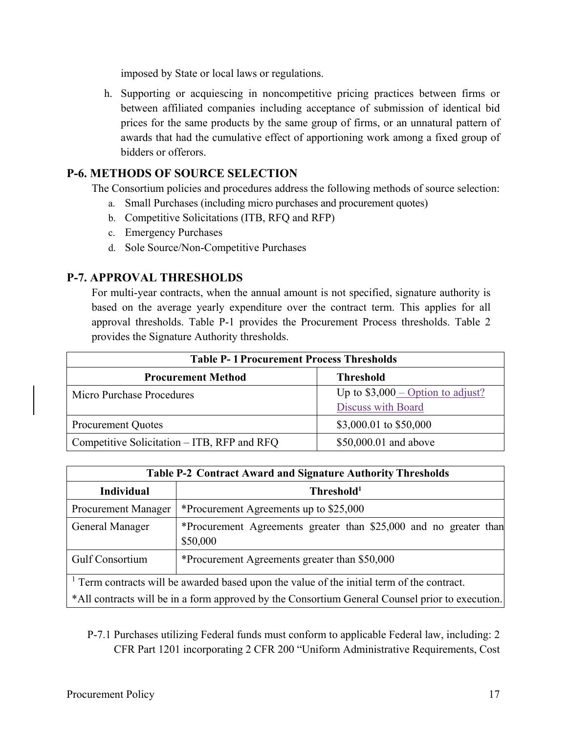imposed by State or local laws or regulations.

h. Supporting or acquiescing in noncompetitive pricing practices between firms or between affiliated companies including acceptance of submission of identical bid prices for the same products by the same group of firms, or an unnatural pattern of awards that had the cumulative effect of apportioning work among a fixed group of bidders or offerors.

## P-6. METHODS OF SOURCE SELECTION

The Consortium policies and procedures address the following methods of source selection:

a. Small Purchases (including micro purchases and procurement quotes)
b. Competitive Solicitations (ITB, RFQ and RFP)
c. Emergency Purchases
d. Sole Source/Non-Competitive Purchases

## P-7. APPROVAL THRESHOLDS

For multi-year contracts, when the annual amount is not specified, signature authority is based on the average yearly expenditure over the contract term. This applies for all approval thresholds. Table P-1 provides the Procurement Process thresholds. Table 2 provides the Signature Authority thresholds.

| Table P- 1 Procurement Process Thresholds | |
|---|---|
| **Procurement Method** | **Threshold** |
| Micro Purchase Procedures | Up to $3,000 – Option to adjust? Discuss with Board |
| Procurement Quotes | $3,000.01 to $50,000 |
| Competitive Solicitation – ITB, RFP and RFQ | $50,000.01 and above |

| Table P-2 Contract Award and Signature Authority Thresholds | |
|---|---|
| **Individual** | **Threshold[1]** |
| Procurement Manager | *Procurement Agreements up to $25,000 |
| General Manager | *Procurement Agreements greater than $25,000 and no greater than $50,000 |
| Gulf Consortium | *Procurement Agreements greater than $50,000 |
| [1] Term contracts will be awarded based upon the value of the initial term of the contract. *All contracts will be in a form approved by the Consortium General Counsel prior to execution. | |

P-7.1 Purchases utilizing Federal funds must conform to applicable Federal law, including: 2 CFR Part 1201 incorporating 2 CFR 200 "Uniform Administrative Requirements, Cost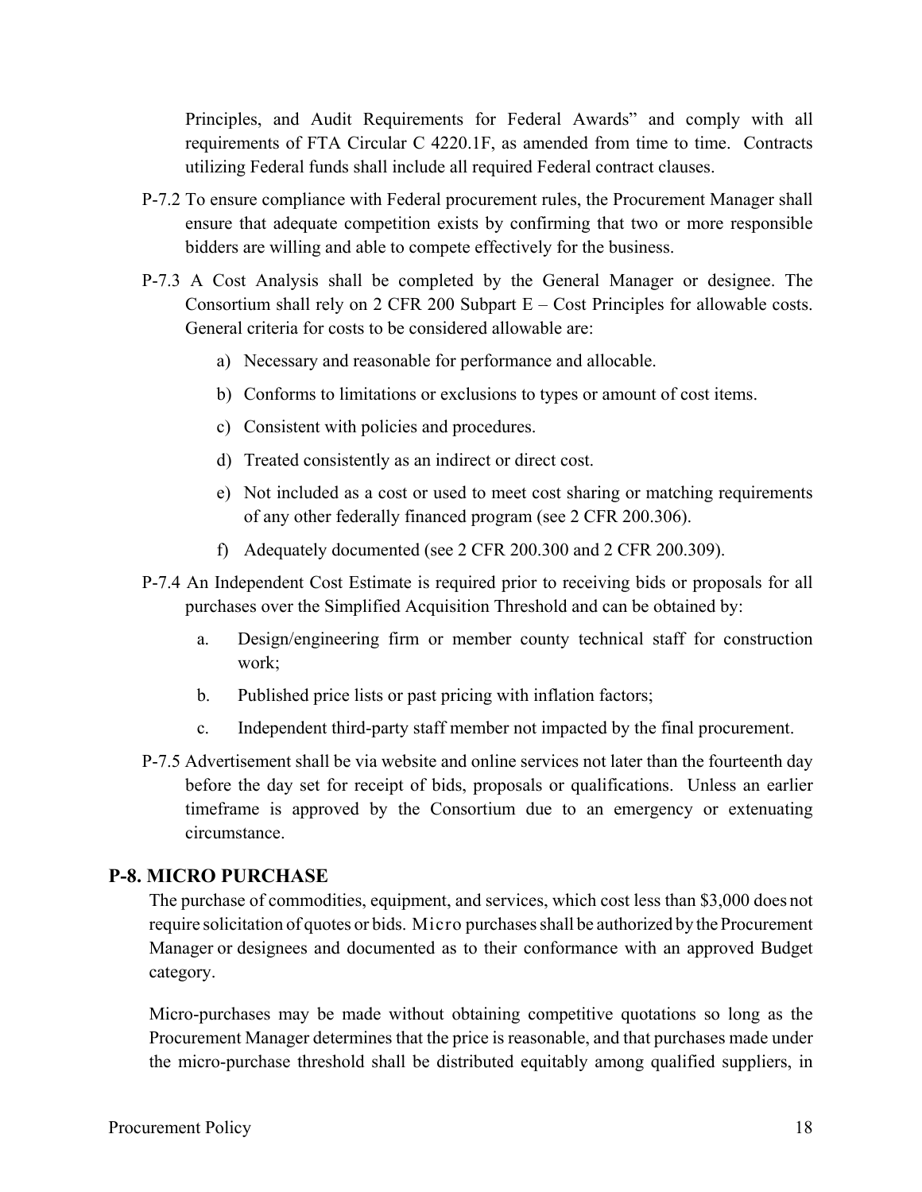Principles, and Audit Requirements for Federal Awards" and comply with all requirements of FTA Circular C 4220.1F, as amended from time to time. Contracts utilizing Federal funds shall include all required Federal contract clauses.

P-7.2 To ensure compliance with Federal procurement rules, the Procurement Manager shall ensure that adequate competition exists by confirming that two or more responsible bidders are willing and able to compete effectively for the business.

P-7.3 A Cost Analysis shall be completed by the General Manager or designee. The Consortium shall rely on 2 CFR 200 Subpart E – Cost Principles for allowable costs. General criteria for costs to be considered allowable are:

a) Necessary and reasonable for performance and allocable.

b) Conforms to limitations or exclusions to types or amount of cost items.

c) Consistent with policies and procedures.

d) Treated consistently as an indirect or direct cost.

e) Not included as a cost or used to meet cost sharing or matching requirements of any other federally financed program (see 2 CFR 200.306).

f) Adequately documented (see 2 CFR 200.300 and 2 CFR 200.309).

P-7.4 An Independent Cost Estimate is required prior to receiving bids or proposals for all purchases over the Simplified Acquisition Threshold and can be obtained by:

a. Design/engineering firm or member county technical staff for construction work;

b. Published price lists or past pricing with inflation factors;

c. Independent third-party staff member not impacted by the final procurement.

P-7.5 Advertisement shall be via website and online services not later than the fourteenth day before the day set for receipt of bids, proposals or qualifications. Unless an earlier timeframe is approved by the Consortium due to an emergency or extenuating circumstance.

## P-8. MICRO PURCHASE

The purchase of commodities, equipment, and services, which cost less than $3,000 does not require solicitation of quotes or bids. Micro purchases shall be authorized by the Procurement Manager or designees and documented as to their conformance with an approved Budget category.

Micro-purchases may be made without obtaining competitive quotations so long as the Procurement Manager determines that the price is reasonable, and that purchases made under the micro-purchase threshold shall be distributed equitably among qualified suppliers, in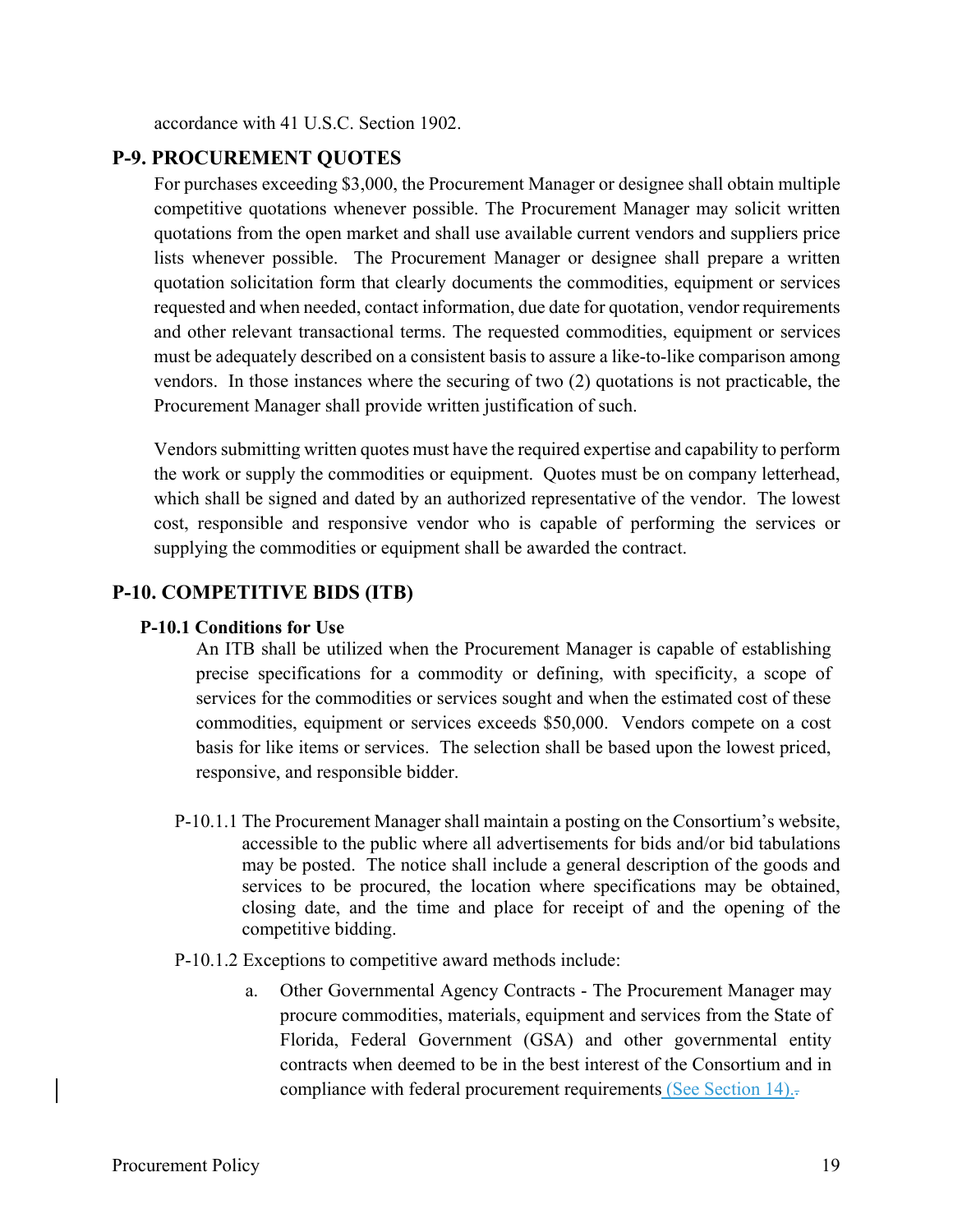accordance with 41 U.S.C. Section 1902.

## P-9. PROCUREMENT QUOTES

For purchases exceeding $3,000, the Procurement Manager or designee shall obtain multiple competitive quotations whenever possible. The Procurement Manager may solicit written quotations from the open market and shall use available current vendors and suppliers price lists whenever possible. The Procurement Manager or designee shall prepare a written quotation solicitation form that clearly documents the commodities, equipment or services requested and when needed, contact information, due date for quotation, vendor requirements and other relevant transactional terms. The requested commodities, equipment or services must be adequately described on a consistent basis to assure a like-to-like comparison among vendors. In those instances where the securing of two (2) quotations is not practicable, the Procurement Manager shall provide written justification of such.

Vendors submitting written quotes must have the required expertise and capability to perform the work or supply the commodities or equipment. Quotes must be on company letterhead, which shall be signed and dated by an authorized representative of the vendor. The lowest cost, responsible and responsive vendor who is capable of performing the services or supplying the commodities or equipment shall be awarded the contract.

## P-10. COMPETITIVE BIDS (ITB)

### P-10.1 Conditions for Use

An ITB shall be utilized when the Procurement Manager is capable of establishing precise specifications for a commodity or defining, with specificity, a scope of services for the commodities or services sought and when the estimated cost of these commodities, equipment or services exceeds $50,000. Vendors compete on a cost basis for like items or services. The selection shall be based upon the lowest priced, responsive, and responsible bidder.

P-10.1.1 The Procurement Manager shall maintain a posting on the Consortium's website, accessible to the public where all advertisements for bids and/or bid tabulations may be posted. The notice shall include a general description of the goods and services to be procured, the location where specifications may be obtained, closing date, and the time and place for receipt of and the opening of the competitive bidding.

P-10.1.2 Exceptions to competitive award methods include:

a. Other Governmental Agency Contracts - The Procurement Manager may procure commodities, materials, equipment and services from the State of Florida, Federal Government (GSA) and other governmental entity contracts when deemed to be in the best interest of the Consortium and in compliance with federal procurement requirements (See Section 14).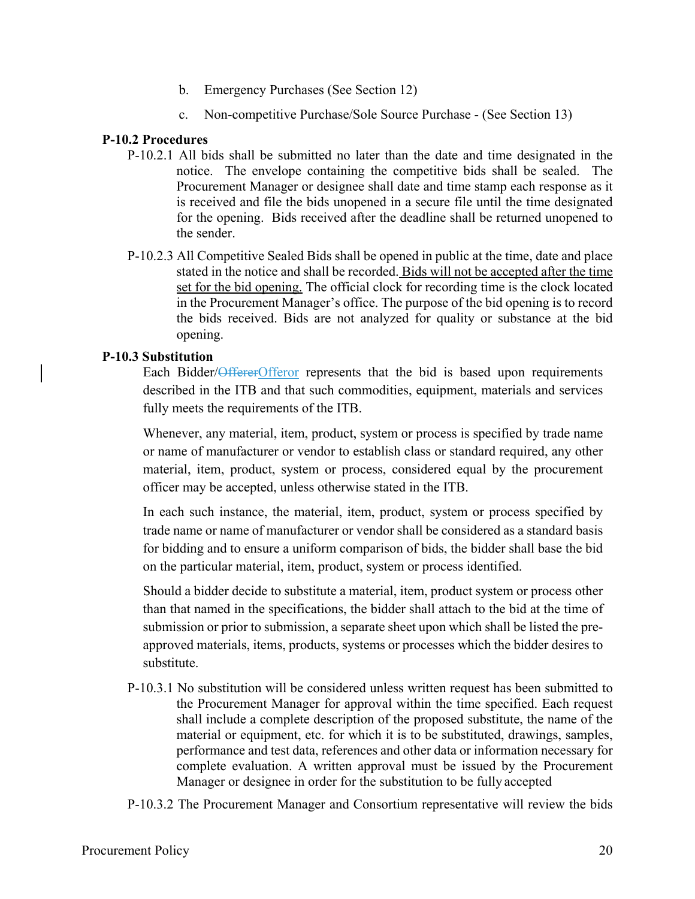b. Emergency Purchases (See Section 12)

c. Non-competitive Purchase/Sole Source Purchase - (See Section 13)

**P-10.2 Procedures**

P-10.2.1 All bids shall be submitted no later than the date and time designated in the notice. The envelope containing the competitive bids shall be sealed. The Procurement Manager or designee shall date and time stamp each response as it is received and file the bids unopened in a secure file until the time designated for the opening. Bids received after the deadline shall be returned unopened to the sender.

P-10.2.3 All Competitive Sealed Bids shall be opened in public at the time, date and place stated in the notice and shall be recorded. Bids will not be accepted after the time set for the bid opening. The official clock for recording time is the clock located in the Procurement Manager's office. The purpose of the bid opening is to record the bids received. Bids are not analyzed for quality or substance at the bid opening.

**P-10.3 Substitution**

Each Bidder/~~Offerer~~Offeror represents that the bid is based upon requirements described in the ITB and that such commodities, equipment, materials and services fully meets the requirements of the ITB.

Whenever, any material, item, product, system or process is specified by trade name or name of manufacturer or vendor to establish class or standard required, any other material, item, product, system or process, considered equal by the procurement officer may be accepted, unless otherwise stated in the ITB.

In each such instance, the material, item, product, system or process specified by trade name or name of manufacturer or vendor shall be considered as a standard basis for bidding and to ensure a uniform comparison of bids, the bidder shall base the bid on the particular material, item, product, system or process identified.

Should a bidder decide to substitute a material, item, product system or process other than that named in the specifications, the bidder shall attach to the bid at the time of submission or prior to submission, a separate sheet upon which shall be listed the pre-approved materials, items, products, systems or processes which the bidder desires to substitute.

P-10.3.1 No substitution will be considered unless written request has been submitted to the Procurement Manager for approval within the time specified. Each request shall include a complete description of the proposed substitute, the name of the material or equipment, etc. for which it is to be substituted, drawings, samples, performance and test data, references and other data or information necessary for complete evaluation. A written approval must be issued by the Procurement Manager or designee in order for the substitution to be fully accepted

P-10.3.2 The Procurement Manager and Consortium representative will review the bids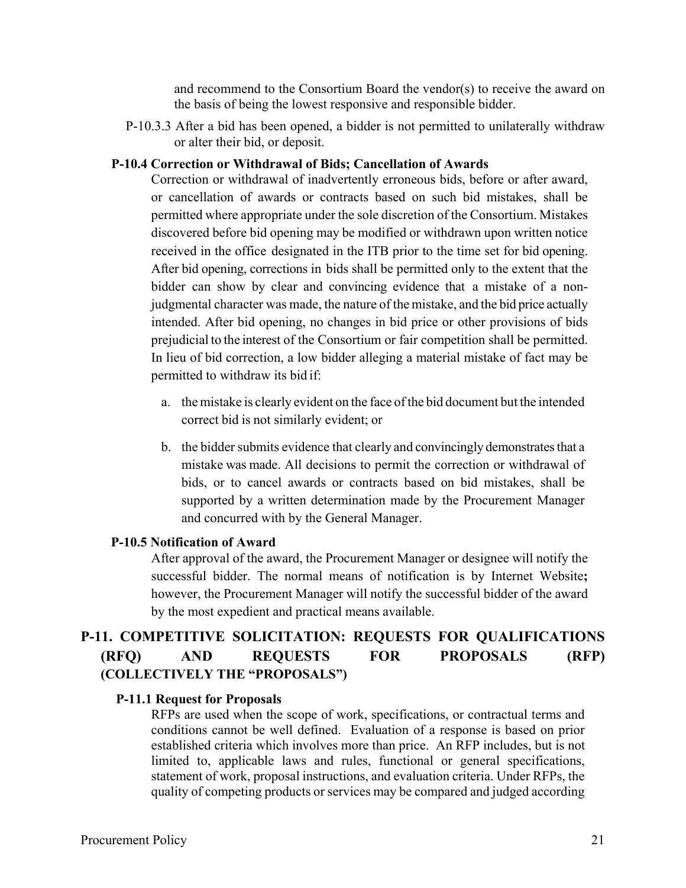and recommend to the Consortium Board the vendor(s) to receive the award on the basis of being the lowest responsive and responsible bidder.

P-10.3.3 After a bid has been opened, a bidder is not permitted to unilaterally withdraw or alter their bid, or deposit.

### P-10.4 Correction or Withdrawal of Bids; Cancellation of Awards

Correction or withdrawal of inadvertently erroneous bids, before or after award, or cancellation of awards or contracts based on such bid mistakes, shall be permitted where appropriate under the sole discretion of the Consortium. Mistakes discovered before bid opening may be modified or withdrawn upon written notice received in the office designated in the ITB prior to the time set for bid opening. After bid opening, corrections in bids shall be permitted only to the extent that the bidder can show by clear and convincing evidence that a mistake of a non-judgmental character was made, the nature of the mistake, and the bid price actually intended. After bid opening, no changes in bid price or other provisions of bids prejudicial to the interest of the Consortium or fair competition shall be permitted. In lieu of bid correction, a low bidder alleging a material mistake of fact may be permitted to withdraw its bid if:

a. the mistake is clearly evident on the face of the bid document but the intended correct bid is not similarly evident; or

b. the bidder submits evidence that clearly and convincingly demonstrates that a mistake was made. All decisions to permit the correction or withdrawal of bids, or to cancel awards or contracts based on bid mistakes, shall be supported by a written determination made by the Procurement Manager and concurred with by the General Manager.

### P-10.5 Notification of Award

After approval of the award, the Procurement Manager or designee will notify the successful bidder. The normal means of notification is by Internet Website**;** however, the Procurement Manager will notify the successful bidder of the award by the most expedient and practical means available.

## P-11. COMPETITIVE SOLICITATION: REQUESTS FOR QUALIFICATIONS (RFQ) AND REQUESTS FOR PROPOSALS (RFP) (COLLECTIVELY THE "PROPOSALS")

### P-11.1 Request for Proposals

RFPs are used when the scope of work, specifications, or contractual terms and conditions cannot be well defined. Evaluation of a response is based on prior established criteria which involves more than price. An RFP includes, but is not limited to, applicable laws and rules, functional or general specifications, statement of work, proposal instructions, and evaluation criteria. Under RFPs, the quality of competing products or services may be compared and judged according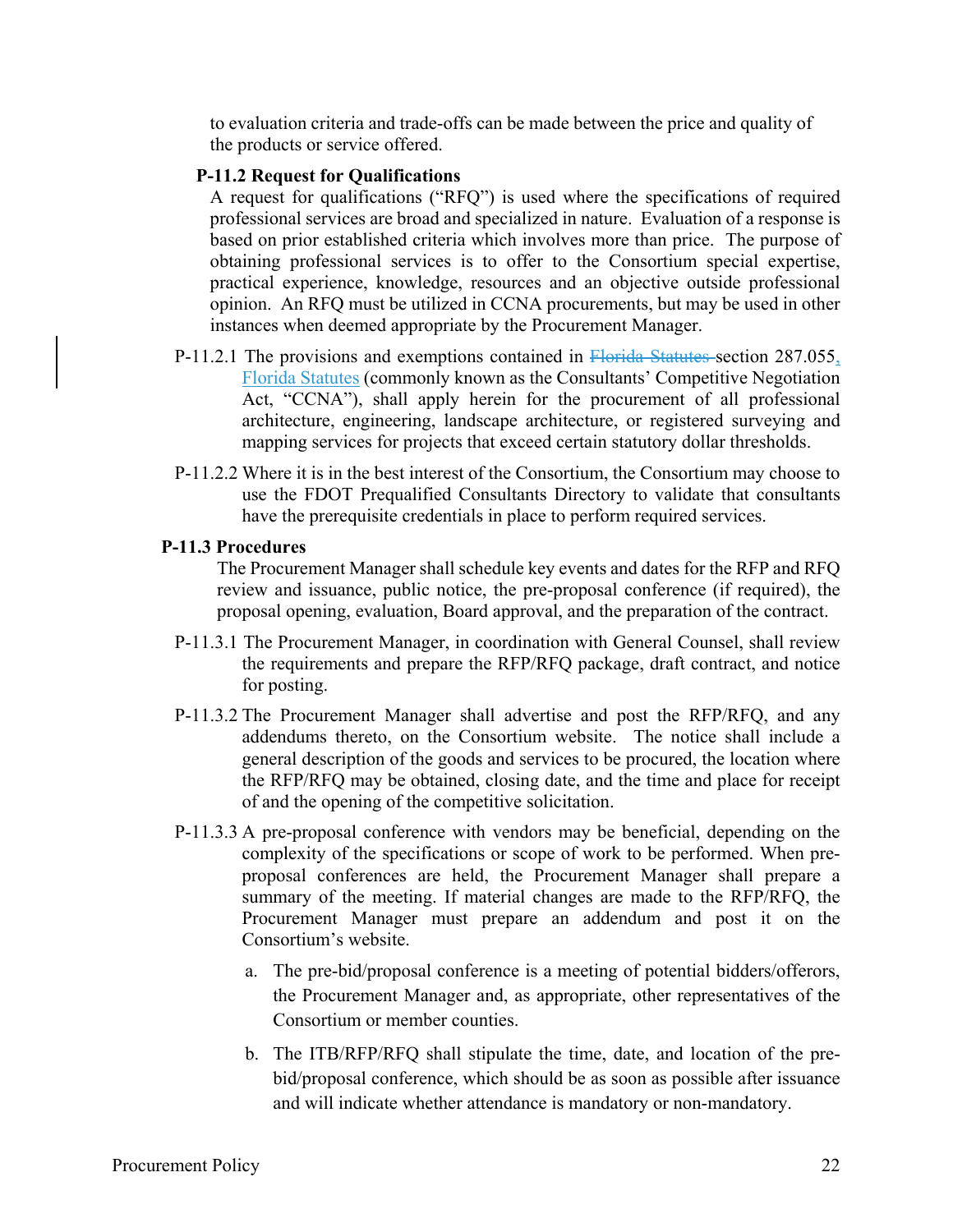to evaluation criteria and trade-offs can be made between the price and quality of the products or service offered.

**P-11.2 Request for Qualifications**

A request for qualifications ("RFQ") is used where the specifications of required professional services are broad and specialized in nature. Evaluation of a response is based on prior established criteria which involves more than price. The purpose of obtaining professional services is to offer to the Consortium special expertise, practical experience, knowledge, resources and an objective outside professional opinion. An RFQ must be utilized in CCNA procurements, but may be used in other instances when deemed appropriate by the Procurement Manager.

P-11.2.1 The provisions and exemptions contained in ~~Florida Statutes~~ section 287.055, Florida Statutes (commonly known as the Consultants' Competitive Negotiation Act, "CCNA"), shall apply herein for the procurement of all professional architecture, engineering, landscape architecture, or registered surveying and mapping services for projects that exceed certain statutory dollar thresholds.

P-11.2.2 Where it is in the best interest of the Consortium, the Consortium may choose to use the FDOT Prequalified Consultants Directory to validate that consultants have the prerequisite credentials in place to perform required services.

**P-11.3 Procedures**

The Procurement Manager shall schedule key events and dates for the RFP and RFQ review and issuance, public notice, the pre-proposal conference (if required), the proposal opening, evaluation, Board approval, and the preparation of the contract.

P-11.3.1 The Procurement Manager, in coordination with General Counsel, shall review the requirements and prepare the RFP/RFQ package, draft contract, and notice for posting.

P-11.3.2 The Procurement Manager shall advertise and post the RFP/RFQ, and any addendums thereto, on the Consortium website. The notice shall include a general description of the goods and services to be procured, the location where the RFP/RFQ may be obtained, closing date, and the time and place for receipt of and the opening of the competitive solicitation.

P-11.3.3 A pre-proposal conference with vendors may be beneficial, depending on the complexity of the specifications or scope of work to be performed. When pre-proposal conferences are held, the Procurement Manager shall prepare a summary of the meeting. If material changes are made to the RFP/RFQ, the Procurement Manager must prepare an addendum and post it on the Consortium's website.

a. The pre-bid/proposal conference is a meeting of potential bidders/offerors, the Procurement Manager and, as appropriate, other representatives of the Consortium or member counties.

b. The ITB/RFP/RFQ shall stipulate the time, date, and location of the pre-bid/proposal conference, which should be as soon as possible after issuance and will indicate whether attendance is mandatory or non-mandatory.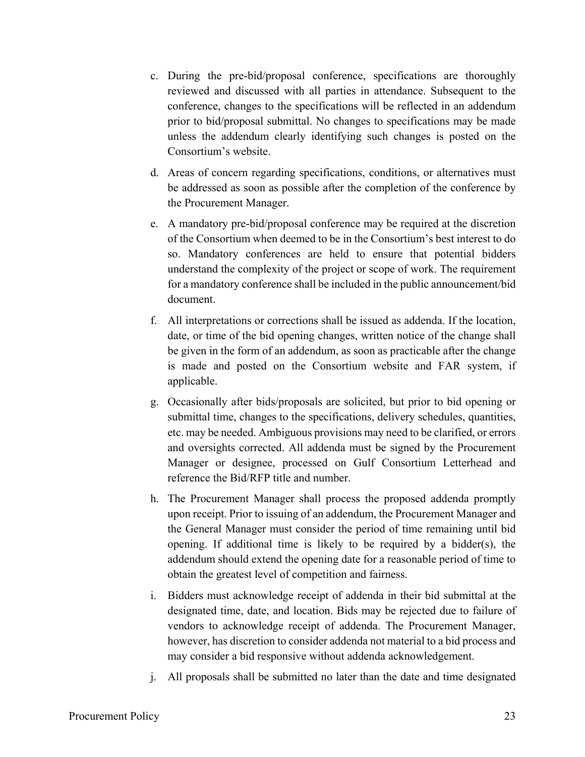c. During the pre-bid/proposal conference, specifications are thoroughly reviewed and discussed with all parties in attendance. Subsequent to the conference, changes to the specifications will be reflected in an addendum prior to bid/proposal submittal. No changes to specifications may be made unless the addendum clearly identifying such changes is posted on the Consortium's website.

d. Areas of concern regarding specifications, conditions, or alternatives must be addressed as soon as possible after the completion of the conference by the Procurement Manager.

e. A mandatory pre-bid/proposal conference may be required at the discretion of the Consortium when deemed to be in the Consortium's best interest to do so. Mandatory conferences are held to ensure that potential bidders understand the complexity of the project or scope of work. The requirement for a mandatory conference shall be included in the public announcement/bid document.

f. All interpretations or corrections shall be issued as addenda. If the location, date, or time of the bid opening changes, written notice of the change shall be given in the form of an addendum, as soon as practicable after the change is made and posted on the Consortium website and FAR system, if applicable.

g. Occasionally after bids/proposals are solicited, but prior to bid opening or submittal time, changes to the specifications, delivery schedules, quantities, etc. may be needed. Ambiguous provisions may need to be clarified, or errors and oversights corrected. All addenda must be signed by the Procurement Manager or designee, processed on Gulf Consortium Letterhead and reference the Bid/RFP title and number.

h. The Procurement Manager shall process the proposed addenda promptly upon receipt. Prior to issuing of an addendum, the Procurement Manager and the General Manager must consider the period of time remaining until bid opening. If additional time is likely to be required by a bidder(s), the addendum should extend the opening date for a reasonable period of time to obtain the greatest level of competition and fairness.

i. Bidders must acknowledge receipt of addenda in their bid submittal at the designated time, date, and location. Bids may be rejected due to failure of vendors to acknowledge receipt of addenda. The Procurement Manager, however, has discretion to consider addenda not material to a bid process and may consider a bid responsive without addenda acknowledgement.

j. All proposals shall be submitted no later than the date and time designated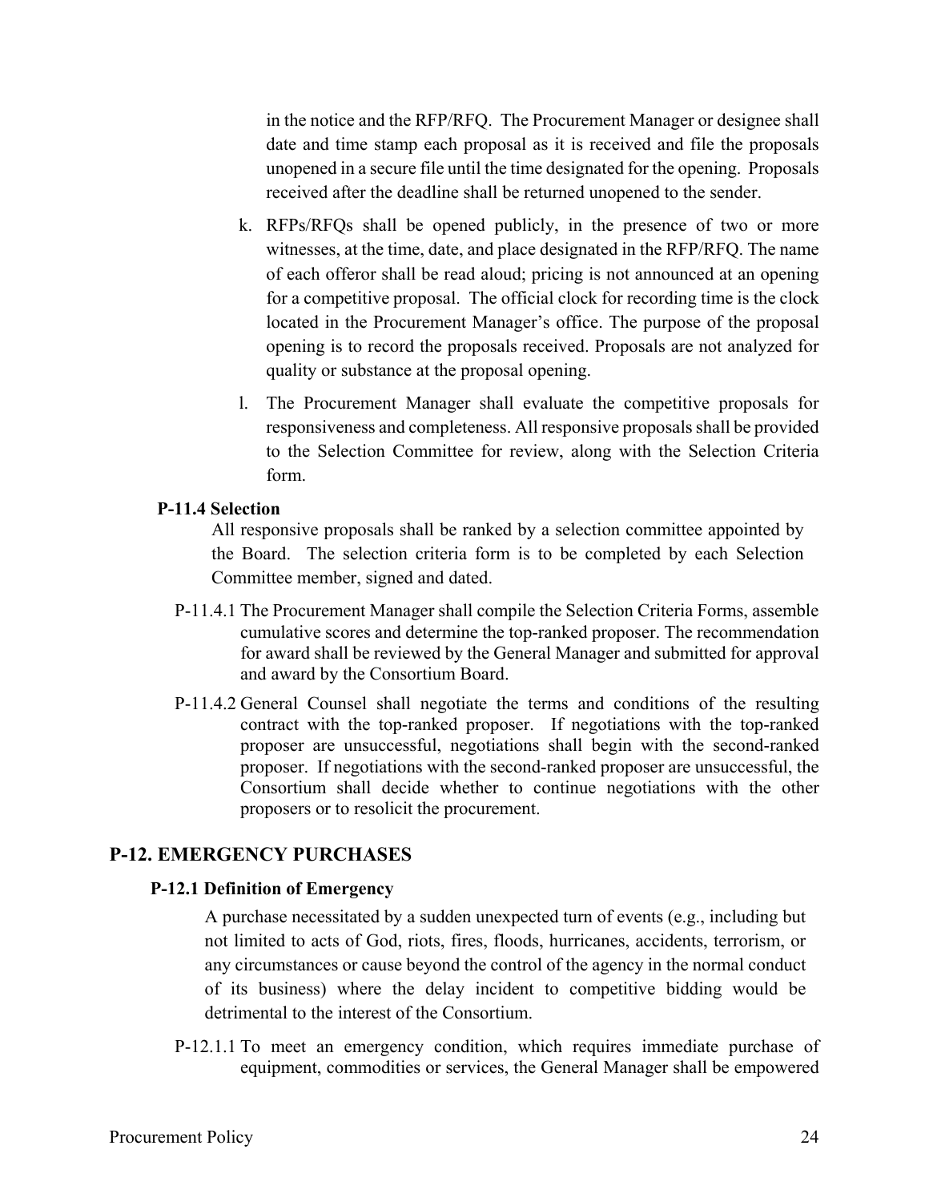in the notice and the RFP/RFQ. The Procurement Manager or designee shall date and time stamp each proposal as it is received and file the proposals unopened in a secure file until the time designated for the opening. Proposals received after the deadline shall be returned unopened to the sender.

k. RFPs/RFQs shall be opened publicly, in the presence of two or more witnesses, at the time, date, and place designated in the RFP/RFQ. The name of each offeror shall be read aloud; pricing is not announced at an opening for a competitive proposal. The official clock for recording time is the clock located in the Procurement Manager's office. The purpose of the proposal opening is to record the proposals received. Proposals are not analyzed for quality or substance at the proposal opening.

l. The Procurement Manager shall evaluate the competitive proposals for responsiveness and completeness. All responsive proposals shall be provided to the Selection Committee for review, along with the Selection Criteria form.

### P-11.4 Selection

All responsive proposals shall be ranked by a selection committee appointed by the Board. The selection criteria form is to be completed by each Selection Committee member, signed and dated.

P-11.4.1 The Procurement Manager shall compile the Selection Criteria Forms, assemble cumulative scores and determine the top-ranked proposer. The recommendation for award shall be reviewed by the General Manager and submitted for approval and award by the Consortium Board.

P-11.4.2 General Counsel shall negotiate the terms and conditions of the resulting contract with the top-ranked proposer. If negotiations with the top-ranked proposer are unsuccessful, negotiations shall begin with the second-ranked proposer. If negotiations with the second-ranked proposer are unsuccessful, the Consortium shall decide whether to continue negotiations with the other proposers or to resolicit the procurement.

## P-12. EMERGENCY PURCHASES

### P-12.1 Definition of Emergency

A purchase necessitated by a sudden unexpected turn of events (e.g., including but not limited to acts of God, riots, fires, floods, hurricanes, accidents, terrorism, or any circumstances or cause beyond the control of the agency in the normal conduct of its business) where the delay incident to competitive bidding would be detrimental to the interest of the Consortium.

P-12.1.1 To meet an emergency condition, which requires immediate purchase of equipment, commodities or services, the General Manager shall be empowered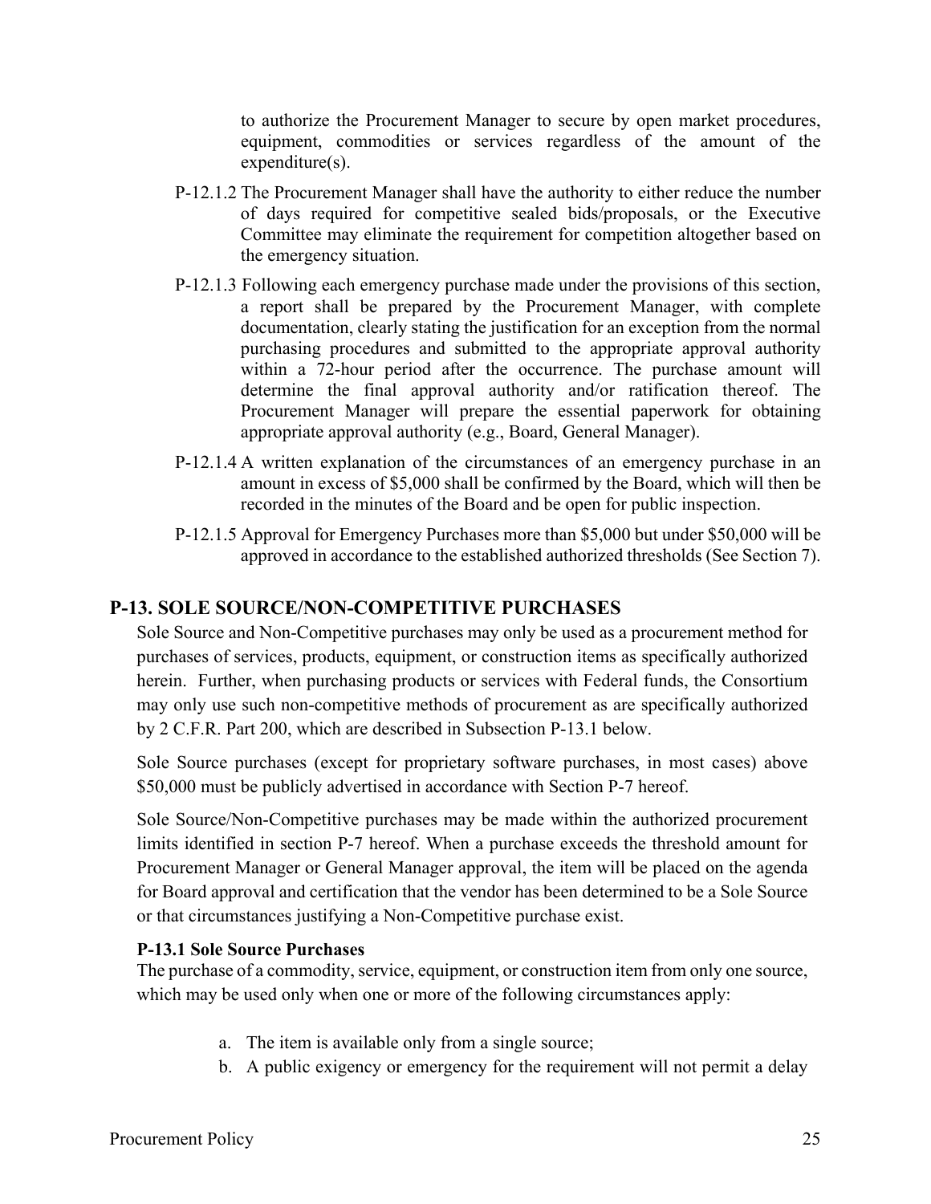to authorize the Procurement Manager to secure by open market procedures, equipment, commodities or services regardless of the amount of the expenditure(s).

P-12.1.2 The Procurement Manager shall have the authority to either reduce the number of days required for competitive sealed bids/proposals, or the Executive Committee may eliminate the requirement for competition altogether based on the emergency situation.

P-12.1.3 Following each emergency purchase made under the provisions of this section, a report shall be prepared by the Procurement Manager, with complete documentation, clearly stating the justification for an exception from the normal purchasing procedures and submitted to the appropriate approval authority within a 72-hour period after the occurrence. The purchase amount will determine the final approval authority and/or ratification thereof. The Procurement Manager will prepare the essential paperwork for obtaining appropriate approval authority (e.g., Board, General Manager).

P-12.1.4 A written explanation of the circumstances of an emergency purchase in an amount in excess of $5,000 shall be confirmed by the Board, which will then be recorded in the minutes of the Board and be open for public inspection.

P-12.1.5 Approval for Emergency Purchases more than $5,000 but under $50,000 will be approved in accordance to the established authorized thresholds (See Section 7).

## P-13. SOLE SOURCE/NON-COMPETITIVE PURCHASES

Sole Source and Non-Competitive purchases may only be used as a procurement method for purchases of services, products, equipment, or construction items as specifically authorized herein. Further, when purchasing products or services with Federal funds, the Consortium may only use such non-competitive methods of procurement as are specifically authorized by 2 C.F.R. Part 200, which are described in Subsection P-13.1 below.

Sole Source purchases (except for proprietary software purchases, in most cases) above $50,000 must be publicly advertised in accordance with Section P-7 hereof.

Sole Source/Non-Competitive purchases may be made within the authorized procurement limits identified in section P-7 hereof. When a purchase exceeds the threshold amount for Procurement Manager or General Manager approval, the item will be placed on the agenda for Board approval and certification that the vendor has been determined to be a Sole Source or that circumstances justifying a Non-Competitive purchase exist.

### P-13.1 Sole Source Purchases

The purchase of a commodity, service, equipment, or construction item from only one source, which may be used only when one or more of the following circumstances apply:

a. The item is available only from a single source;
b. A public exigency or emergency for the requirement will not permit a delay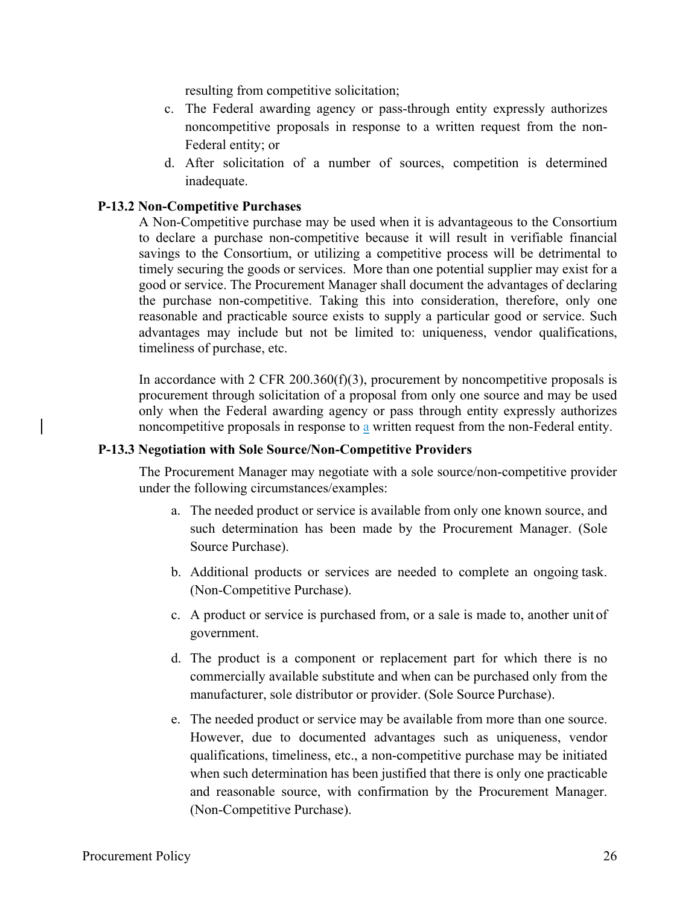resulting from competitive solicitation;

c. The Federal awarding agency or pass-through entity expressly authorizes noncompetitive proposals in response to a written request from the non-Federal entity; or

d. After solicitation of a number of sources, competition is determined inadequate.

**P-13.2 Non-Competitive Purchases**

A Non-Competitive purchase may be used when it is advantageous to the Consortium to declare a purchase non-competitive because it will result in verifiable financial savings to the Consortium, or utilizing a competitive process will be detrimental to timely securing the goods or services. More than one potential supplier may exist for a good or service. The Procurement Manager shall document the advantages of declaring the purchase non-competitive. Taking this into consideration, therefore, only one reasonable and practicable source exists to supply a particular good or service. Such advantages may include but not be limited to: uniqueness, vendor qualifications, timeliness of purchase, etc.

In accordance with 2 CFR 200.360(f)(3), procurement by noncompetitive proposals is procurement through solicitation of a proposal from only one source and may be used only when the Federal awarding agency or pass through entity expressly authorizes noncompetitive proposals in response to a written request from the non-Federal entity.

**P-13.3 Negotiation with Sole Source/Non-Competitive Providers**

The Procurement Manager may negotiate with a sole source/non-competitive provider under the following circumstances/examples:

a. The needed product or service is available from only one known source, and such determination has been made by the Procurement Manager. (Sole Source Purchase).

b. Additional products or services are needed to complete an ongoing task. (Non-Competitive Purchase).

c. A product or service is purchased from, or a sale is made to, another unit of government.

d. The product is a component or replacement part for which there is no commercially available substitute and when can be purchased only from the manufacturer, sole distributor or provider. (Sole Source Purchase).

e. The needed product or service may be available from more than one source. However, due to documented advantages such as uniqueness, vendor qualifications, timeliness, etc., a non-competitive purchase may be initiated when such determination has been justified that there is only one practicable and reasonable source, with confirmation by the Procurement Manager. (Non-Competitive Purchase).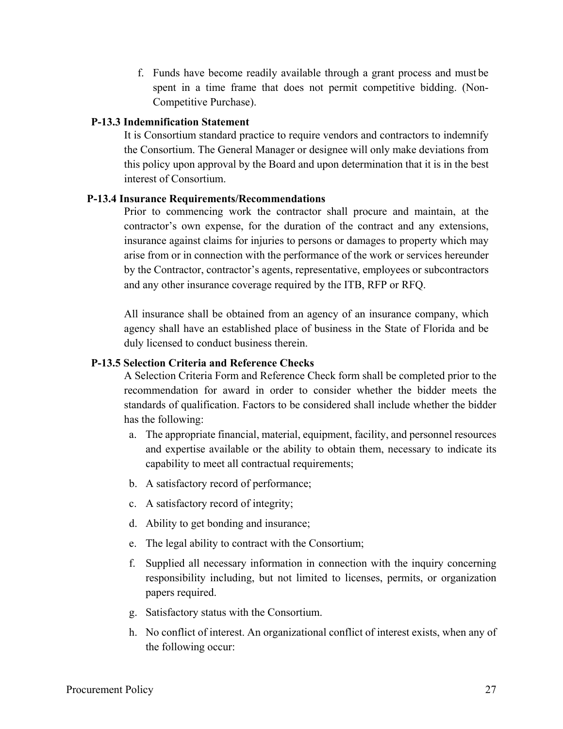f. Funds have become readily available through a grant process and must be spent in a time frame that does not permit competitive bidding. (Non-Competitive Purchase).

### P-13.3 Indemnification Statement

It is Consortium standard practice to require vendors and contractors to indemnify the Consortium. The General Manager or designee will only make deviations from this policy upon approval by the Board and upon determination that it is in the best interest of Consortium.

### P-13.4 Insurance Requirements/Recommendations

Prior to commencing work the contractor shall procure and maintain, at the contractor's own expense, for the duration of the contract and any extensions, insurance against claims for injuries to persons or damages to property which may arise from or in connection with the performance of the work or services hereunder by the Contractor, contractor's agents, representative, employees or subcontractors and any other insurance coverage required by the ITB, RFP or RFQ.

All insurance shall be obtained from an agency of an insurance company, which agency shall have an established place of business in the State of Florida and be duly licensed to conduct business therein.

### P-13.5 Selection Criteria and Reference Checks

A Selection Criteria Form and Reference Check form shall be completed prior to the recommendation for award in order to consider whether the bidder meets the standards of qualification. Factors to be considered shall include whether the bidder has the following:

a. The appropriate financial, material, equipment, facility, and personnel resources and expertise available or the ability to obtain them, necessary to indicate its capability to meet all contractual requirements;

b. A satisfactory record of performance;

c. A satisfactory record of integrity;

d. Ability to get bonding and insurance;

e. The legal ability to contract with the Consortium;

f. Supplied all necessary information in connection with the inquiry concerning responsibility including, but not limited to licenses, permits, or organization papers required.

g. Satisfactory status with the Consortium.

h. No conflict of interest. An organizational conflict of interest exists, when any of the following occur: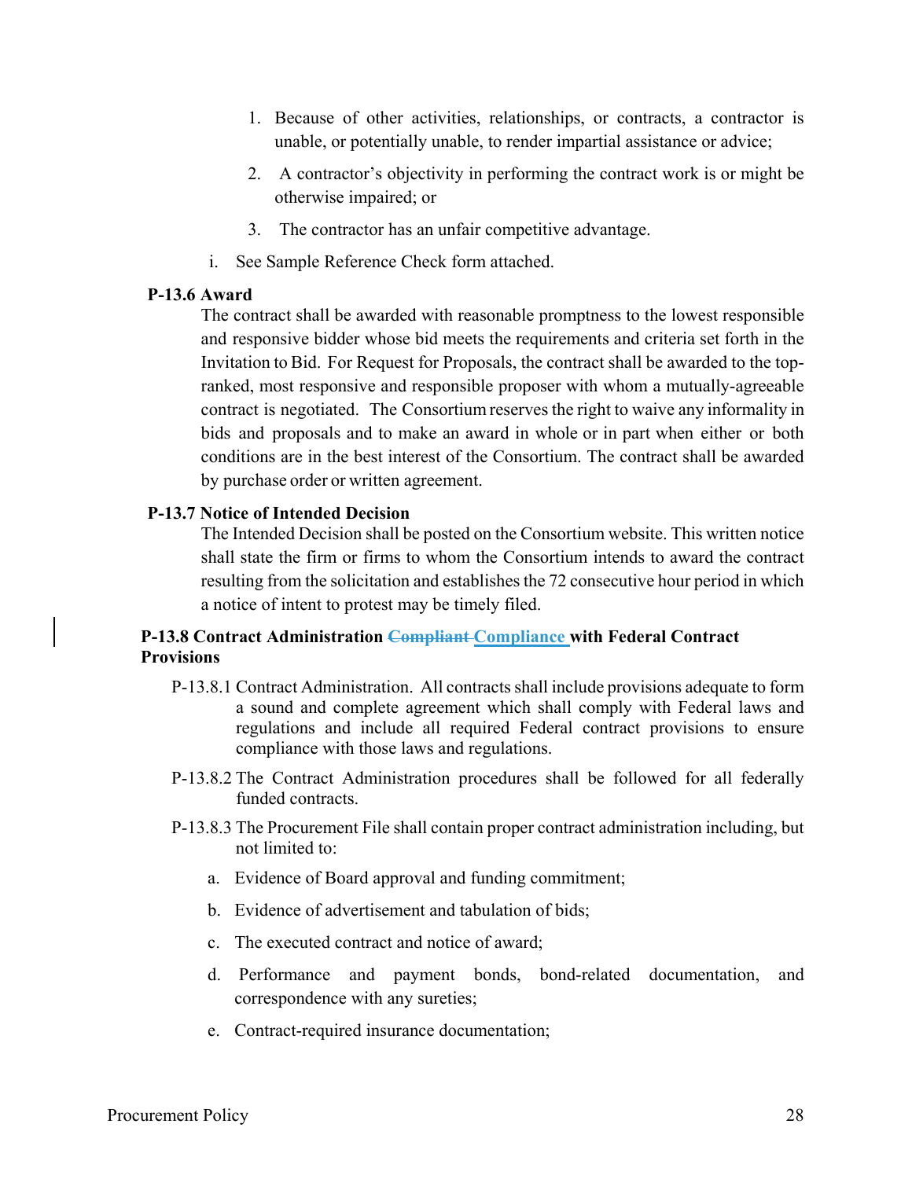1. Because of other activities, relationships, or contracts, a contractor is unable, or potentially unable, to render impartial assistance or advice;
2. A contractor's objectivity in performing the contract work is or might be otherwise impaired; or
3. The contractor has an unfair competitive advantage.

i. See Sample Reference Check form attached.

**P-13.6 Award**

The contract shall be awarded with reasonable promptness to the lowest responsible and responsive bidder whose bid meets the requirements and criteria set forth in the Invitation to Bid. For Request for Proposals, the contract shall be awarded to the top-ranked, most responsive and responsible proposer with whom a mutually-agreeable contract is negotiated. The Consortium reserves the right to waive any informality in bids and proposals and to make an award in whole or in part when either or both conditions are in the best interest of the Consortium. The contract shall be awarded by purchase order or written agreement.

**P-13.7 Notice of Intended Decision**

The Intended Decision shall be posted on the Consortium website. This written notice shall state the firm or firms to whom the Consortium intends to award the contract resulting from the solicitation and establishes the 72 consecutive hour period in which a notice of intent to protest may be timely filed.

**P-13.8 Contract Administration ~~Compliant~~ Compliance with Federal Contract Provisions**

P-13.8.1 Contract Administration. All contracts shall include provisions adequate to form a sound and complete agreement which shall comply with Federal laws and regulations and include all required Federal contract provisions to ensure compliance with those laws and regulations.

P-13.8.2 The Contract Administration procedures shall be followed for all federally funded contracts.

P-13.8.3 The Procurement File shall contain proper contract administration including, but not limited to:

a. Evidence of Board approval and funding commitment;

b. Evidence of advertisement and tabulation of bids;

c. The executed contract and notice of award;

d. Performance and payment bonds, bond-related documentation, and correspondence with any sureties;

e. Contract-required insurance documentation;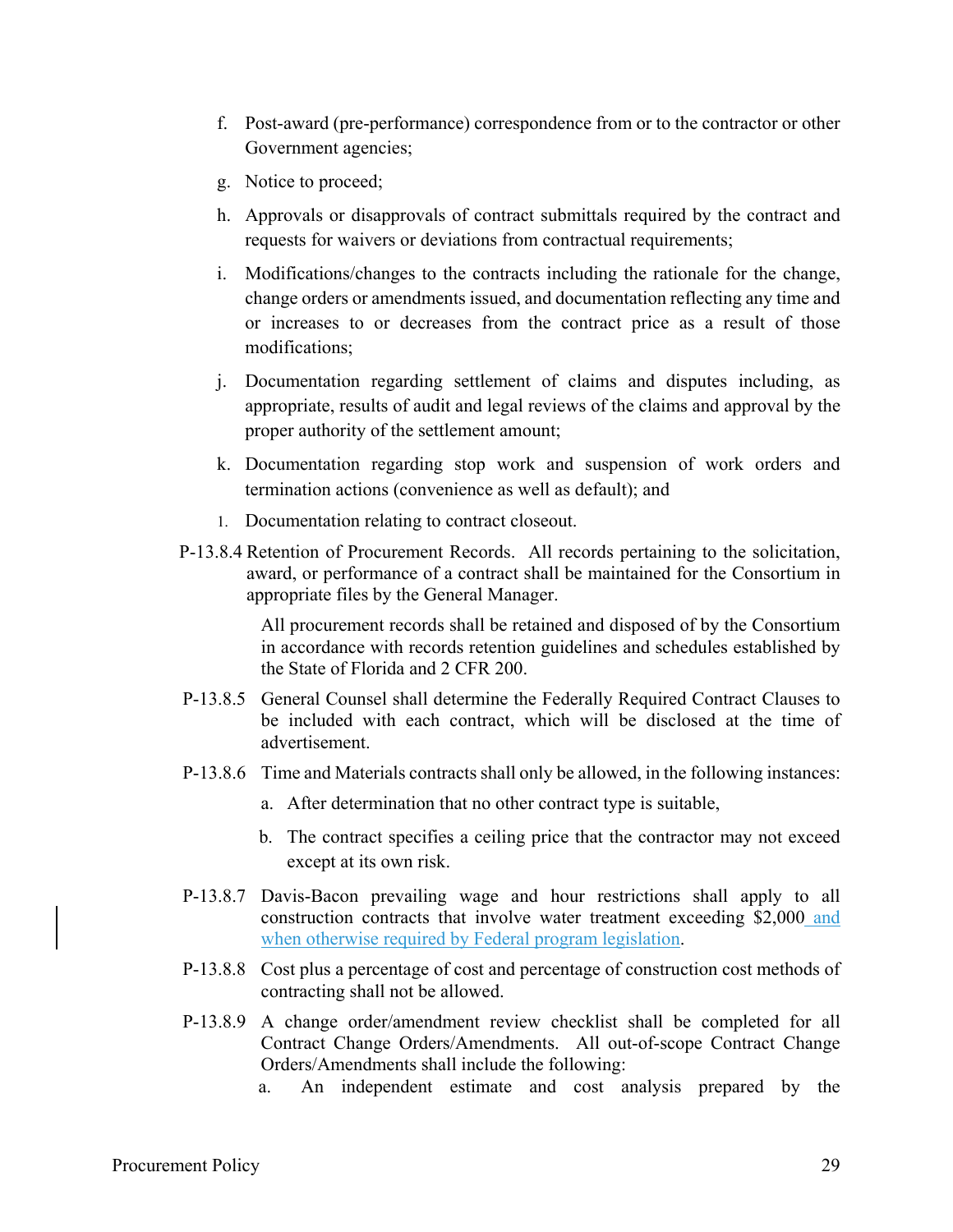f. Post-award (pre-performance) correspondence from or to the contractor or other Government agencies;

g. Notice to proceed;

h. Approvals or disapprovals of contract submittals required by the contract and requests for waivers or deviations from contractual requirements;

i. Modifications/changes to the contracts including the rationale for the change, change orders or amendments issued, and documentation reflecting any time and or increases to or decreases from the contract price as a result of those modifications;

j. Documentation regarding settlement of claims and disputes including, as appropriate, results of audit and legal reviews of the claims and approval by the proper authority of the settlement amount;

k. Documentation regarding stop work and suspension of work orders and termination actions (convenience as well as default); and

l. Documentation relating to contract closeout.

P-13.8.4 Retention of Procurement Records. All records pertaining to the solicitation, award, or performance of a contract shall be maintained for the Consortium in appropriate files by the General Manager.

All procurement records shall be retained and disposed of by the Consortium in accordance with records retention guidelines and schedules established by the State of Florida and 2 CFR 200.

P-13.8.5 General Counsel shall determine the Federally Required Contract Clauses to be included with each contract, which will be disclosed at the time of advertisement.

P-13.8.6 Time and Materials contracts shall only be allowed, in the following instances:

a. After determination that no other contract type is suitable,

b. The contract specifies a ceiling price that the contractor may not exceed except at its own risk.

P-13.8.7 Davis-Bacon prevailing wage and hour restrictions shall apply to all construction contracts that involve water treatment exceeding $2,000 and when otherwise required by Federal program legislation.

P-13.8.8 Cost plus a percentage of cost and percentage of construction cost methods of contracting shall not be allowed.

P-13.8.9 A change order/amendment review checklist shall be completed for all Contract Change Orders/Amendments. All out-of-scope Contract Change Orders/Amendments shall include the following:

a. An independent estimate and cost analysis prepared by the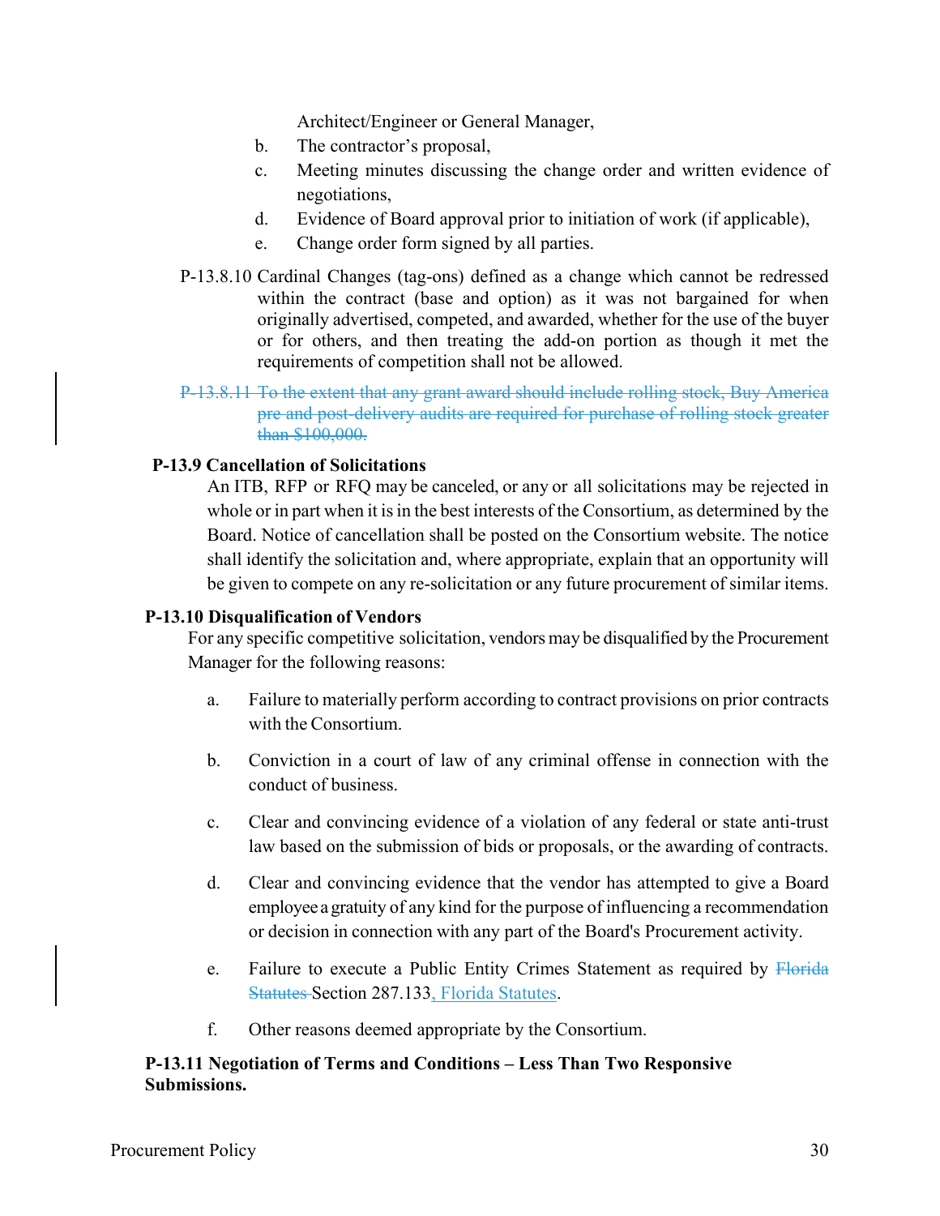Architect/Engineer or General Manager,

b. The contractor's proposal,

c. Meeting minutes discussing the change order and written evidence of negotiations,

d. Evidence of Board approval prior to initiation of work (if applicable),

e. Change order form signed by all parties.

P-13.8.10 Cardinal Changes (tag-ons) defined as a change which cannot be redressed within the contract (base and option) as it was not bargained for when originally advertised, competed, and awarded, whether for the use of the buyer or for others, and then treating the add-on portion as though it met the requirements of competition shall not be allowed.

~~P-13.8.11 To the extent that any grant award should include rolling stock, Buy America pre and post-delivery audits are required for purchase of rolling stock greater than $100,000.~~

**P-13.9 Cancellation of Solicitations**

An ITB, RFP or RFQ may be canceled, or any or all solicitations may be rejected in whole or in part when it is in the best interests of the Consortium, as determined by the Board. Notice of cancellation shall be posted on the Consortium website. The notice shall identify the solicitation and, where appropriate, explain that an opportunity will be given to compete on any re-solicitation or any future procurement of similar items.

**P-13.10 Disqualification of Vendors**

For any specific competitive solicitation, vendors may be disqualified by the Procurement Manager for the following reasons:

a. Failure to materially perform according to contract provisions on prior contracts with the Consortium.

b. Conviction in a court of law of any criminal offense in connection with the conduct of business.

c. Clear and convincing evidence of a violation of any federal or state anti-trust law based on the submission of bids or proposals, or the awarding of contracts.

d. Clear and convincing evidence that the vendor has attempted to give a Board employee a gratuity of any kind for the purpose of influencing a recommendation or decision in connection with any part of the Board's Procurement activity.

e. Failure to execute a Public Entity Crimes Statement as required by ~~Florida Statutes~~ Section 287.133, Florida Statutes.

f. Other reasons deemed appropriate by the Consortium.

**P-13.11 Negotiation of Terms and Conditions – Less Than Two Responsive Submissions.**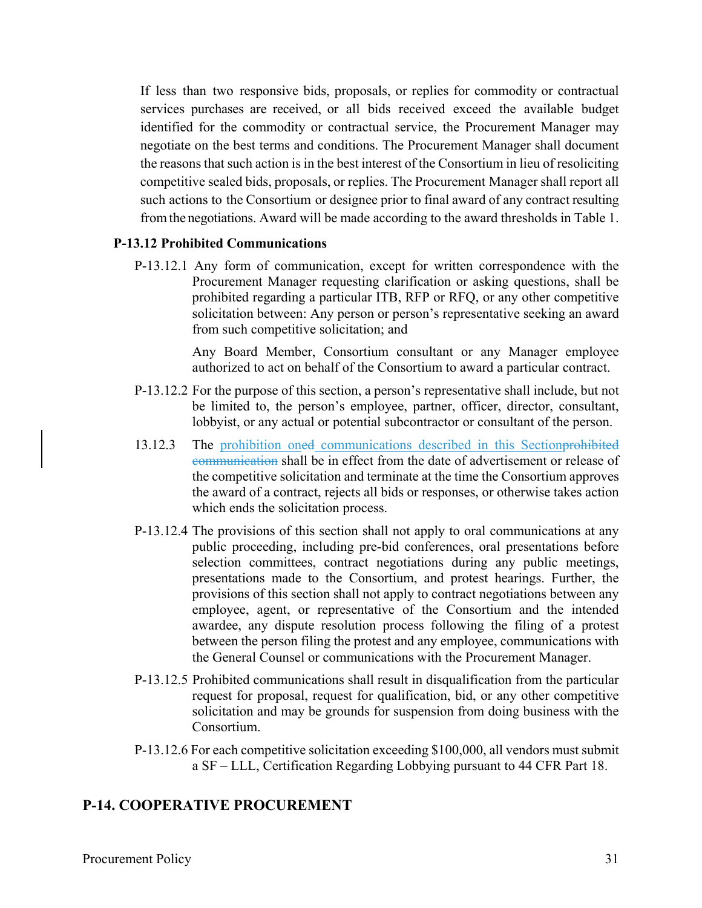If less than two responsive bids, proposals, or replies for commodity or contractual services purchases are received, or all bids received exceed the available budget identified for the commodity or contractual service, the Procurement Manager may negotiate on the best terms and conditions. The Procurement Manager shall document the reasons that such action is in the best interest of the Consortium in lieu of resoliciting competitive sealed bids, proposals, or replies. The Procurement Manager shall report all such actions to the Consortium or designee prior to final award of any contract resulting from the negotiations. Award will be made according to the award thresholds in Table 1.

### P-13.12 Prohibited Communications

P-13.12.1 Any form of communication, except for written correspondence with the Procurement Manager requesting clarification or asking questions, shall be prohibited regarding a particular ITB, RFP or RFQ, or any other competitive solicitation between: Any person or person's representative seeking an award from such competitive solicitation; and

Any Board Member, Consortium consultant or any Manager employee authorized to act on behalf of the Consortium to award a particular contract.

P-13.12.2 For the purpose of this section, a person's representative shall include, but not be limited to, the person's employee, partner, officer, director, consultant, lobbyist, or any actual or potential subcontractor or consultant of the person.

13.12.3 The prohibition oned communications described in this Sectionprohibited communication shall be in effect from the date of advertisement or release of the competitive solicitation and terminate at the time the Consortium approves the award of a contract, rejects all bids or responses, or otherwise takes action which ends the solicitation process.

P-13.12.4 The provisions of this section shall not apply to oral communications at any public proceeding, including pre-bid conferences, oral presentations before selection committees, contract negotiations during any public meetings, presentations made to the Consortium, and protest hearings. Further, the provisions of this section shall not apply to contract negotiations between any employee, agent, or representative of the Consortium and the intended awardee, any dispute resolution process following the filing of a protest between the person filing the protest and any employee, communications with the General Counsel or communications with the Procurement Manager.

P-13.12.5 Prohibited communications shall result in disqualification from the particular request for proposal, request for qualification, bid, or any other competitive solicitation and may be grounds for suspension from doing business with the Consortium.

P-13.12.6 For each competitive solicitation exceeding $100,000, all vendors must submit a SF – LLL, Certification Regarding Lobbying pursuant to 44 CFR Part 18.

## P-14. COOPERATIVE PROCUREMENT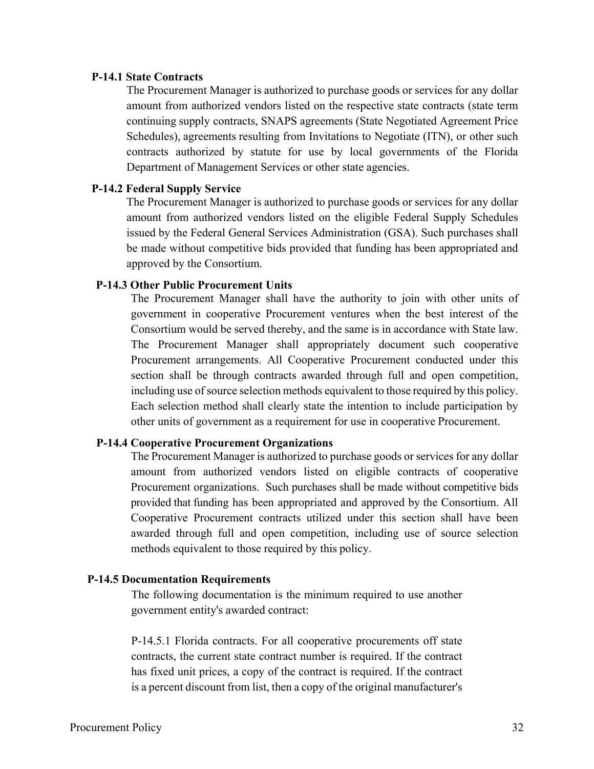### P-14.1 State Contracts

The Procurement Manager is authorized to purchase goods or services for any dollar amount from authorized vendors listed on the respective state contracts (state term continuing supply contracts, SNAPS agreements (State Negotiated Agreement Price Schedules), agreements resulting from Invitations to Negotiate (ITN), or other such contracts authorized by statute for use by local governments of the Florida Department of Management Services or other state agencies.

### P-14.2 Federal Supply Service

The Procurement Manager is authorized to purchase goods or services for any dollar amount from authorized vendors listed on the eligible Federal Supply Schedules issued by the Federal General Services Administration (GSA). Such purchases shall be made without competitive bids provided that funding has been appropriated and approved by the Consortium.

### P-14.3 Other Public Procurement Units

The Procurement Manager shall have the authority to join with other units of government in cooperative Procurement ventures when the best interest of the Consortium would be served thereby, and the same is in accordance with State law. The Procurement Manager shall appropriately document such cooperative Procurement arrangements. All Cooperative Procurement conducted under this section shall be through contracts awarded through full and open competition, including use of source selection methods equivalent to those required by this policy. Each selection method shall clearly state the intention to include participation by other units of government as a requirement for use in cooperative Procurement.

### P-14.4 Cooperative Procurement Organizations

The Procurement Manager is authorized to purchase goods or services for any dollar amount from authorized vendors listed on eligible contracts of cooperative Procurement organizations. Such purchases shall be made without competitive bids provided that funding has been appropriated and approved by the Consortium. All Cooperative Procurement contracts utilized under this section shall have been awarded through full and open competition, including use of source selection methods equivalent to those required by this policy.

### P-14.5 Documentation Requirements

The following documentation is the minimum required to use another government entity's awarded contract:

P-14.5.1 Florida contracts. For all cooperative procurements off state contracts, the current state contract number is required. If the contract has fixed unit prices, a copy of the contract is required. If the contract is a percent discount from list, then a copy of the original manufacturer's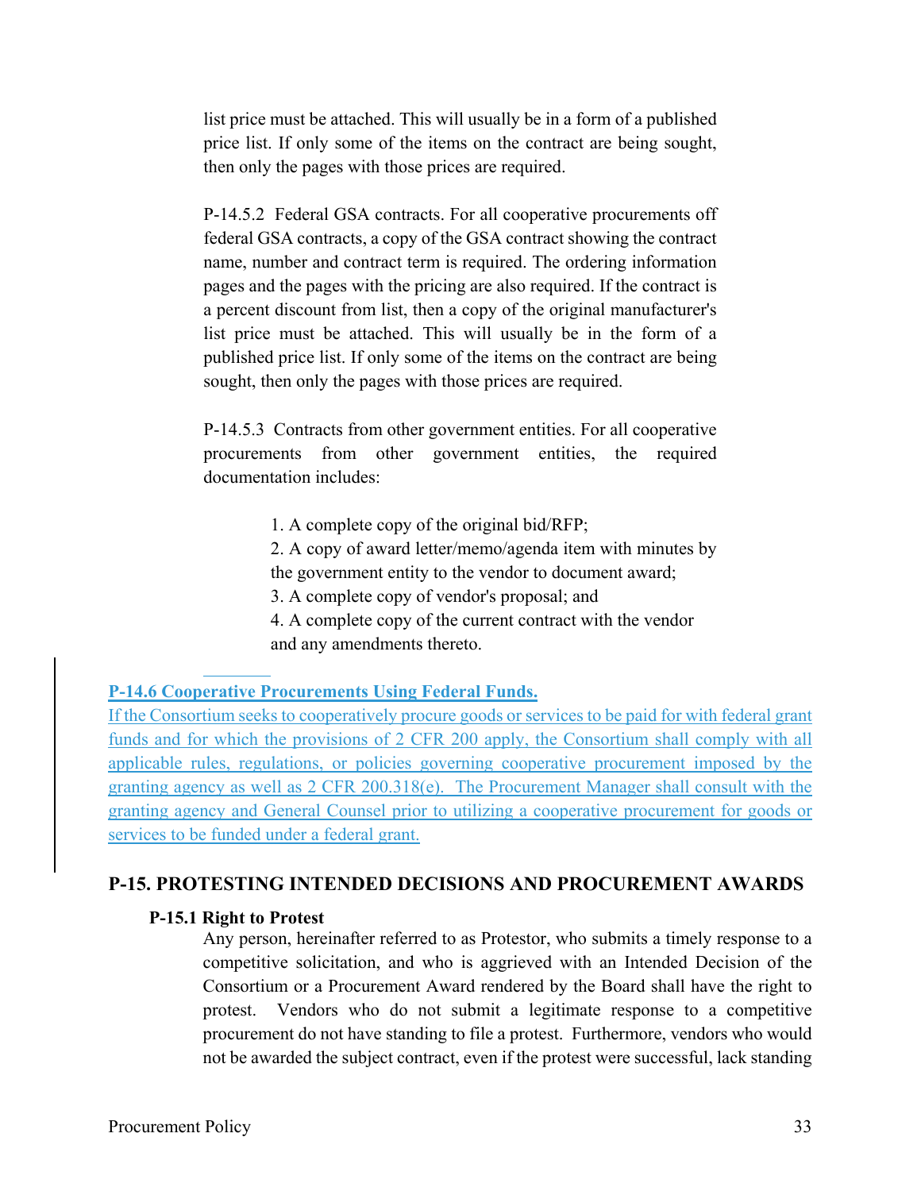list price must be attached. This will usually be in a form of a published price list. If only some of the items on the contract are being sought, then only the pages with those prices are required.

P-14.5.2 Federal GSA contracts. For all cooperative procurements off federal GSA contracts, a copy of the GSA contract showing the contract name, number and contract term is required. The ordering information pages and the pages with the pricing are also required. If the contract is a percent discount from list, then a copy of the original manufacturer's list price must be attached. This will usually be in the form of a published price list. If only some of the items on the contract are being sought, then only the pages with those prices are required.

P-14.5.3 Contracts from other government entities. For all cooperative procurements from other government entities, the required documentation includes:

1. A complete copy of the original bid/RFP;
2. A copy of award letter/memo/agenda item with minutes by the government entity to the vendor to document award;
3. A complete copy of vendor's proposal; and
4. A complete copy of the current contract with the vendor and any amendments thereto.

**P-14.6 Cooperative Procurements Using Federal Funds.**

If the Consortium seeks to cooperatively procure goods or services to be paid for with federal grant funds and for which the provisions of 2 CFR 200 apply, the Consortium shall comply with all applicable rules, regulations, or policies governing cooperative procurement imposed by the granting agency as well as 2 CFR 200.318(e). The Procurement Manager shall consult with the granting agency and General Counsel prior to utilizing a cooperative procurement for goods or services to be funded under a federal grant.

## P-15. PROTESTING INTENDED DECISIONS AND PROCUREMENT AWARDS

### P-15.1 Right to Protest

Any person, hereinafter referred to as Protestor, who submits a timely response to a competitive solicitation, and who is aggrieved with an Intended Decision of the Consortium or a Procurement Award rendered by the Board shall have the right to protest. Vendors who do not submit a legitimate response to a competitive procurement do not have standing to file a protest. Furthermore, vendors who would not be awarded the subject contract, even if the protest were successful, lack standing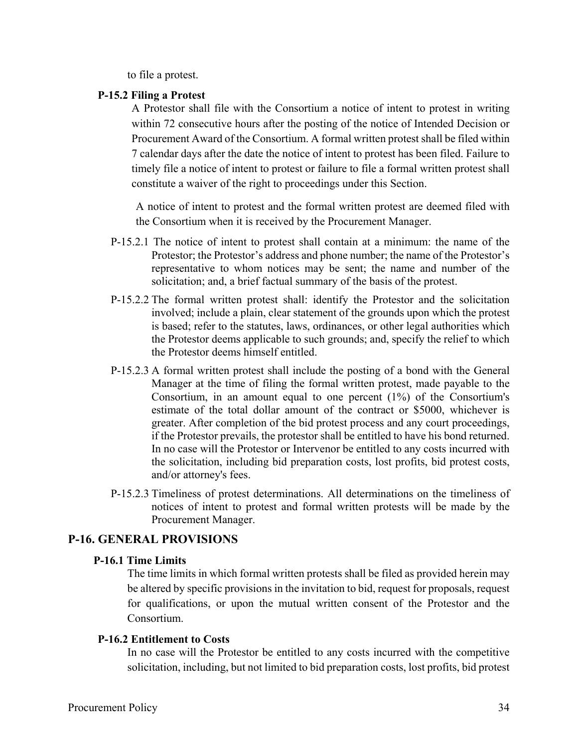to file a protest.

### P-15.2 Filing a Protest

A Protestor shall file with the Consortium a notice of intent to protest in writing within 72 consecutive hours after the posting of the notice of Intended Decision or Procurement Award of the Consortium. A formal written protest shall be filed within 7 calendar days after the date the notice of intent to protest has been filed. Failure to timely file a notice of intent to protest or failure to file a formal written protest shall constitute a waiver of the right to proceedings under this Section.

A notice of intent to protest and the formal written protest are deemed filed with the Consortium when it is received by the Procurement Manager.

P-15.2.1 The notice of intent to protest shall contain at a minimum: the name of the Protestor; the Protestor's address and phone number; the name of the Protestor's representative to whom notices may be sent; the name and number of the solicitation; and, a brief factual summary of the basis of the protest.

P-15.2.2 The formal written protest shall: identify the Protestor and the solicitation involved; include a plain, clear statement of the grounds upon which the protest is based; refer to the statutes, laws, ordinances, or other legal authorities which the Protestor deems applicable to such grounds; and, specify the relief to which the Protestor deems himself entitled.

P-15.2.3 A formal written protest shall include the posting of a bond with the General Manager at the time of filing the formal written protest, made payable to the Consortium, in an amount equal to one percent (1%) of the Consortium's estimate of the total dollar amount of the contract or $5000, whichever is greater. After completion of the bid protest process and any court proceedings, if the Protestor prevails, the protestor shall be entitled to have his bond returned. In no case will the Protestor or Intervenor be entitled to any costs incurred with the solicitation, including bid preparation costs, lost profits, bid protest costs, and/or attorney's fees.

P-15.2.3 Timeliness of protest determinations. All determinations on the timeliness of notices of intent to protest and formal written protests will be made by the Procurement Manager.

## P-16. GENERAL PROVISIONS

### P-16.1 Time Limits

The time limits in which formal written protests shall be filed as provided herein may be altered by specific provisions in the invitation to bid, request for proposals, request for qualifications, or upon the mutual written consent of the Protestor and the Consortium.

### P-16.2 Entitlement to Costs

In no case will the Protestor be entitled to any costs incurred with the competitive solicitation, including, but not limited to bid preparation costs, lost profits, bid protest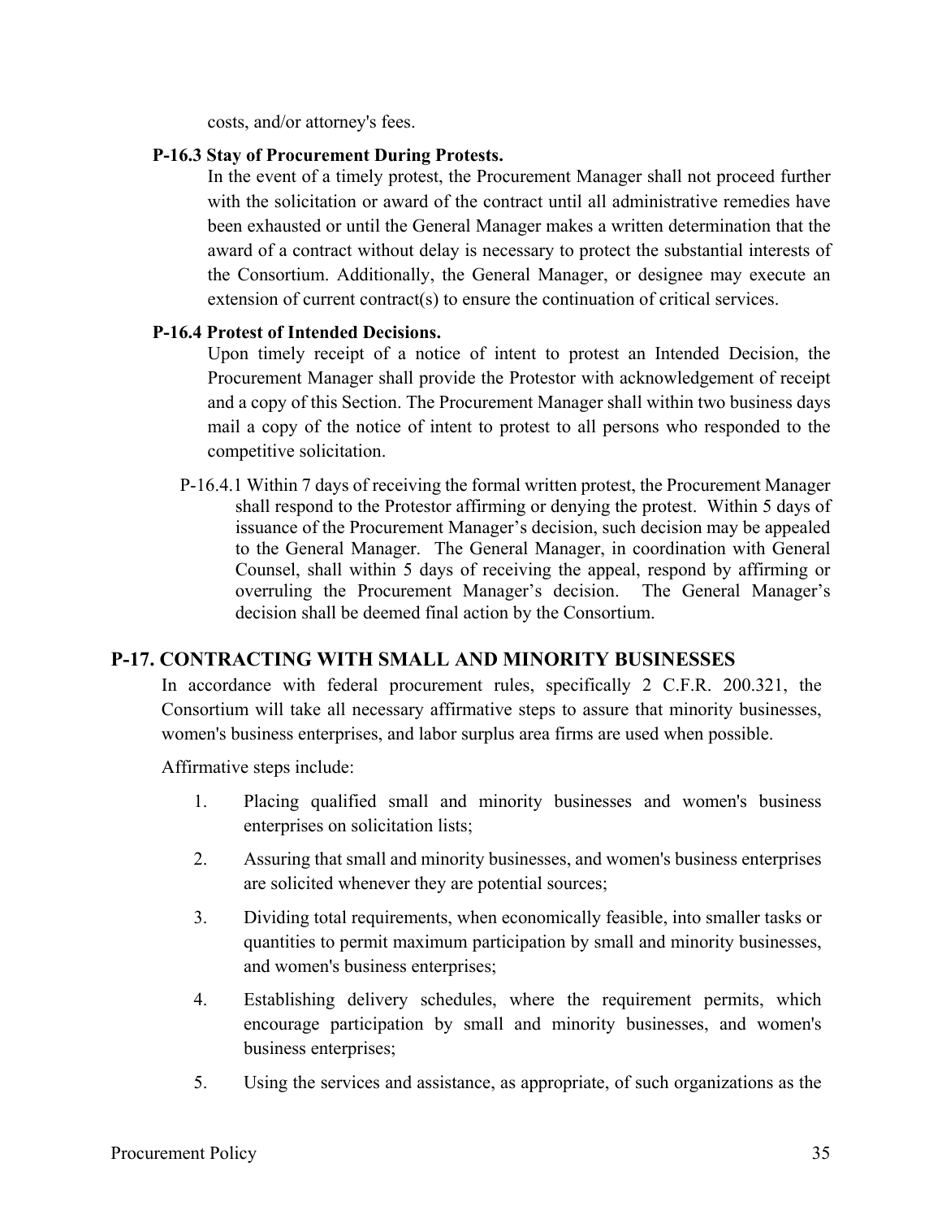costs, and/or attorney's fees.

**P-16.3 Stay of Procurement During Protests.**

In the event of a timely protest, the Procurement Manager shall not proceed further with the solicitation or award of the contract until all administrative remedies have been exhausted or until the General Manager makes a written determination that the award of a contract without delay is necessary to protect the substantial interests of the Consortium. Additionally, the General Manager, or designee may execute an extension of current contract(s) to ensure the continuation of critical services.

**P-16.4 Protest of Intended Decisions.**

Upon timely receipt of a notice of intent to protest an Intended Decision, the Procurement Manager shall provide the Protestor with acknowledgement of receipt and a copy of this Section. The Procurement Manager shall within two business days mail a copy of the notice of intent to protest to all persons who responded to the competitive solicitation.

P-16.4.1 Within 7 days of receiving the formal written protest, the Procurement Manager shall respond to the Protestor affirming or denying the protest. Within 5 days of issuance of the Procurement Manager's decision, such decision may be appealed to the General Manager. The General Manager, in coordination with General Counsel, shall within 5 days of receiving the appeal, respond by affirming or overruling the Procurement Manager's decision. The General Manager's decision shall be deemed final action by the Consortium.

## P-17. CONTRACTING WITH SMALL AND MINORITY BUSINESSES

In accordance with federal procurement rules, specifically 2 C.F.R. 200.321, the Consortium will take all necessary affirmative steps to assure that minority businesses, women's business enterprises, and labor surplus area firms are used when possible.

Affirmative steps include:

1. Placing qualified small and minority businesses and women's business enterprises on solicitation lists;
2. Assuring that small and minority businesses, and women's business enterprises are solicited whenever they are potential sources;
3. Dividing total requirements, when economically feasible, into smaller tasks or quantities to permit maximum participation by small and minority businesses, and women's business enterprises;
4. Establishing delivery schedules, where the requirement permits, which encourage participation by small and minority businesses, and women's business enterprises;
5. Using the services and assistance, as appropriate, of such organizations as the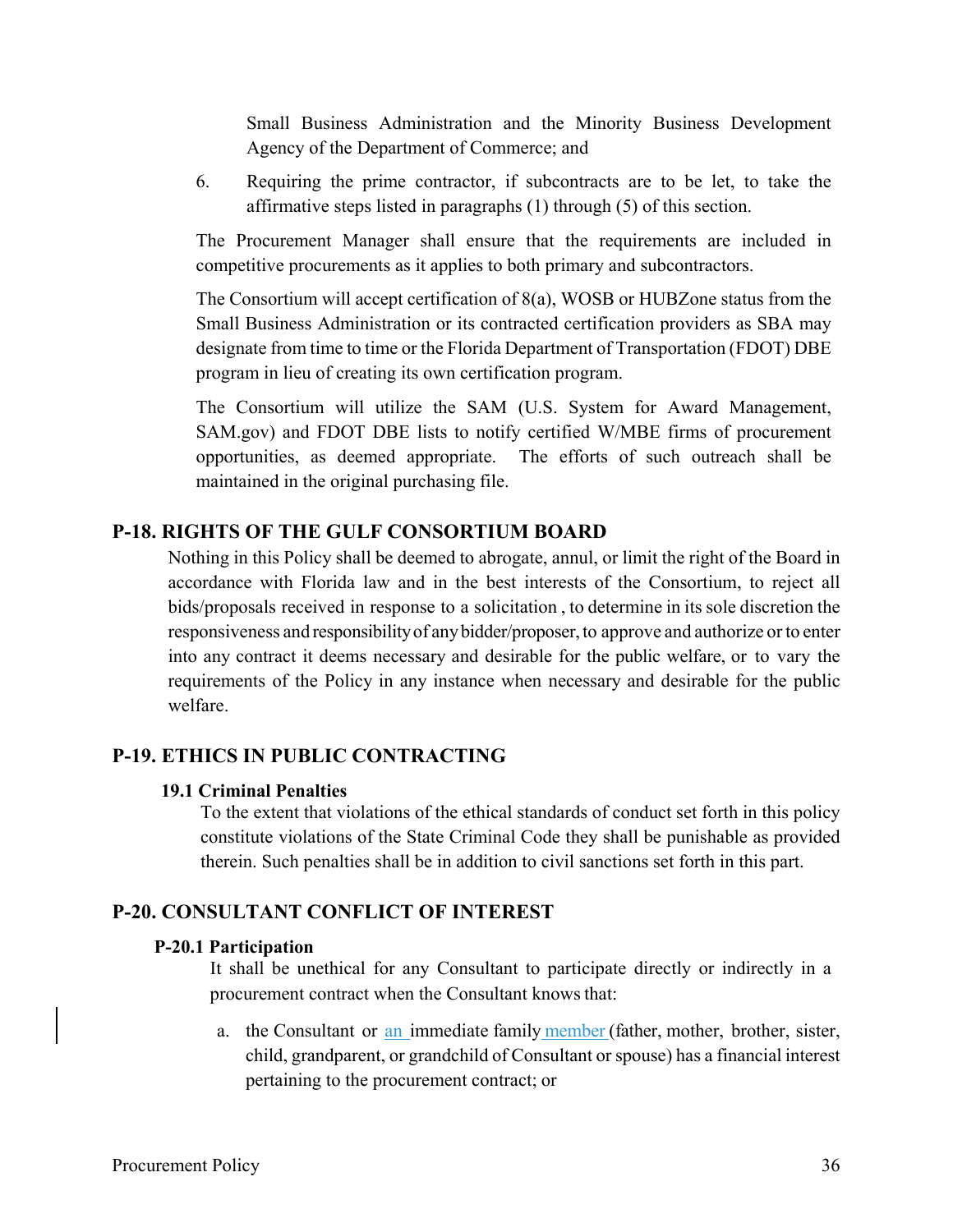Small Business Administration and the Minority Business Development Agency of the Department of Commerce; and

6. Requiring the prime contractor, if subcontracts are to be let, to take the affirmative steps listed in paragraphs (1) through (5) of this section.

The Procurement Manager shall ensure that the requirements are included in competitive procurements as it applies to both primary and subcontractors.

The Consortium will accept certification of 8(a), WOSB or HUBZone status from the Small Business Administration or its contracted certification providers as SBA may designate from time to time or the Florida Department of Transportation (FDOT) DBE program in lieu of creating its own certification program.

The Consortium will utilize the SAM (U.S. System for Award Management, SAM.gov) and FDOT DBE lists to notify certified W/MBE firms of procurement opportunities, as deemed appropriate. The efforts of such outreach shall be maintained in the original purchasing file.

## P-18. RIGHTS OF THE GULF CONSORTIUM BOARD

Nothing in this Policy shall be deemed to abrogate, annul, or limit the right of the Board in accordance with Florida law and in the best interests of the Consortium, to reject all bids/proposals received in response to a solicitation , to determine in its sole discretion the responsiveness and responsibility of any bidder/proposer, to approve and authorize or to enter into any contract it deems necessary and desirable for the public welfare, or to vary the requirements of the Policy in any instance when necessary and desirable for the public welfare.

## P-19. ETHICS IN PUBLIC CONTRACTING

### 19.1 Criminal Penalties

To the extent that violations of the ethical standards of conduct set forth in this policy constitute violations of the State Criminal Code they shall be punishable as provided therein. Such penalties shall be in addition to civil sanctions set forth in this part.

## P-20. CONSULTANT CONFLICT OF INTEREST

### P-20.1 Participation

It shall be unethical for any Consultant to participate directly or indirectly in a procurement contract when the Consultant knows that:

a. the Consultant or an immediate family member (father, mother, brother, sister, child, grandparent, or grandchild of Consultant or spouse) has a financial interest pertaining to the procurement contract; or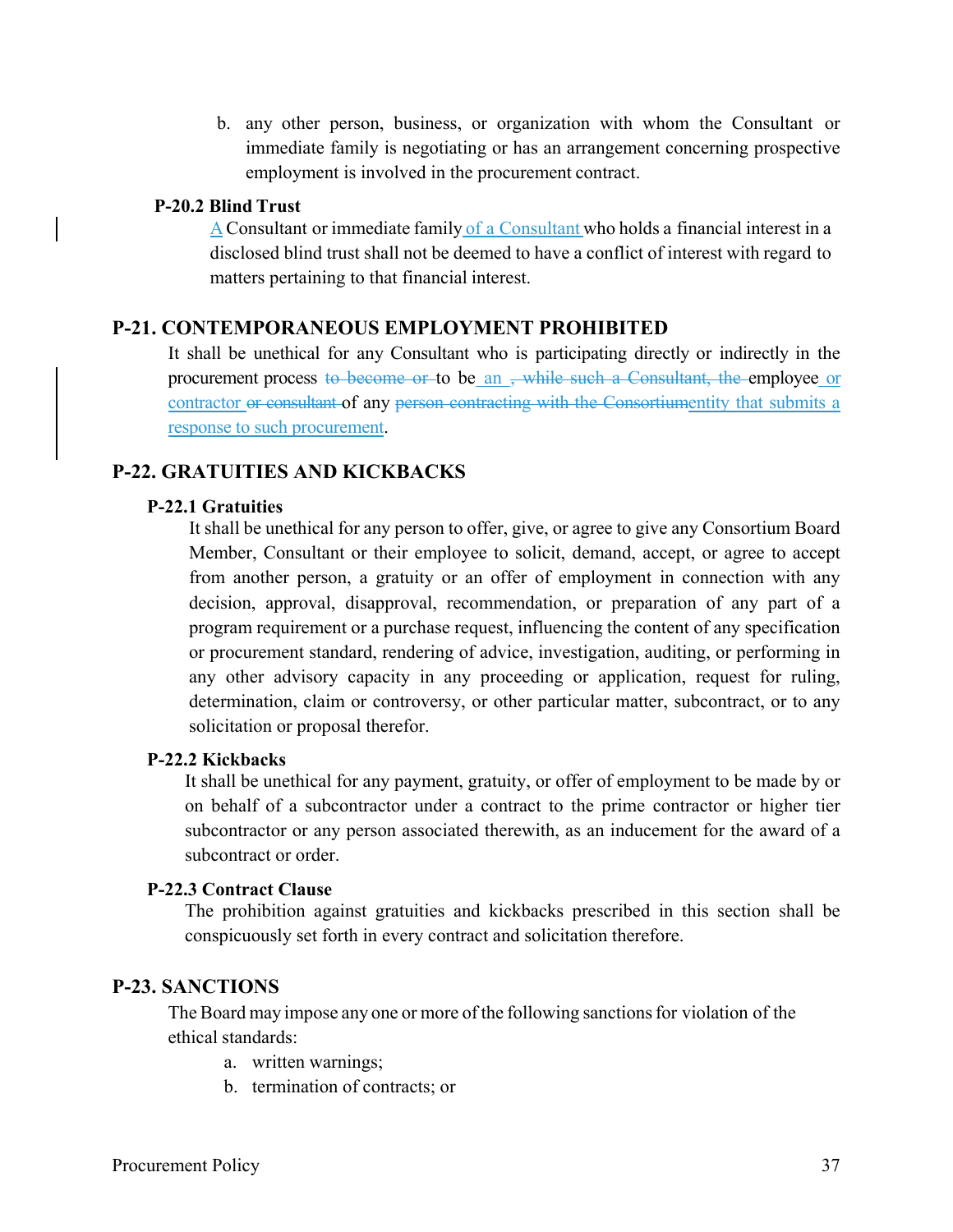b. any other person, business, or organization with whom the Consultant or immediate family is negotiating or has an arrangement concerning prospective employment is involved in the procurement contract.

### P-20.2 Blind Trust

A Consultant or immediate family of a Consultant who holds a financial interest in a disclosed blind trust shall not be deemed to have a conflict of interest with regard to matters pertaining to that financial interest.

## P-21. CONTEMPORANEOUS EMPLOYMENT PROHIBITED

It shall be unethical for any Consultant who is participating directly or indirectly in the procurement process ~~to become or~~ to be an ~~, while such a Consultant, the~~ employee or contractor ~~or consultant~~ of any ~~person contracting with the Consortium~~entity that submits a response to such procurement.

## P-22. GRATUITIES AND KICKBACKS

### P-22.1 Gratuities

It shall be unethical for any person to offer, give, or agree to give any Consortium Board Member, Consultant or their employee to solicit, demand, accept, or agree to accept from another person, a gratuity or an offer of employment in connection with any decision, approval, disapproval, recommendation, or preparation of any part of a program requirement or a purchase request, influencing the content of any specification or procurement standard, rendering of advice, investigation, auditing, or performing in any other advisory capacity in any proceeding or application, request for ruling, determination, claim or controversy, or other particular matter, subcontract, or to any solicitation or proposal therefor.

### P-22.2 Kickbacks

It shall be unethical for any payment, gratuity, or offer of employment to be made by or on behalf of a subcontractor under a contract to the prime contractor or higher tier subcontractor or any person associated therewith, as an inducement for the award of a subcontract or order.

### P-22.3 Contract Clause

The prohibition against gratuities and kickbacks prescribed in this section shall be conspicuously set forth in every contract and solicitation therefore.

## P-23. SANCTIONS

The Board may impose any one or more of the following sanctions for violation of the ethical standards:

a. written warnings;

b. termination of contracts; or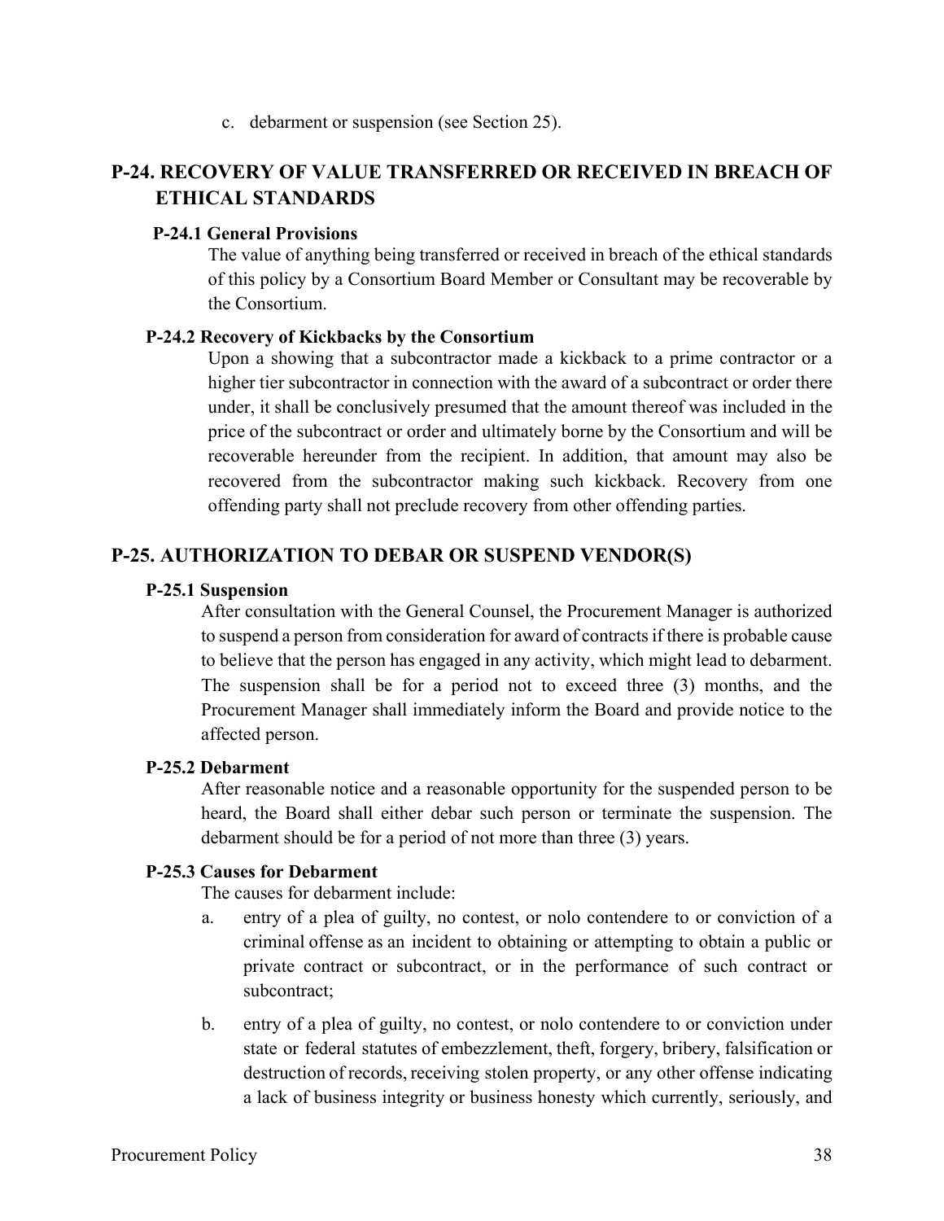c. debarment or suspension (see Section 25).

## P-24. RECOVERY OF VALUE TRANSFERRED OR RECEIVED IN BREACH OF ETHICAL STANDARDS

### P-24.1 General Provisions

The value of anything being transferred or received in breach of the ethical standards of this policy by a Consortium Board Member or Consultant may be recoverable by the Consortium.

### P-24.2 Recovery of Kickbacks by the Consortium

Upon a showing that a subcontractor made a kickback to a prime contractor or a higher tier subcontractor in connection with the award of a subcontract or order there under, it shall be conclusively presumed that the amount thereof was included in the price of the subcontract or order and ultimately borne by the Consortium and will be recoverable hereunder from the recipient. In addition, that amount may also be recovered from the subcontractor making such kickback. Recovery from one offending party shall not preclude recovery from other offending parties.

## P-25. AUTHORIZATION TO DEBAR OR SUSPEND VENDOR(S)

### P-25.1 Suspension

After consultation with the General Counsel, the Procurement Manager is authorized to suspend a person from consideration for award of contracts if there is probable cause to believe that the person has engaged in any activity, which might lead to debarment. The suspension shall be for a period not to exceed three (3) months, and the Procurement Manager shall immediately inform the Board and provide notice to the affected person.

### P-25.2 Debarment

After reasonable notice and a reasonable opportunity for the suspended person to be heard, the Board shall either debar such person or terminate the suspension. The debarment should be for a period of not more than three (3) years.

### P-25.3 Causes for Debarment

The causes for debarment include:

a. entry of a plea of guilty, no contest, or nolo contendere to or conviction of a criminal offense as an incident to obtaining or attempting to obtain a public or private contract or subcontract, or in the performance of such contract or subcontract;

b. entry of a plea of guilty, no contest, or nolo contendere to or conviction under state or federal statutes of embezzlement, theft, forgery, bribery, falsification or destruction of records, receiving stolen property, or any other offense indicating a lack of business integrity or business honesty which currently, seriously, and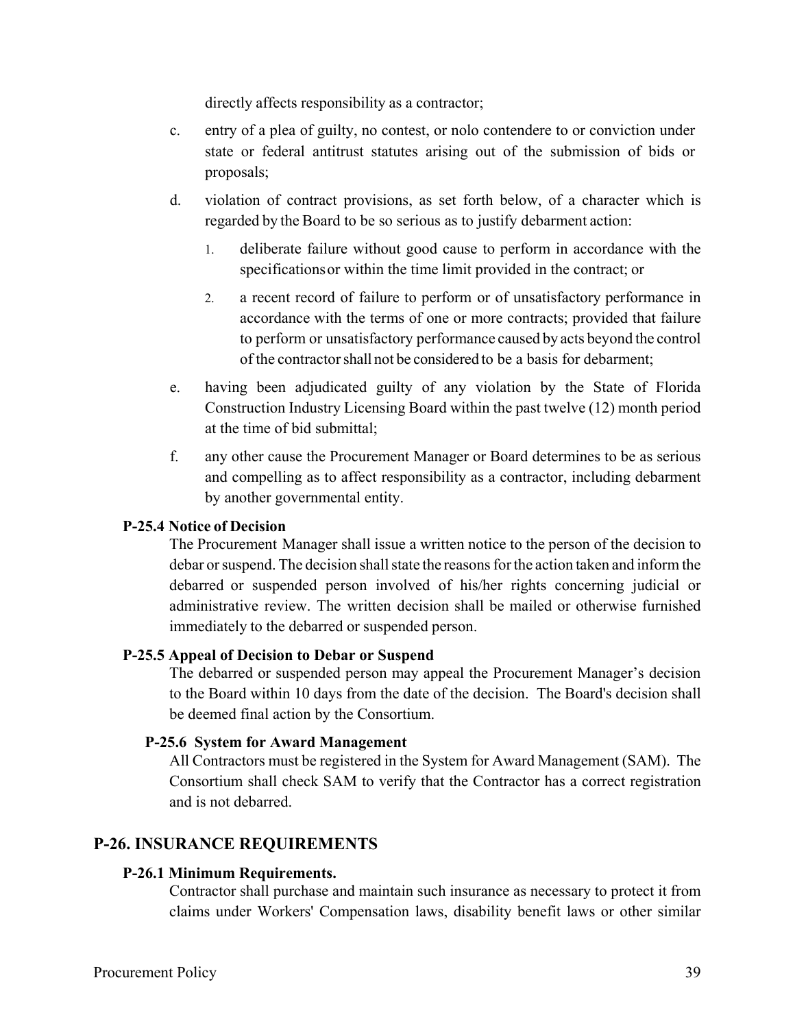directly affects responsibility as a contractor;

c. entry of a plea of guilty, no contest, or nolo contendere to or conviction under state or federal antitrust statutes arising out of the submission of bids or proposals;

d. violation of contract provisions, as set forth below, of a character which is regarded by the Board to be so serious as to justify debarment action:

   1. deliberate failure without good cause to perform in accordance with the specifications or within the time limit provided in the contract; or

   2. a recent record of failure to perform or of unsatisfactory performance in accordance with the terms of one or more contracts; provided that failure to perform or unsatisfactory performance caused by acts beyond the control of the contractor shall not be considered to be a basis for debarment;

e. having been adjudicated guilty of any violation by the State of Florida Construction Industry Licensing Board within the past twelve (12) month period at the time of bid submittal;

f. any other cause the Procurement Manager or Board determines to be as serious and compelling as to affect responsibility as a contractor, including debarment by another governmental entity.

#### P-25.4 Notice of Decision

The Procurement Manager shall issue a written notice to the person of the decision to debar or suspend. The decision shall state the reasons for the action taken and inform the debarred or suspended person involved of his/her rights concerning judicial or administrative review. The written decision shall be mailed or otherwise furnished immediately to the debarred or suspended person.

#### P-25.5 Appeal of Decision to Debar or Suspend

The debarred or suspended person may appeal the Procurement Manager's decision to the Board within 10 days from the date of the decision. The Board's decision shall be deemed final action by the Consortium.

#### P-25.6 System for Award Management

All Contractors must be registered in the System for Award Management (SAM). The Consortium shall check SAM to verify that the Contractor has a correct registration and is not debarred.

### P-26. INSURANCE REQUIREMENTS

#### P-26.1 Minimum Requirements.

Contractor shall purchase and maintain such insurance as necessary to protect it from claims under Workers' Compensation laws, disability benefit laws or other similar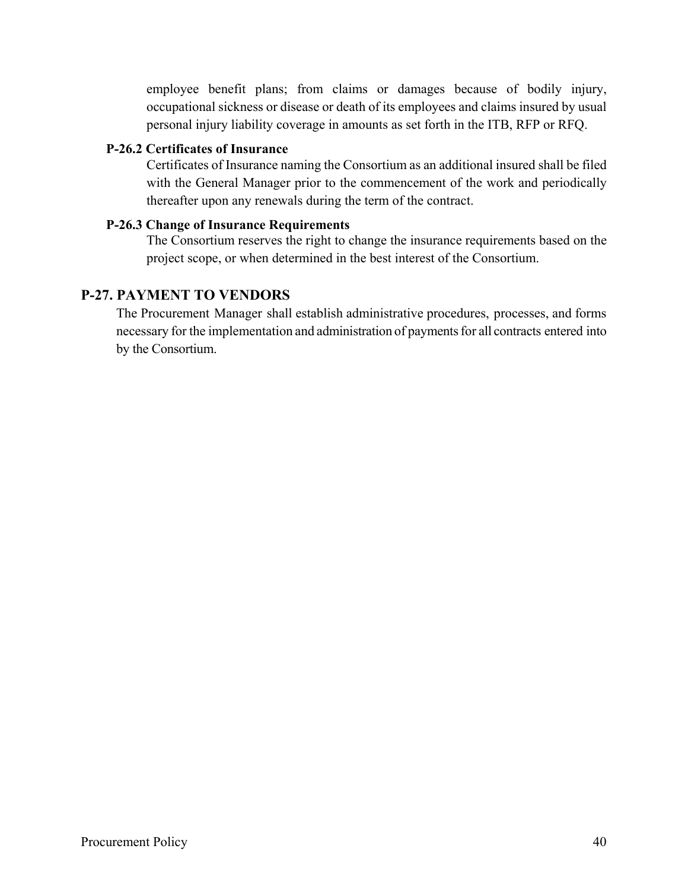employee benefit plans; from claims or damages because of bodily injury, occupational sickness or disease or death of its employees and claims insured by usual personal injury liability coverage in amounts as set forth in the ITB, RFP or RFQ.

### P-26.2 Certificates of Insurance

Certificates of Insurance naming the Consortium as an additional insured shall be filed with the General Manager prior to the commencement of the work and periodically thereafter upon any renewals during the term of the contract.

### P-26.3 Change of Insurance Requirements

The Consortium reserves the right to change the insurance requirements based on the project scope, or when determined in the best interest of the Consortium.

## P-27. PAYMENT TO VENDORS

The Procurement Manager shall establish administrative procedures, processes, and forms necessary for the implementation and administration of payments for all contracts entered into by the Consortium.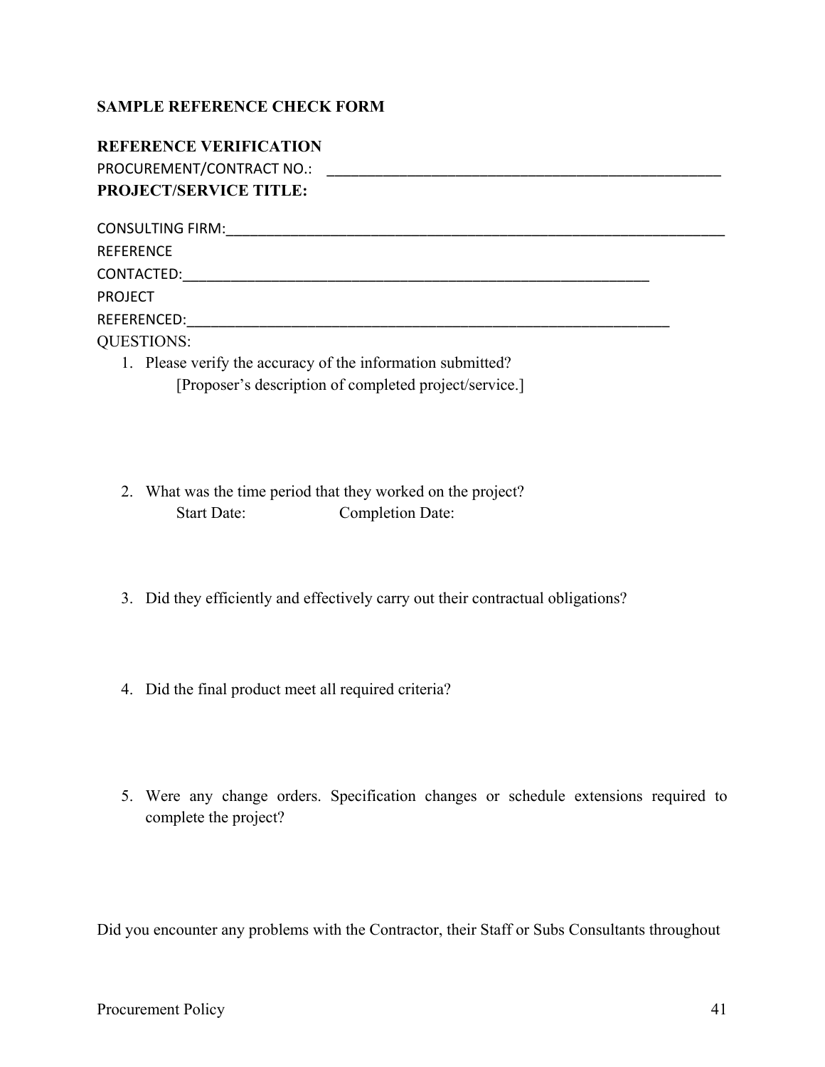**SAMPLE REFERENCE CHECK FORM**

**REFERENCE VERIFICATION**

PROCUREMENT/CONTRACT NO.: ______________________________________________________

**PROJECT/SERVICE TITLE:**

CONSULTING FIRM:____________________________________________________________________

REFERENCE CONTACTED:________________________________________________________________

PROJECT REFERENCED:__________________________________________________________________

QUESTIONS:

1. Please verify the accuracy of the information submitted?
   [Proposer's description of completed project/service.]

2. What was the time period that they worked on the project?
   Start Date: Completion Date:

3. Did they efficiently and effectively carry out their contractual obligations?

4. Did the final product meet all required criteria?

5. Were any change orders. Specification changes or schedule extensions required to complete the project?

Did you encounter any problems with the Contractor, their Staff or Subs Consultants throughout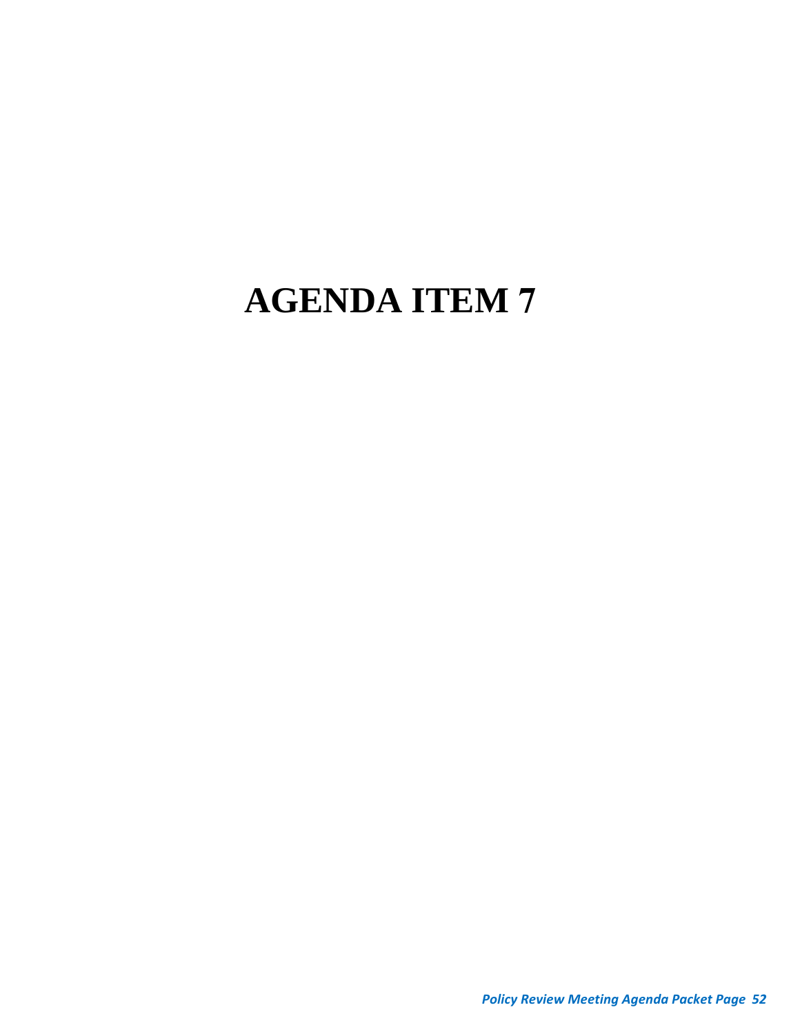# AGENDA ITEM 7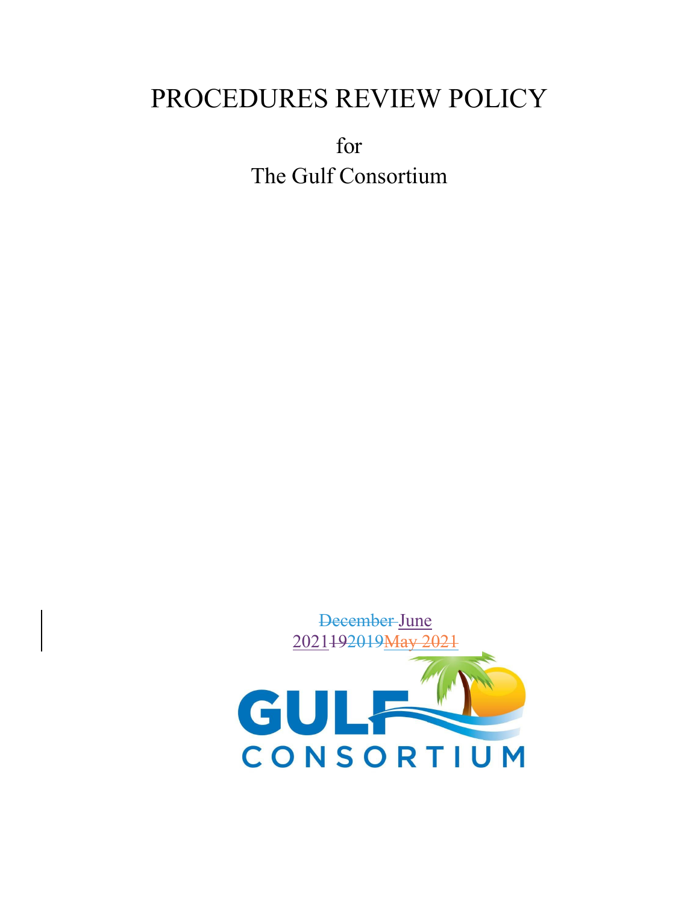# PROCEDURES REVIEW POLICY

for

The Gulf Consortium

~~December~~ June

2021~~19~~~~2019~~~~May 2021~~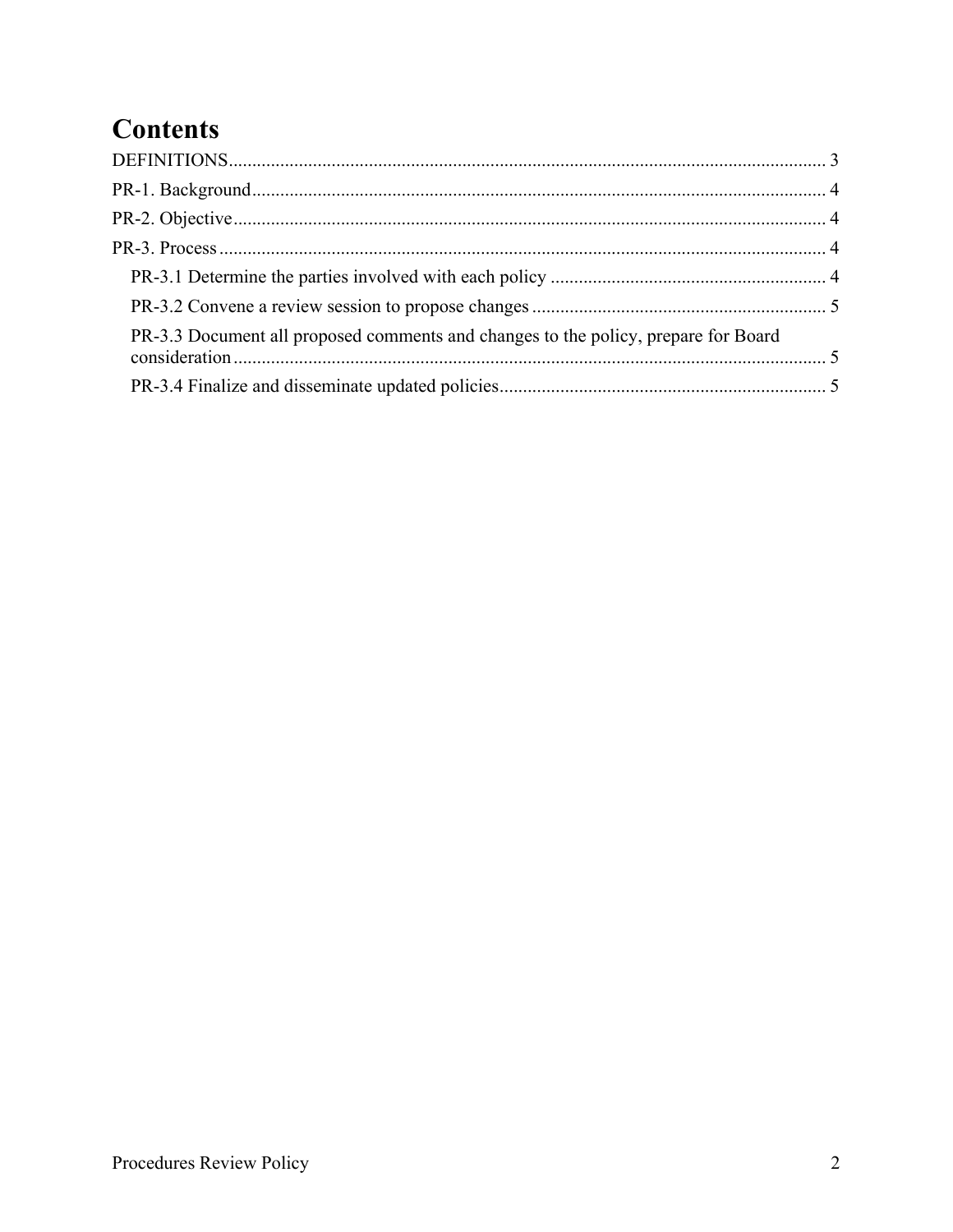# Contents

DEFINITIONS ... 3

PR-1. Background ... 4

PR-2. Objective ... 4

PR-3. Process ... 4

- PR-3.1 Determine the parties involved with each policy ... 4
- PR-3.2 Convene a review session to propose changes ... 5
- PR-3.3 Document all proposed comments and changes to the policy, prepare for Board consideration ... 5
- PR-3.4 Finalize and disseminate updated policies ... 5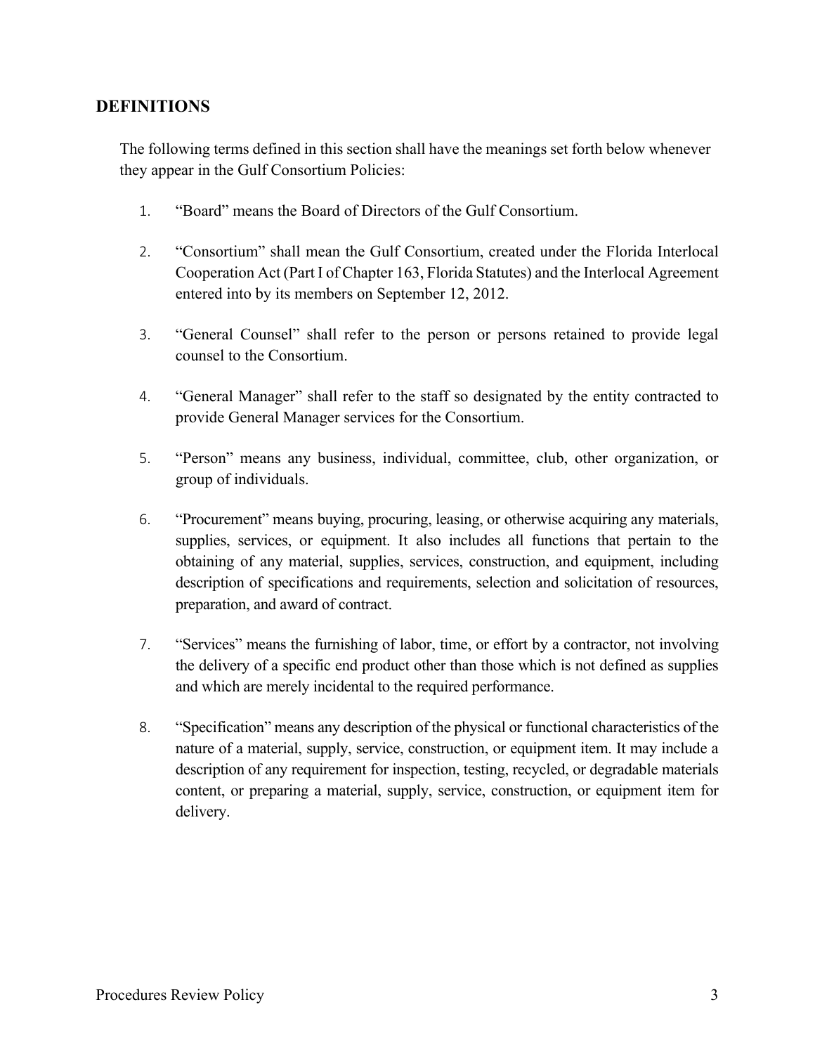## DEFINITIONS

The following terms defined in this section shall have the meanings set forth below whenever they appear in the Gulf Consortium Policies:

1. "Board" means the Board of Directors of the Gulf Consortium.

2. "Consortium" shall mean the Gulf Consortium, created under the Florida Interlocal Cooperation Act (Part I of Chapter 163, Florida Statutes) and the Interlocal Agreement entered into by its members on September 12, 2012.

3. "General Counsel" shall refer to the person or persons retained to provide legal counsel to the Consortium.

4. "General Manager" shall refer to the staff so designated by the entity contracted to provide General Manager services for the Consortium.

5. "Person" means any business, individual, committee, club, other organization, or group of individuals.

6. "Procurement" means buying, procuring, leasing, or otherwise acquiring any materials, supplies, services, or equipment. It also includes all functions that pertain to the obtaining of any material, supplies, services, construction, and equipment, including description of specifications and requirements, selection and solicitation of resources, preparation, and award of contract.

7. "Services" means the furnishing of labor, time, or effort by a contractor, not involving the delivery of a specific end product other than those which is not defined as supplies and which are merely incidental to the required performance.

8. "Specification" means any description of the physical or functional characteristics of the nature of a material, supply, service, construction, or equipment item. It may include a description of any requirement for inspection, testing, recycled, or degradable materials content, or preparing a material, supply, service, construction, or equipment item for delivery.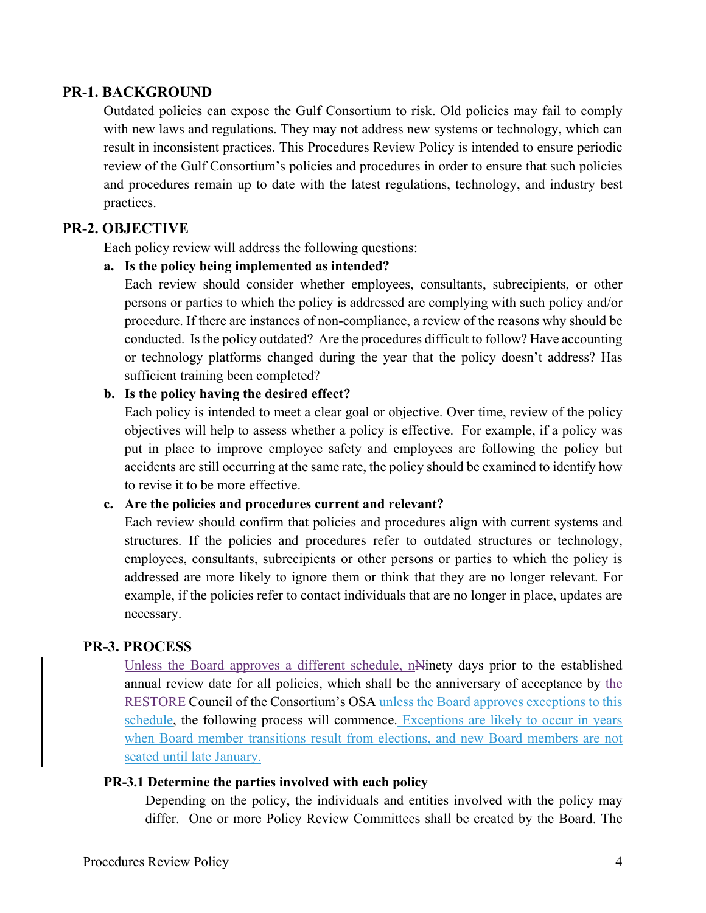## PR-1. BACKGROUND

Outdated policies can expose the Gulf Consortium to risk. Old policies may fail to comply with new laws and regulations. They may not address new systems or technology, which can result in inconsistent practices. This Procedures Review Policy is intended to ensure periodic review of the Gulf Consortium's policies and procedures in order to ensure that such policies and procedures remain up to date with the latest regulations, technology, and industry best practices.

## PR-2. OBJECTIVE

Each policy review will address the following questions:

**a. Is the policy being implemented as intended?**

Each review should consider whether employees, consultants, subrecipients, or other persons or parties to which the policy is addressed are complying with such policy and/or procedure. If there are instances of non-compliance, a review of the reasons why should be conducted. Is the policy outdated? Are the procedures difficult to follow? Have accounting or technology platforms changed during the year that the policy doesn't address? Has sufficient training been completed?

**b. Is the policy having the desired effect?**

Each policy is intended to meet a clear goal or objective. Over time, review of the policy objectives will help to assess whether a policy is effective. For example, if a policy was put in place to improve employee safety and employees are following the policy but accidents are still occurring at the same rate, the policy should be examined to identify how to revise it to be more effective.

**c. Are the policies and procedures current and relevant?**

Each review should confirm that policies and procedures align with current systems and structures. If the policies and procedures refer to outdated structures or technology, employees, consultants, subrecipients or other persons or parties to which the policy is addressed are more likely to ignore them or think that they are no longer relevant. For example, if the policies refer to contact individuals that are no longer in place, updates are necessary.

## PR-3. PROCESS

Unless the Board approves a different schedule, nNinety days prior to the established annual review date for all policies, which shall be the anniversary of acceptance by the RESTORE Council of the Consortium's OSA unless the Board approves exceptions to this schedule, the following process will commence. Exceptions are likely to occur in years when Board member transitions result from elections, and new Board members are not seated until late January.

### PR-3.1 Determine the parties involved with each policy

Depending on the policy, the individuals and entities involved with the policy may differ. One or more Policy Review Committees shall be created by the Board. The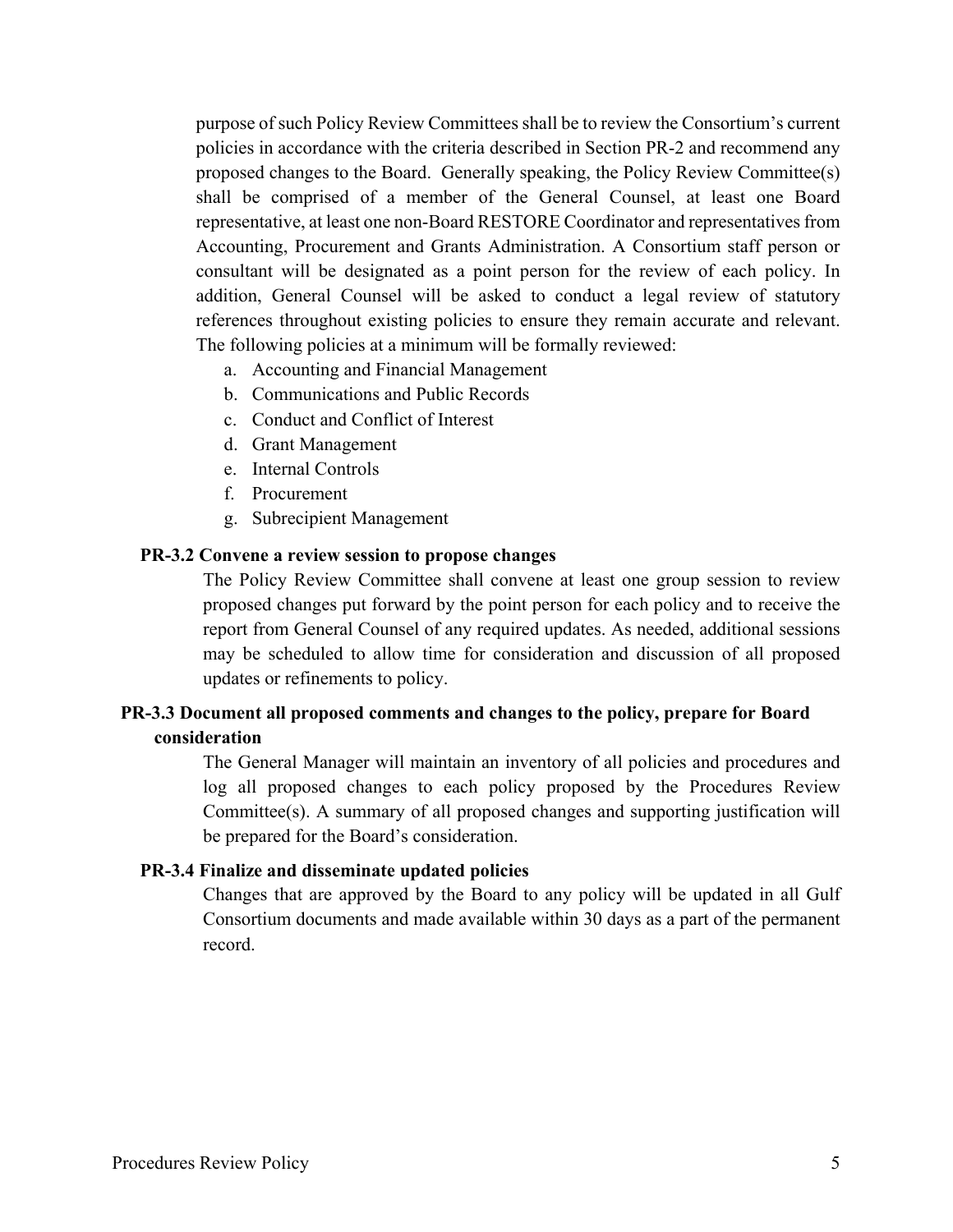purpose of such Policy Review Committees shall be to review the Consortium's current policies in accordance with the criteria described in Section PR-2 and recommend any proposed changes to the Board. Generally speaking, the Policy Review Committee(s) shall be comprised of a member of the General Counsel, at least one Board representative, at least one non-Board RESTORE Coordinator and representatives from Accounting, Procurement and Grants Administration. A Consortium staff person or consultant will be designated as a point person for the review of each policy. In addition, General Counsel will be asked to conduct a legal review of statutory references throughout existing policies to ensure they remain accurate and relevant. The following policies at a minimum will be formally reviewed:

a. Accounting and Financial Management
b. Communications and Public Records
c. Conduct and Conflict of Interest
d. Grant Management
e. Internal Controls
f. Procurement
g. Subrecipient Management

**PR-3.2 Convene a review session to propose changes**

The Policy Review Committee shall convene at least one group session to review proposed changes put forward by the point person for each policy and to receive the report from General Counsel of any required updates. As needed, additional sessions may be scheduled to allow time for consideration and discussion of all proposed updates or refinements to policy.

**PR-3.3 Document all proposed comments and changes to the policy, prepare for Board consideration**

The General Manager will maintain an inventory of all policies and procedures and log all proposed changes to each policy proposed by the Procedures Review Committee(s). A summary of all proposed changes and supporting justification will be prepared for the Board's consideration.

**PR-3.4 Finalize and disseminate updated policies**

Changes that are approved by the Board to any policy will be updated in all Gulf Consortium documents and made available within 30 days as a part of the permanent record.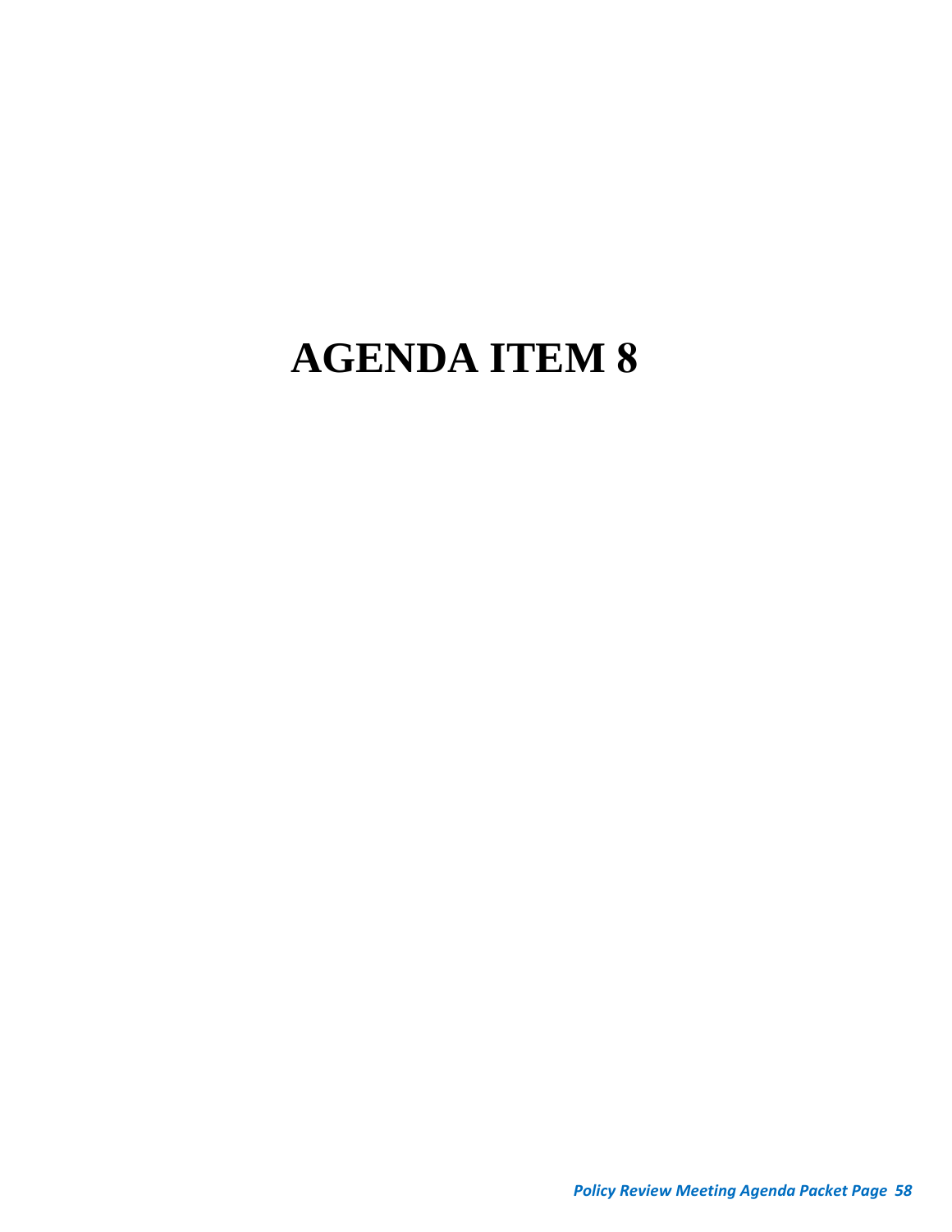# AGENDA ITEM 8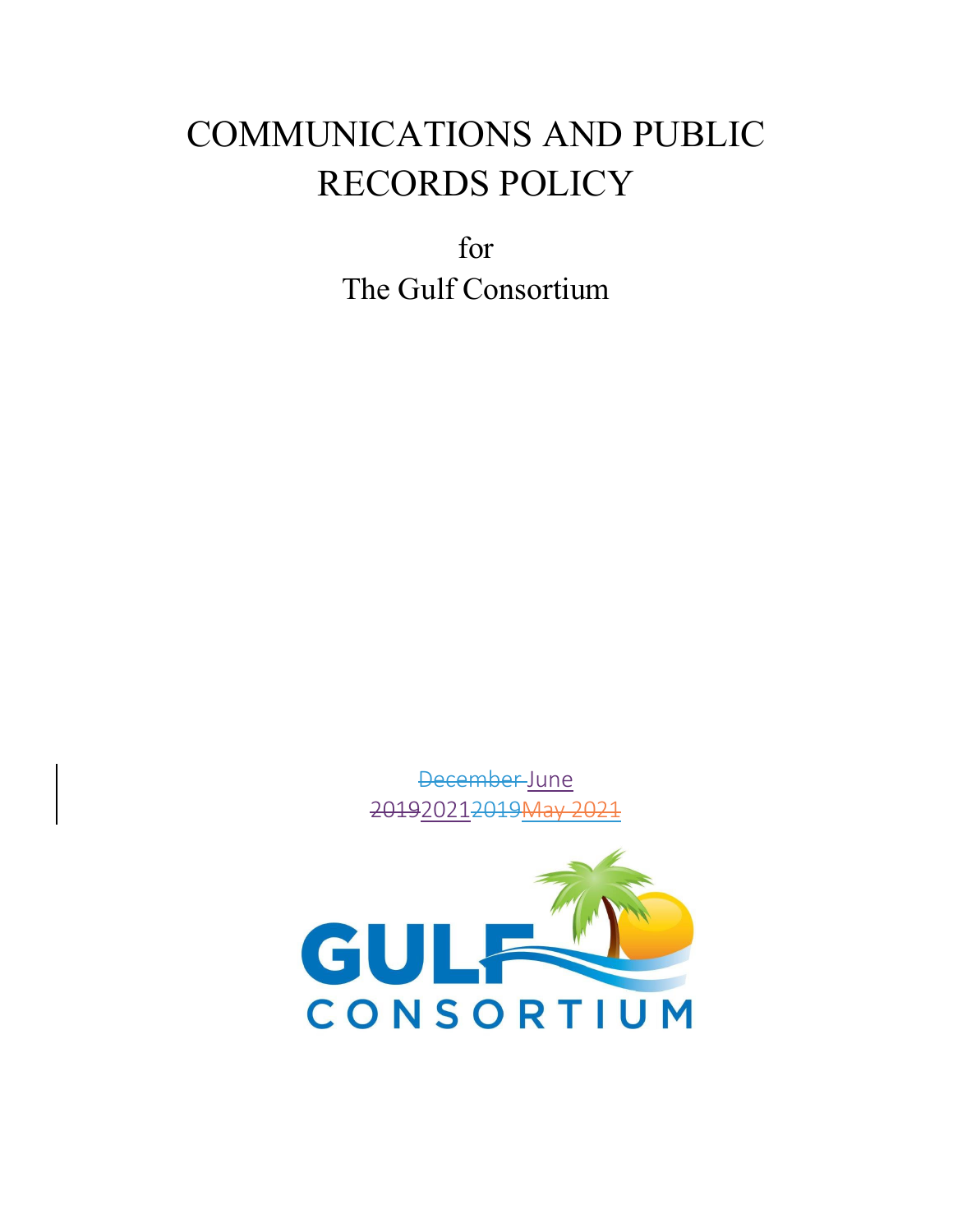# COMMUNICATIONS AND PUBLIC RECORDS POLICY

for
The Gulf Consortium

~~December~~ June
~~2019~~2021~~2019~~~~May 2021~~

GULF CONSORTIUM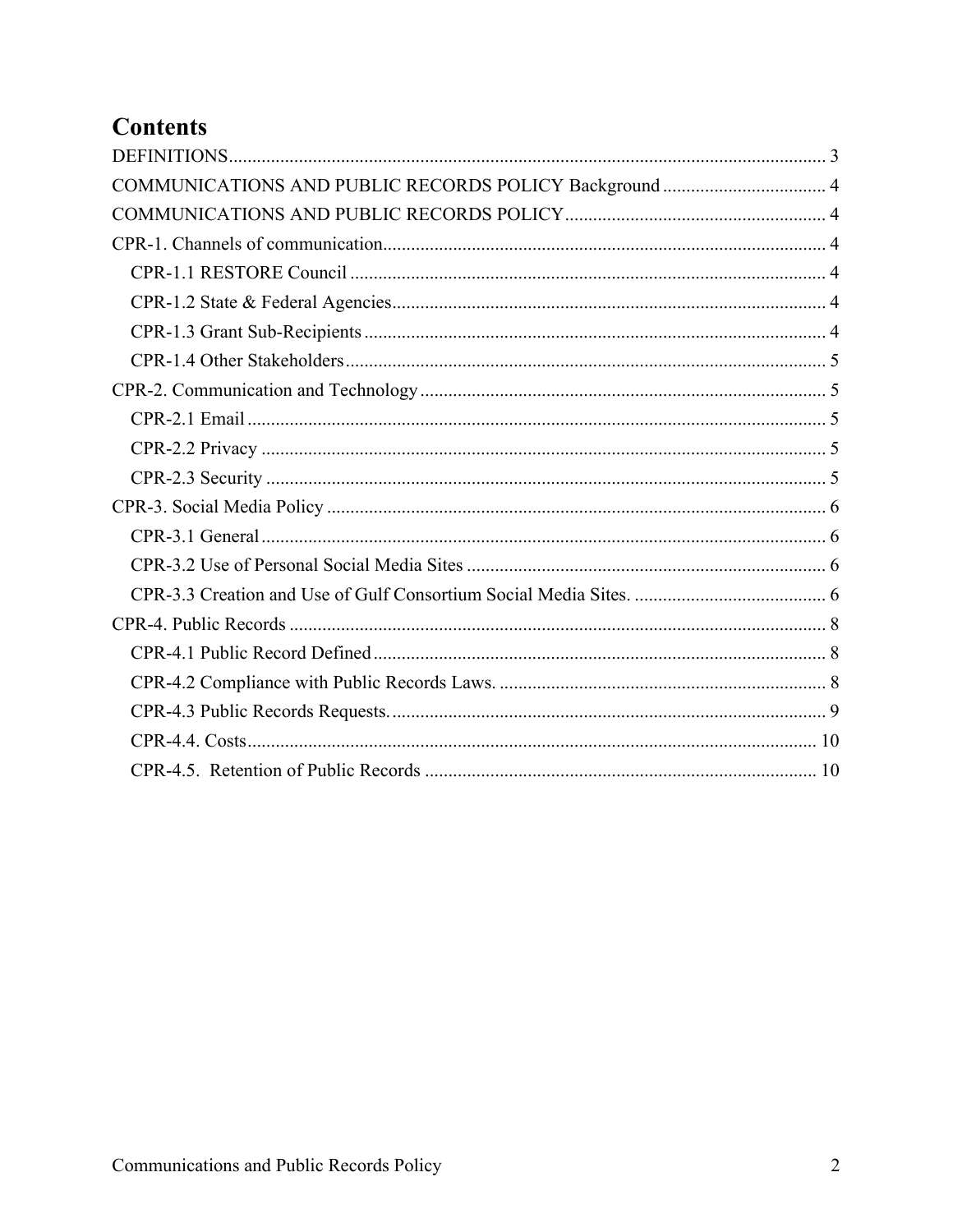# Contents

DEFINITIONS ..... 3
COMMUNICATIONS AND PUBLIC RECORDS POLICY Background ..... 4
COMMUNICATIONS AND PUBLIC RECORDS POLICY ..... 4
CPR-1. Channels of communication ..... 4
- CPR-1.1 RESTORE Council ..... 4
- CPR-1.2 State & Federal Agencies ..... 4
- CPR-1.3 Grant Sub-Recipients ..... 4
- CPR-1.4 Other Stakeholders ..... 5

CPR-2. Communication and Technology ..... 5
- CPR-2.1 Email ..... 5
- CPR-2.2 Privacy ..... 5
- CPR-2.3 Security ..... 5

CPR-3. Social Media Policy ..... 6
- CPR-3.1 General ..... 6
- CPR-3.2 Use of Personal Social Media Sites ..... 6
- CPR-3.3 Creation and Use of Gulf Consortium Social Media Sites. ..... 6

CPR-4. Public Records ..... 8
- CPR-4.1 Public Record Defined ..... 8
- CPR-4.2 Compliance with Public Records Laws. ..... 8
- CPR-4.3 Public Records Requests. ..... 9
- CPR-4.4. Costs ..... 10
- CPR-4.5. Retention of Public Records ..... 10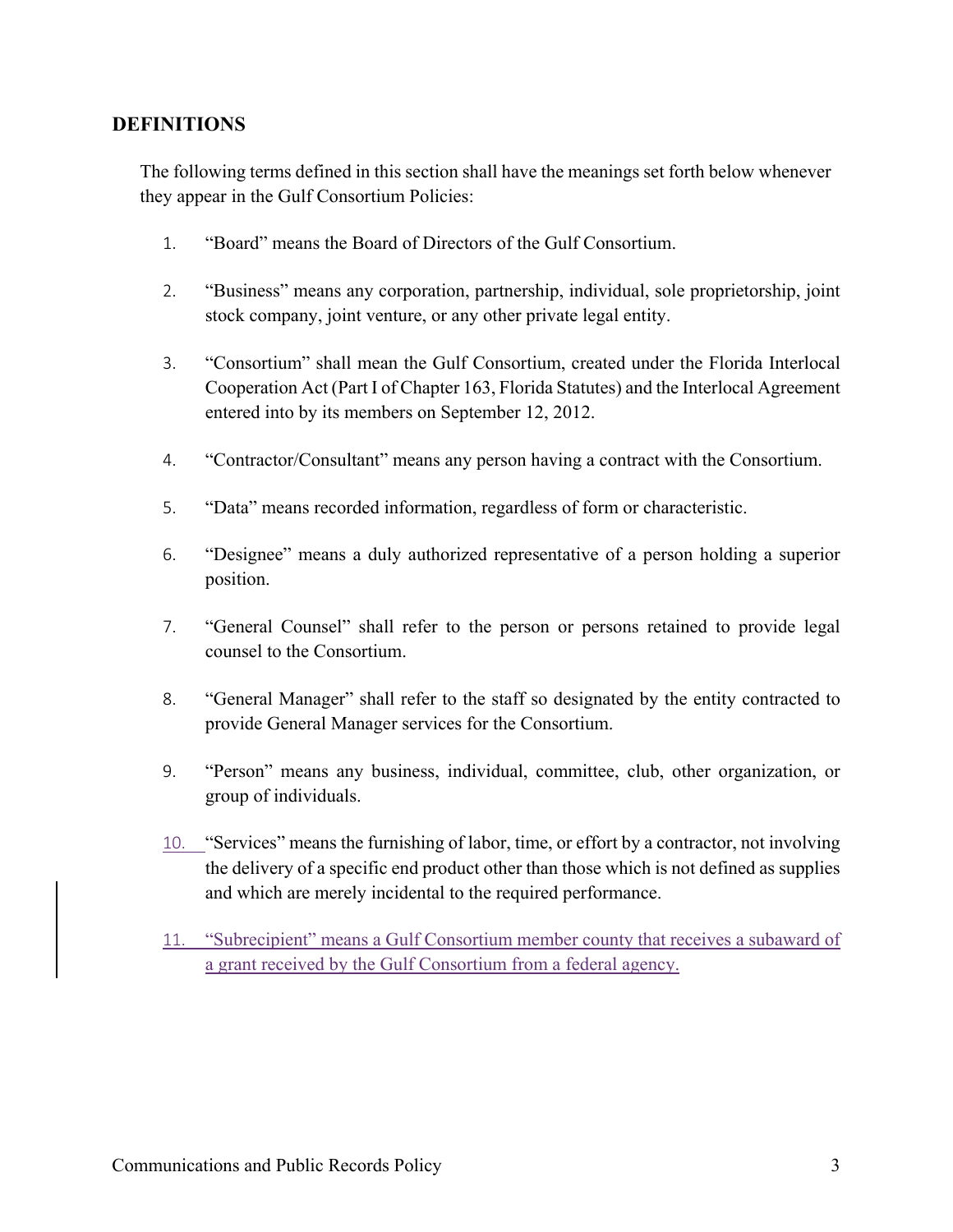## DEFINITIONS

The following terms defined in this section shall have the meanings set forth below whenever they appear in the Gulf Consortium Policies:

1. "Board" means the Board of Directors of the Gulf Consortium.

2. "Business" means any corporation, partnership, individual, sole proprietorship, joint stock company, joint venture, or any other private legal entity.

3. "Consortium" shall mean the Gulf Consortium, created under the Florida Interlocal Cooperation Act (Part I of Chapter 163, Florida Statutes) and the Interlocal Agreement entered into by its members on September 12, 2012.

4. "Contractor/Consultant" means any person having a contract with the Consortium.

5. "Data" means recorded information, regardless of form or characteristic.

6. "Designee" means a duly authorized representative of a person holding a superior position.

7. "General Counsel" shall refer to the person or persons retained to provide legal counsel to the Consortium.

8. "General Manager" shall refer to the staff so designated by the entity contracted to provide General Manager services for the Consortium.

9. "Person" means any business, individual, committee, club, other organization, or group of individuals.

10. "Services" means the furnishing of labor, time, or effort by a contractor, not involving the delivery of a specific end product other than those which is not defined as supplies and which are merely incidental to the required performance.

11. "Subrecipient" means a Gulf Consortium member county that receives a subaward of a grant received by the Gulf Consortium from a federal agency.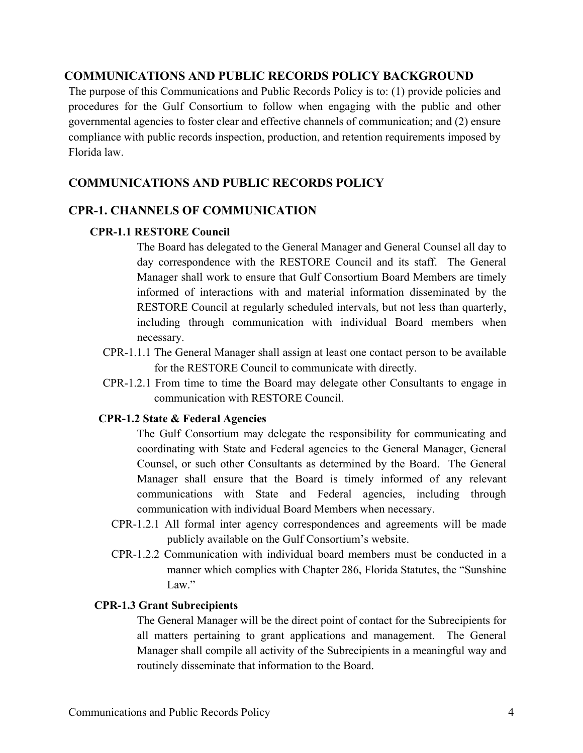## COMMUNICATIONS AND PUBLIC RECORDS POLICY BACKGROUND

The purpose of this Communications and Public Records Policy is to: (1) provide policies and procedures for the Gulf Consortium to follow when engaging with the public and other governmental agencies to foster clear and effective channels of communication; and (2) ensure compliance with public records inspection, production, and retention requirements imposed by Florida law.

## COMMUNICATIONS AND PUBLIC RECORDS POLICY

## CPR-1. CHANNELS OF COMMUNICATION

### CPR-1.1 RESTORE Council

The Board has delegated to the General Manager and General Counsel all day to day correspondence with the RESTORE Council and its staff. The General Manager shall work to ensure that Gulf Consortium Board Members are timely informed of interactions with and material information disseminated by the RESTORE Council at regularly scheduled intervals, but not less than quarterly, including through communication with individual Board members when necessary.

CPR-1.1.1 The General Manager shall assign at least one contact person to be available for the RESTORE Council to communicate with directly.

CPR-1.2.1 From time to time the Board may delegate other Consultants to engage in communication with RESTORE Council.

### CPR-1.2 State & Federal Agencies

The Gulf Consortium may delegate the responsibility for communicating and coordinating with State and Federal agencies to the General Manager, General Counsel, or such other Consultants as determined by the Board. The General Manager shall ensure that the Board is timely informed of any relevant communications with State and Federal agencies, including through communication with individual Board Members when necessary.

CPR-1.2.1 All formal inter agency correspondences and agreements will be made publicly available on the Gulf Consortium's website.

CPR-1.2.2 Communication with individual board members must be conducted in a manner which complies with Chapter 286, Florida Statutes, the "Sunshine Law."

### CPR-1.3 Grant Subrecipients

The General Manager will be the direct point of contact for the Subrecipients for all matters pertaining to grant applications and management. The General Manager shall compile all activity of the Subrecipients in a meaningful way and routinely disseminate that information to the Board.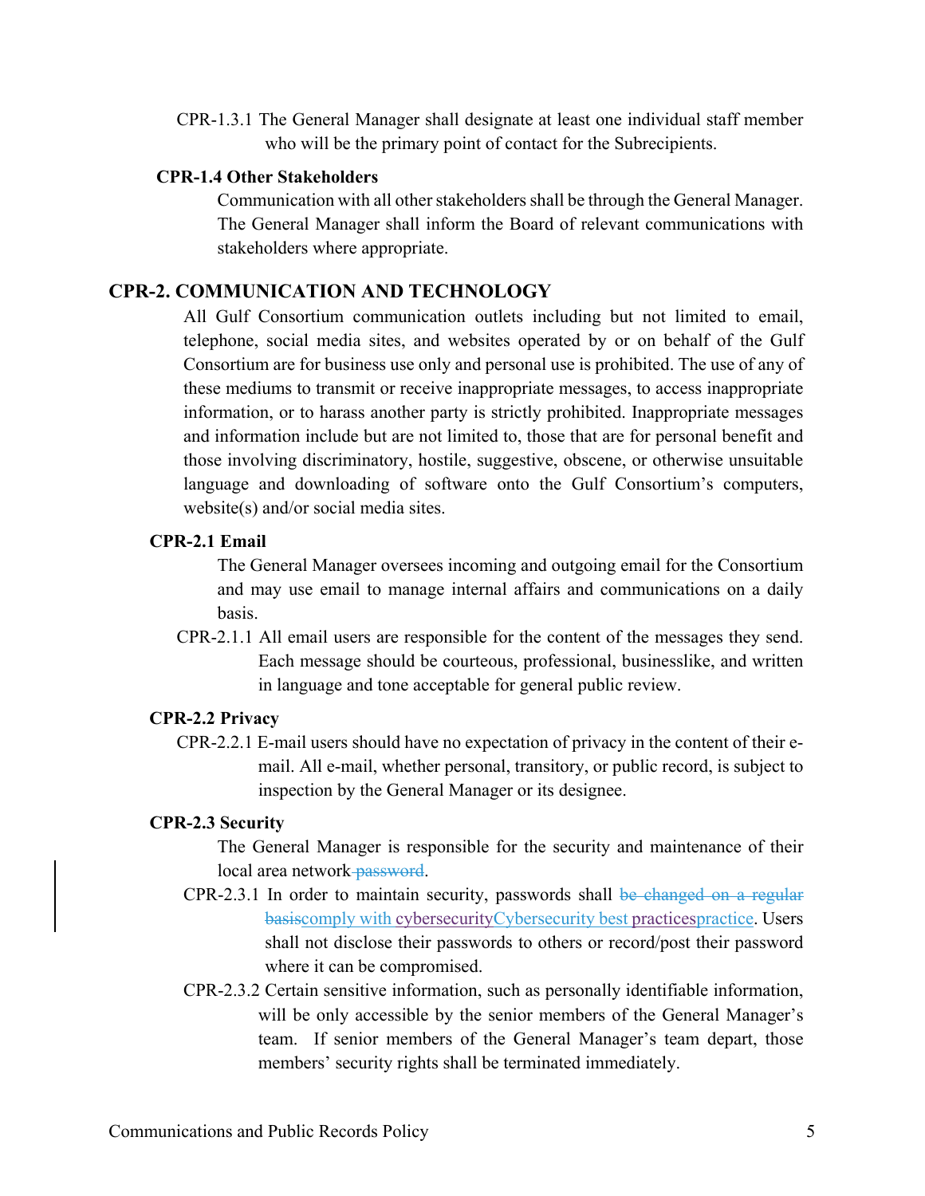CPR-1.3.1 The General Manager shall designate at least one individual staff member who will be the primary point of contact for the Subrecipients.

### CPR-1.4 Other Stakeholders

Communication with all other stakeholders shall be through the General Manager. The General Manager shall inform the Board of relevant communications with stakeholders where appropriate.

## CPR-2. COMMUNICATION AND TECHNOLOGY

All Gulf Consortium communication outlets including but not limited to email, telephone, social media sites, and websites operated by or on behalf of the Gulf Consortium are for business use only and personal use is prohibited. The use of any of these mediums to transmit or receive inappropriate messages, to access inappropriate information, or to harass another party is strictly prohibited. Inappropriate messages and information include but are not limited to, those that are for personal benefit and those involving discriminatory, hostile, suggestive, obscene, or otherwise unsuitable language and downloading of software onto the Gulf Consortium's computers, website(s) and/or social media sites.

### CPR-2.1 Email

The General Manager oversees incoming and outgoing email for the Consortium and may use email to manage internal affairs and communications on a daily basis.

CPR-2.1.1 All email users are responsible for the content of the messages they send. Each message should be courteous, professional, businesslike, and written in language and tone acceptable for general public review.

### CPR-2.2 Privacy

CPR-2.2.1 E-mail users should have no expectation of privacy in the content of their e-mail. All e-mail, whether personal, transitory, or public record, is subject to inspection by the General Manager or its designee.

### CPR-2.3 Security

The General Manager is responsible for the security and maintenance of their local area network ~~password~~.

CPR-2.3.1 In order to maintain security, passwords shall ~~be changed on a regular basis~~comply with cybersecurityCybersecurity best practicespractice. Users shall not disclose their passwords to others or record/post their password where it can be compromised.

CPR-2.3.2 Certain sensitive information, such as personally identifiable information, will be only accessible by the senior members of the General Manager's team. If senior members of the General Manager's team depart, those members' security rights shall be terminated immediately.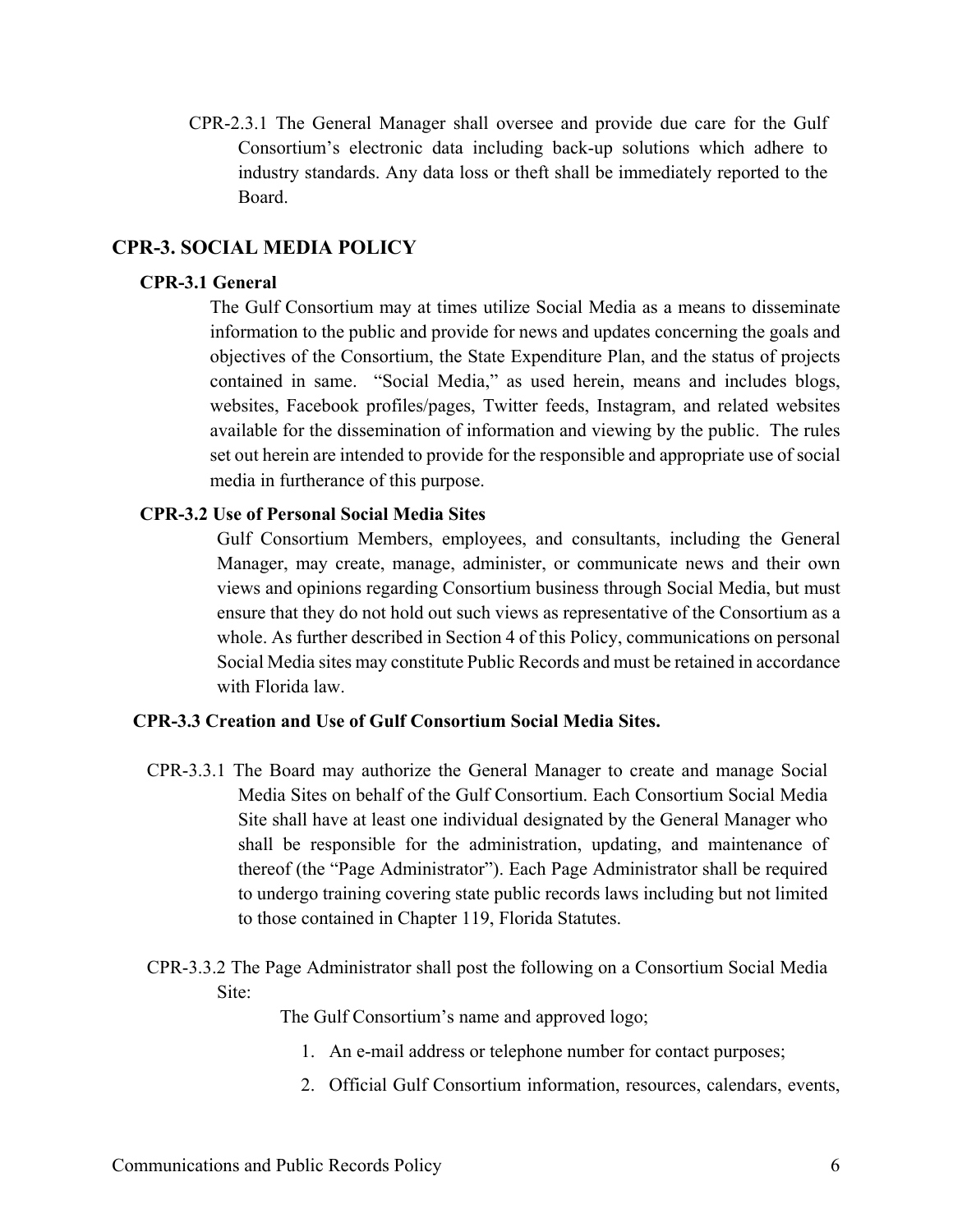CPR-2.3.1 The General Manager shall oversee and provide due care for the Gulf Consortium's electronic data including back-up solutions which adhere to industry standards. Any data loss or theft shall be immediately reported to the Board.

## CPR-3. SOCIAL MEDIA POLICY

### CPR-3.1 General

The Gulf Consortium may at times utilize Social Media as a means to disseminate information to the public and provide for news and updates concerning the goals and objectives of the Consortium, the State Expenditure Plan, and the status of projects contained in same. "Social Media," as used herein, means and includes blogs, websites, Facebook profiles/pages, Twitter feeds, Instagram, and related websites available for the dissemination of information and viewing by the public. The rules set out herein are intended to provide for the responsible and appropriate use of social media in furtherance of this purpose.

### CPR-3.2 Use of Personal Social Media Sites

Gulf Consortium Members, employees, and consultants, including the General Manager, may create, manage, administer, or communicate news and their own views and opinions regarding Consortium business through Social Media, but must ensure that they do not hold out such views as representative of the Consortium as a whole. As further described in Section 4 of this Policy, communications on personal Social Media sites may constitute Public Records and must be retained in accordance with Florida law.

### CPR-3.3 Creation and Use of Gulf Consortium Social Media Sites.

CPR-3.3.1 The Board may authorize the General Manager to create and manage Social Media Sites on behalf of the Gulf Consortium. Each Consortium Social Media Site shall have at least one individual designated by the General Manager who shall be responsible for the administration, updating, and maintenance of thereof (the "Page Administrator"). Each Page Administrator shall be required to undergo training covering state public records laws including but not limited to those contained in Chapter 119, Florida Statutes.

CPR-3.3.2 The Page Administrator shall post the following on a Consortium Social Media Site:

The Gulf Consortium's name and approved logo;

1. An e-mail address or telephone number for contact purposes;
2. Official Gulf Consortium information, resources, calendars, events,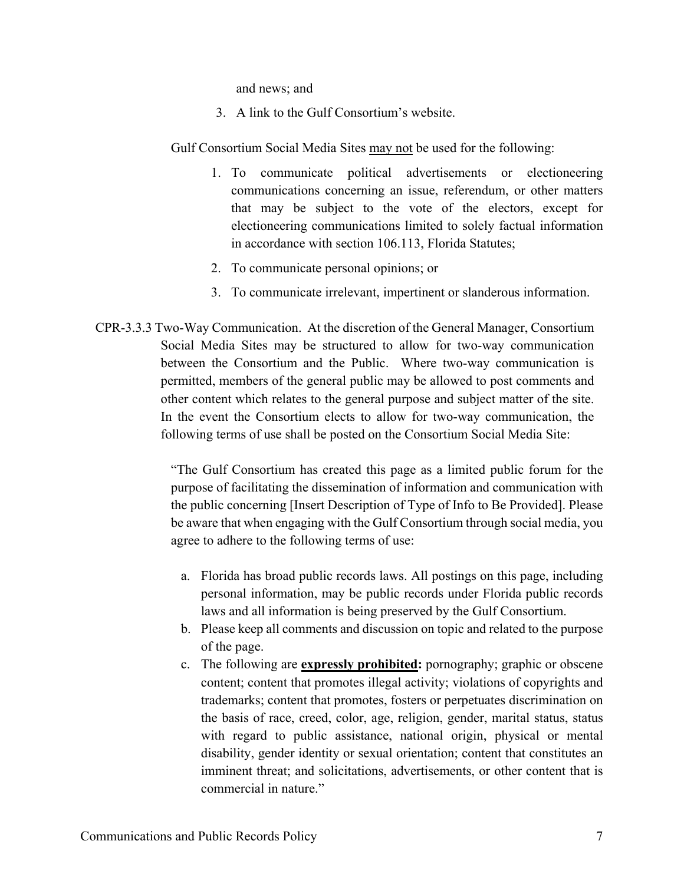and news; and

3. A link to the Gulf Consortium's website.

Gulf Consortium Social Media Sites <u>may not</u> be used for the following:

1. To communicate political advertisements or electioneering communications concerning an issue, referendum, or other matters that may be subject to the vote of the electors, except for electioneering communications limited to solely factual information in accordance with section 106.113, Florida Statutes;
2. To communicate personal opinions; or
3. To communicate irrelevant, impertinent or slanderous information.

CPR-3.3.3 Two-Way Communication. At the discretion of the General Manager, Consortium Social Media Sites may be structured to allow for two-way communication between the Consortium and the Public. Where two-way communication is permitted, members of the general public may be allowed to post comments and other content which relates to the general purpose and subject matter of the site. In the event the Consortium elects to allow for two-way communication, the following terms of use shall be posted on the Consortium Social Media Site:

> "The Gulf Consortium has created this page as a limited public forum for the purpose of facilitating the dissemination of information and communication with the public concerning [Insert Description of Type of Info to Be Provided]. Please be aware that when engaging with the Gulf Consortium through social media, you agree to adhere to the following terms of use:
>
> a. Florida has broad public records laws. All postings on this page, including personal information, may be public records under Florida public records laws and all information is being preserved by the Gulf Consortium.
> b. Please keep all comments and discussion on topic and related to the purpose of the page.
> c. The following are <u>**expressly prohibited**</u>**:** pornography; graphic or obscene content; content that promotes illegal activity; violations of copyrights and trademarks; content that promotes, fosters or perpetuates discrimination on the basis of race, creed, color, age, religion, gender, marital status, status with regard to public assistance, national origin, physical or mental disability, gender identity or sexual orientation; content that constitutes an imminent threat; and solicitations, advertisements, or other content that is commercial in nature."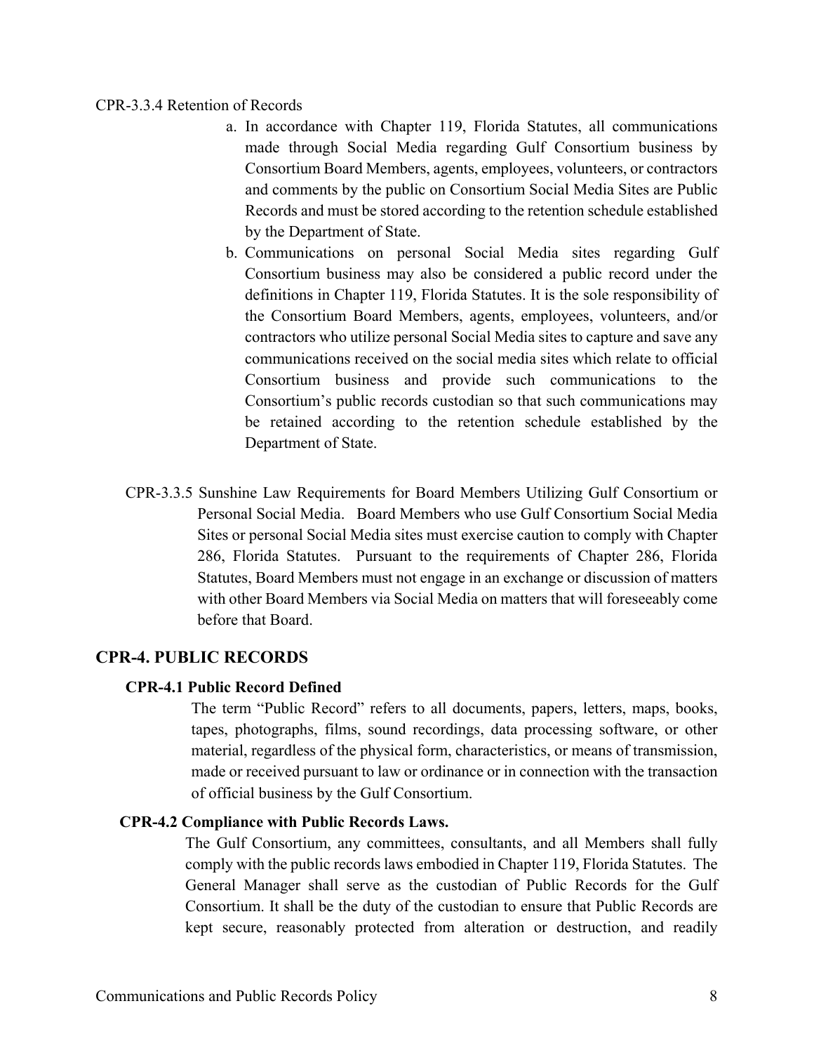CPR-3.3.4 Retention of Records

a. In accordance with Chapter 119, Florida Statutes, all communications made through Social Media regarding Gulf Consortium business by Consortium Board Members, agents, employees, volunteers, or contractors and comments by the public on Consortium Social Media Sites are Public Records and must be stored according to the retention schedule established by the Department of State.
b. Communications on personal Social Media sites regarding Gulf Consortium business may also be considered a public record under the definitions in Chapter 119, Florida Statutes. It is the sole responsibility of the Consortium Board Members, agents, employees, volunteers, and/or contractors who utilize personal Social Media sites to capture and save any communications received on the social media sites which relate to official Consortium business and provide such communications to the Consortium's public records custodian so that such communications may be retained according to the retention schedule established by the Department of State.

CPR-3.3.5 Sunshine Law Requirements for Board Members Utilizing Gulf Consortium or Personal Social Media. Board Members who use Gulf Consortium Social Media Sites or personal Social Media sites must exercise caution to comply with Chapter 286, Florida Statutes. Pursuant to the requirements of Chapter 286, Florida Statutes, Board Members must not engage in an exchange or discussion of matters with other Board Members via Social Media on matters that will foreseeably come before that Board.

## CPR-4. PUBLIC RECORDS

### CPR-4.1 Public Record Defined

The term "Public Record" refers to all documents, papers, letters, maps, books, tapes, photographs, films, sound recordings, data processing software, or other material, regardless of the physical form, characteristics, or means of transmission, made or received pursuant to law or ordinance or in connection with the transaction of official business by the Gulf Consortium.

### CPR-4.2 Compliance with Public Records Laws.

The Gulf Consortium, any committees, consultants, and all Members shall fully comply with the public records laws embodied in Chapter 119, Florida Statutes. The General Manager shall serve as the custodian of Public Records for the Gulf Consortium. It shall be the duty of the custodian to ensure that Public Records are kept secure, reasonably protected from alteration or destruction, and readily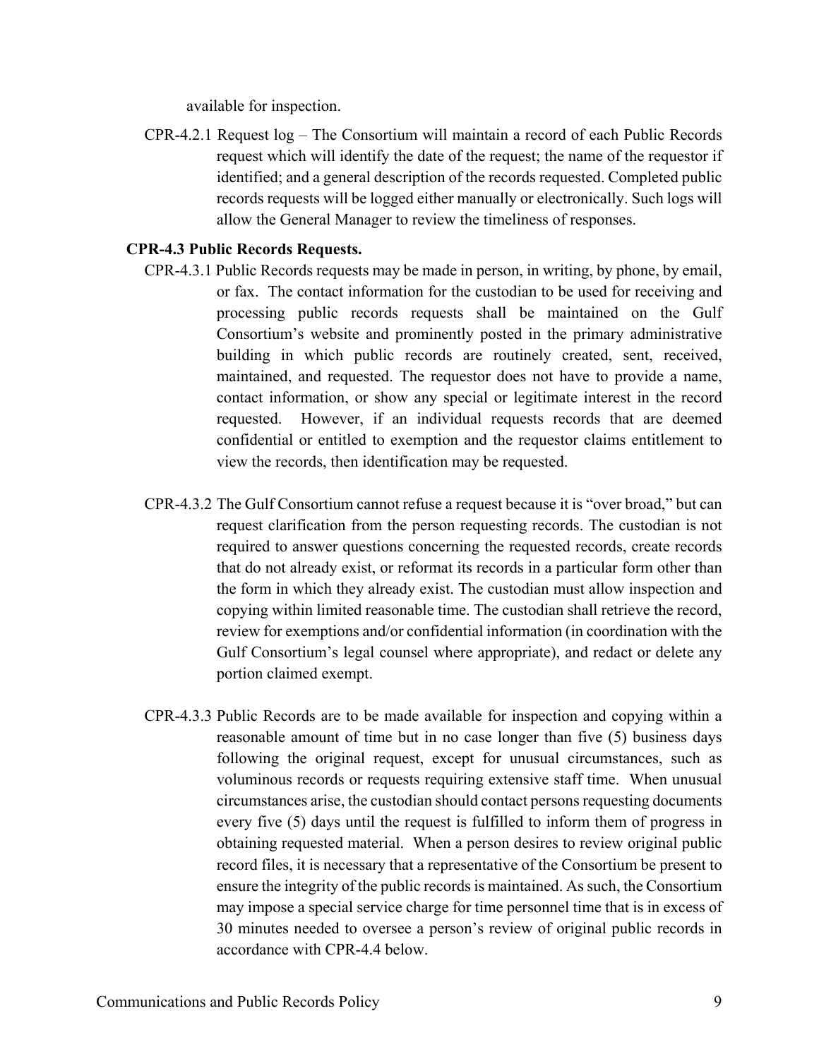available for inspection.

CPR-4.2.1 Request log – The Consortium will maintain a record of each Public Records request which will identify the date of the request; the name of the requestor if identified; and a general description of the records requested. Completed public records requests will be logged either manually or electronically. Such logs will allow the General Manager to review the timeliness of responses.

**CPR-4.3 Public Records Requests.**

CPR-4.3.1 Public Records requests may be made in person, in writing, by phone, by email, or fax. The contact information for the custodian to be used for receiving and processing public records requests shall be maintained on the Gulf Consortium's website and prominently posted in the primary administrative building in which public records are routinely created, sent, received, maintained, and requested. The requestor does not have to provide a name, contact information, or show any special or legitimate interest in the record requested. However, if an individual requests records that are deemed confidential or entitled to exemption and the requestor claims entitlement to view the records, then identification may be requested.

CPR-4.3.2 The Gulf Consortium cannot refuse a request because it is "over broad," but can request clarification from the person requesting records. The custodian is not required to answer questions concerning the requested records, create records that do not already exist, or reformat its records in a particular form other than the form in which they already exist. The custodian must allow inspection and copying within limited reasonable time. The custodian shall retrieve the record, review for exemptions and/or confidential information (in coordination with the Gulf Consortium's legal counsel where appropriate), and redact or delete any portion claimed exempt.

CPR-4.3.3 Public Records are to be made available for inspection and copying within a reasonable amount of time but in no case longer than five (5) business days following the original request, except for unusual circumstances, such as voluminous records or requests requiring extensive staff time. When unusual circumstances arise, the custodian should contact persons requesting documents every five (5) days until the request is fulfilled to inform them of progress in obtaining requested material. When a person desires to review original public record files, it is necessary that a representative of the Consortium be present to ensure the integrity of the public records is maintained. As such, the Consortium may impose a special service charge for time personnel time that is in excess of 30 minutes needed to oversee a person's review of original public records in accordance with CPR-4.4 below.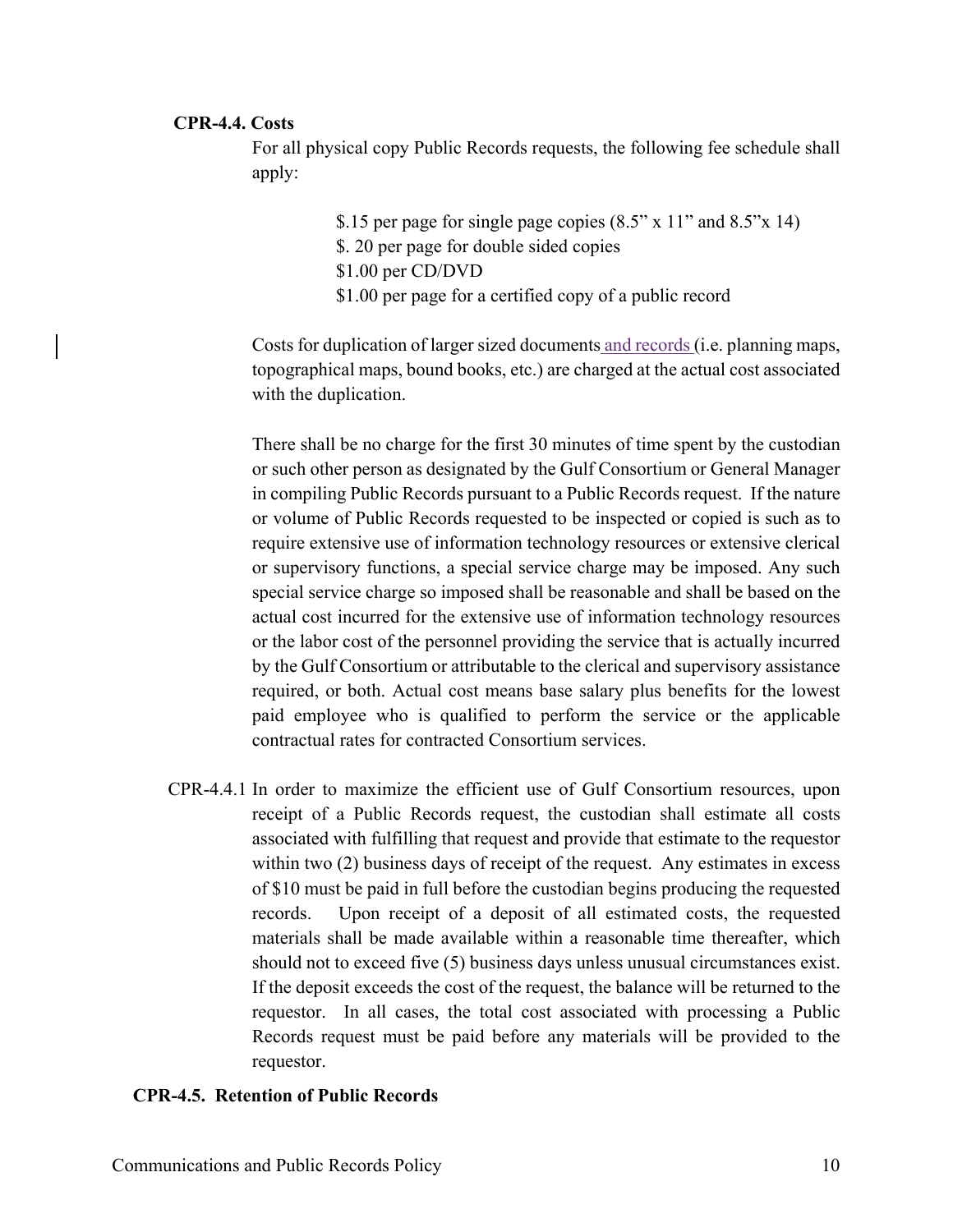**CPR-4.4. Costs**

For all physical copy Public Records requests, the following fee schedule shall apply:

$.15 per page for single page copies (8.5” x 11” and 8.5”x 14)
$. 20 per page for double sided copies
$1.00 per CD/DVD
$1.00 per page for a certified copy of a public record

Costs for duplication of larger sized documents and records (i.e. planning maps, topographical maps, bound books, etc.) are charged at the actual cost associated with the duplication.

There shall be no charge for the first 30 minutes of time spent by the custodian or such other person as designated by the Gulf Consortium or General Manager in compiling Public Records pursuant to a Public Records request. If the nature or volume of Public Records requested to be inspected or copied is such as to require extensive use of information technology resources or extensive clerical or supervisory functions, a special service charge may be imposed. Any such special service charge so imposed shall be reasonable and shall be based on the actual cost incurred for the extensive use of information technology resources or the labor cost of the personnel providing the service that is actually incurred by the Gulf Consortium or attributable to the clerical and supervisory assistance required, or both. Actual cost means base salary plus benefits for the lowest paid employee who is qualified to perform the service or the applicable contractual rates for contracted Consortium services.

CPR-4.4.1 In order to maximize the efficient use of Gulf Consortium resources, upon receipt of a Public Records request, the custodian shall estimate all costs associated with fulfilling that request and provide that estimate to the requestor within two (2) business days of receipt of the request. Any estimates in excess of $10 must be paid in full before the custodian begins producing the requested records. Upon receipt of a deposit of all estimated costs, the requested materials shall be made available within a reasonable time thereafter, which should not to exceed five (5) business days unless unusual circumstances exist. If the deposit exceeds the cost of the request, the balance will be returned to the requestor. In all cases, the total cost associated with processing a Public Records request must be paid before any materials will be provided to the requestor.

**CPR-4.5. Retention of Public Records**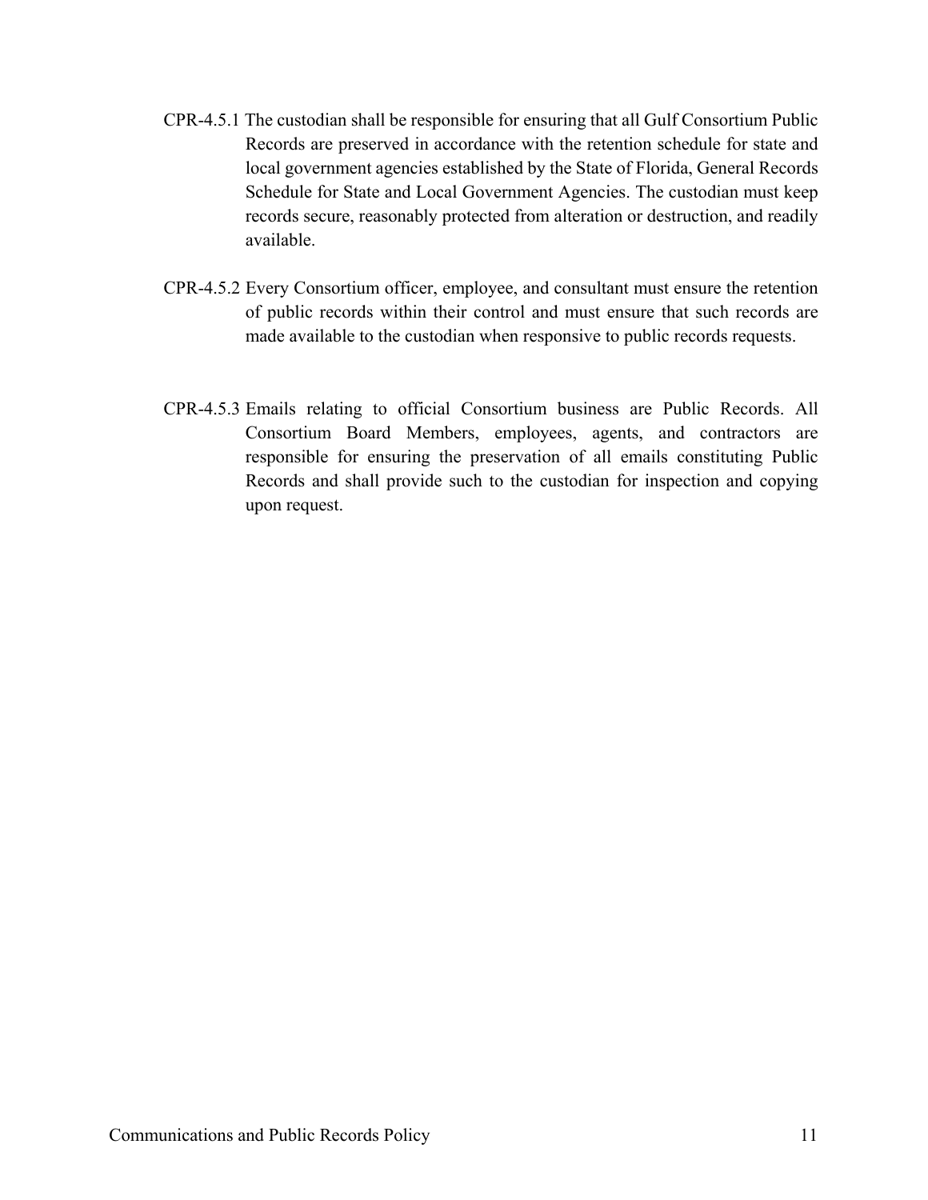CPR-4.5.1 The custodian shall be responsible for ensuring that all Gulf Consortium Public Records are preserved in accordance with the retention schedule for state and local government agencies established by the State of Florida, General Records Schedule for State and Local Government Agencies. The custodian must keep records secure, reasonably protected from alteration or destruction, and readily available.

CPR-4.5.2 Every Consortium officer, employee, and consultant must ensure the retention of public records within their control and must ensure that such records are made available to the custodian when responsive to public records requests.

CPR-4.5.3 Emails relating to official Consortium business are Public Records. All Consortium Board Members, employees, agents, and contractors are responsible for ensuring the preservation of all emails constituting Public Records and shall provide such to the custodian for inspection and copying upon request.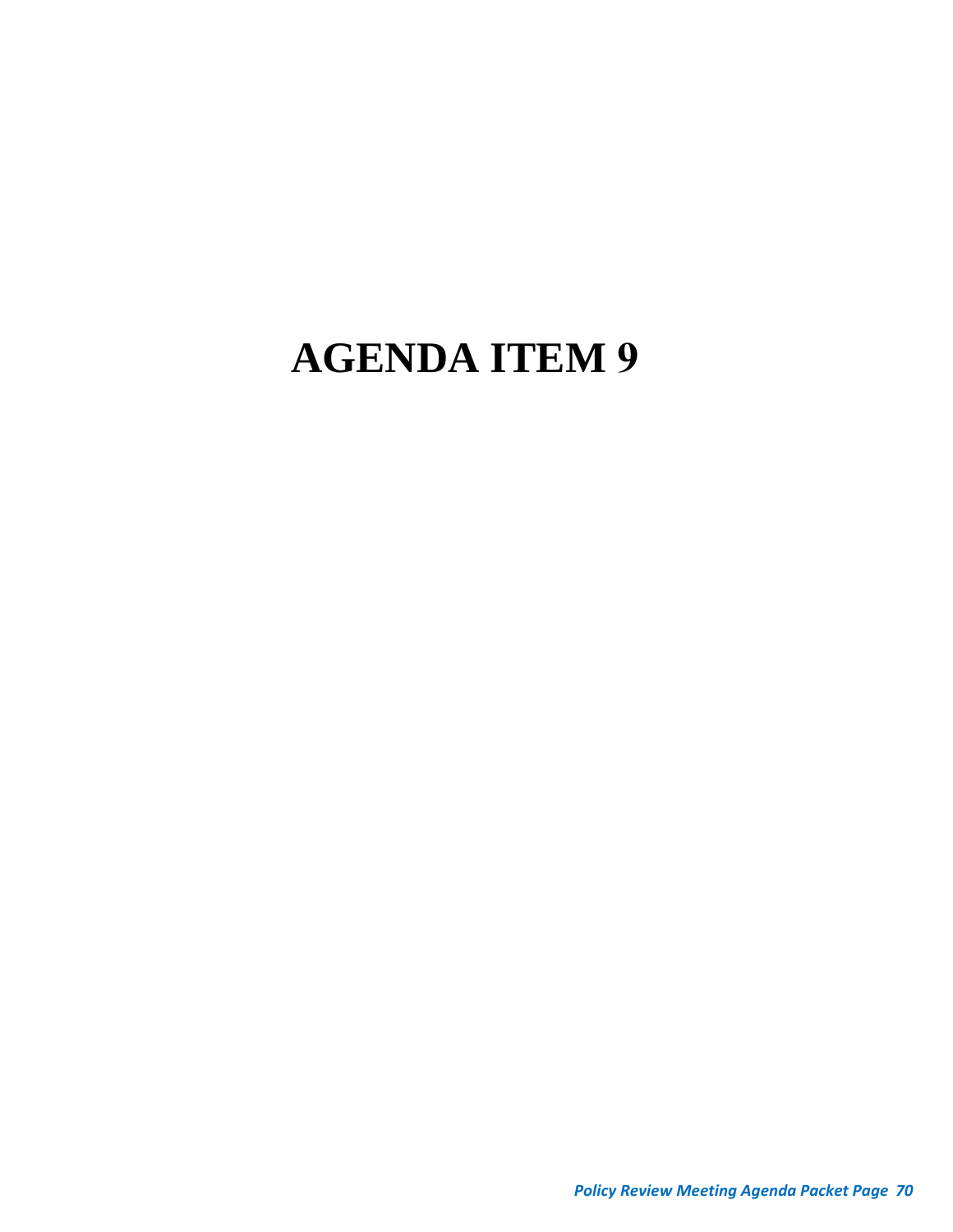# AGENDA ITEM 9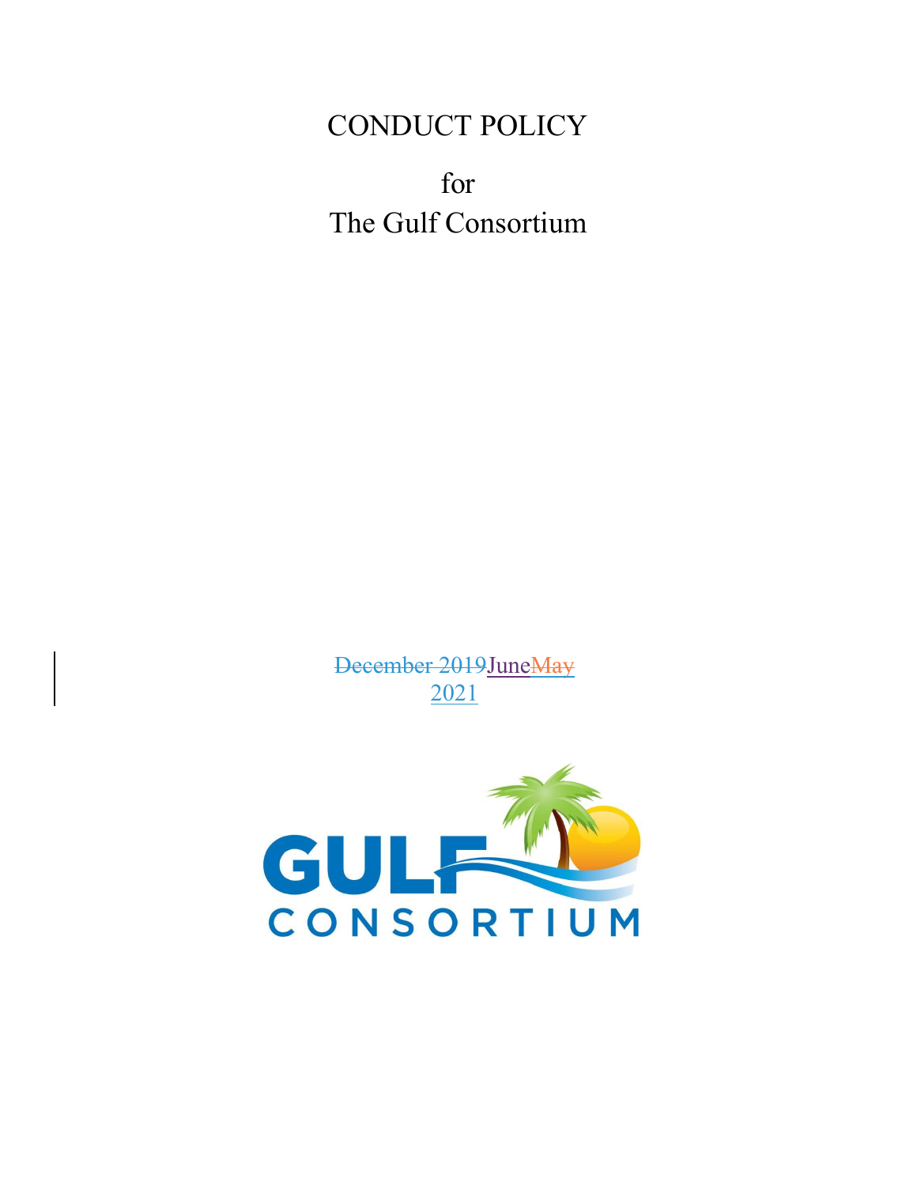# CONDUCT POLICY

for

The Gulf Consortium

~~December 2019~~JuneMay 2021

GULF CONSORTIUM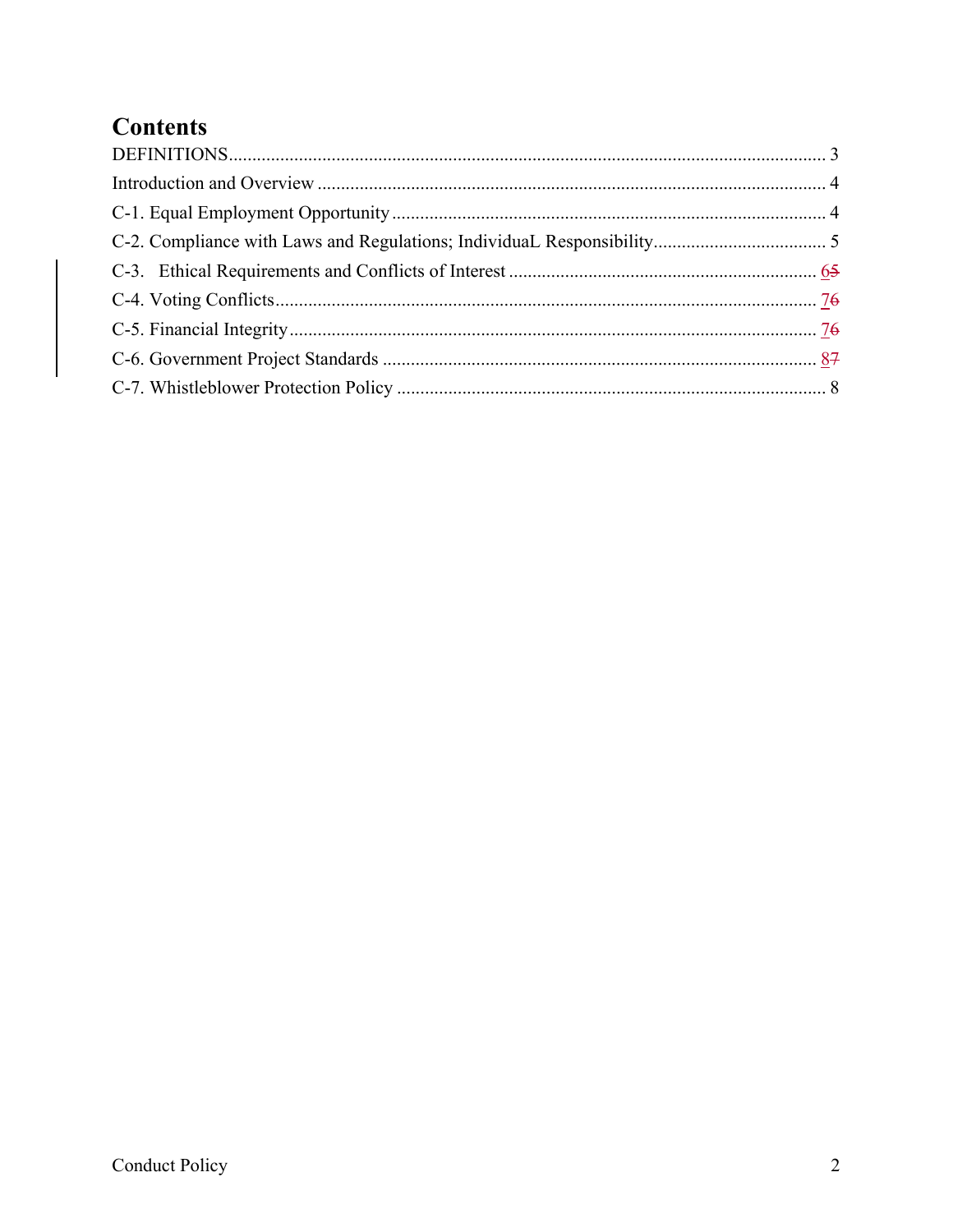# Contents

DEFINITIONS................................................................................................................................ 3

Introduction and Overview ............................................................................................................ 4

C-1. Equal Employment Opportunity ............................................................................................. 4

C-2. Compliance with Laws and Regulations; IndividuaL Responsibility..................................... 5

C-3. Ethical Requirements and Conflicts of Interest .................................................................. 65

C-4. Voting Conflicts.................................................................................................................... 76

C-5. Financial Integrity................................................................................................................. 76

C-6. Government Project Standards ............................................................................................. 87

C-7. Whistleblower Protection Policy ............................................................................................ 8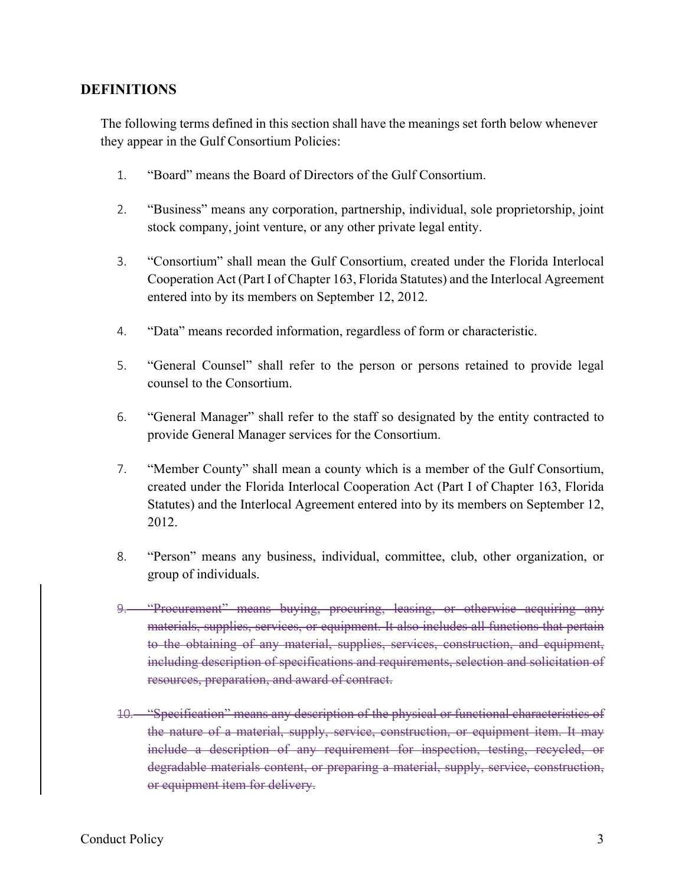## DEFINITIONS

The following terms defined in this section shall have the meanings set forth below whenever they appear in the Gulf Consortium Policies:

1. "Board" means the Board of Directors of the Gulf Consortium.

2. "Business" means any corporation, partnership, individual, sole proprietorship, joint stock company, joint venture, or any other private legal entity.

3. "Consortium" shall mean the Gulf Consortium, created under the Florida Interlocal Cooperation Act (Part I of Chapter 163, Florida Statutes) and the Interlocal Agreement entered into by its members on September 12, 2012.

4. "Data" means recorded information, regardless of form or characteristic.

5. "General Counsel" shall refer to the person or persons retained to provide legal counsel to the Consortium.

6. "General Manager" shall refer to the staff so designated by the entity contracted to provide General Manager services for the Consortium.

7. "Member County" shall mean a county which is a member of the Gulf Consortium, created under the Florida Interlocal Cooperation Act (Part I of Chapter 163, Florida Statutes) and the Interlocal Agreement entered into by its members on September 12, 2012.

8. "Person" means any business, individual, committee, club, other organization, or group of individuals.

9. ~~"Procurement" means buying, procuring, leasing, or otherwise acquiring any materials, supplies, services, or equipment. It also includes all functions that pertain to the obtaining of any material, supplies, services, construction, and equipment, including description of specifications and requirements, selection and solicitation of resources, preparation, and award of contract.~~

10. ~~"Specification" means any description of the physical or functional characteristics of the nature of a material, supply, service, construction, or equipment item. It may include a description of any requirement for inspection, testing, recycled, or degradable materials content, or preparing a material, supply, service, construction, or equipment item for delivery.~~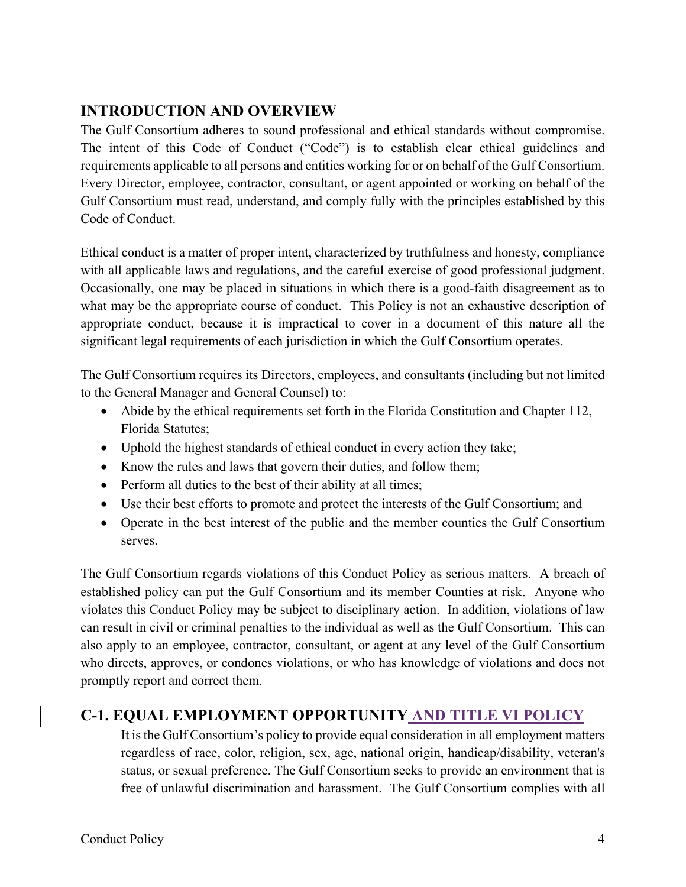## INTRODUCTION AND OVERVIEW

The Gulf Consortium adheres to sound professional and ethical standards without compromise. The intent of this Code of Conduct ("Code") is to establish clear ethical guidelines and requirements applicable to all persons and entities working for or on behalf of the Gulf Consortium. Every Director, employee, contractor, consultant, or agent appointed or working on behalf of the Gulf Consortium must read, understand, and comply fully with the principles established by this Code of Conduct.

Ethical conduct is a matter of proper intent, characterized by truthfulness and honesty, compliance with all applicable laws and regulations, and the careful exercise of good professional judgment. Occasionally, one may be placed in situations in which there is a good-faith disagreement as to what may be the appropriate course of conduct. This Policy is not an exhaustive description of appropriate conduct, because it is impractical to cover in a document of this nature all the significant legal requirements of each jurisdiction in which the Gulf Consortium operates.

The Gulf Consortium requires its Directors, employees, and consultants (including but not limited to the General Manager and General Counsel) to:

- Abide by the ethical requirements set forth in the Florida Constitution and Chapter 112, Florida Statutes;
- Uphold the highest standards of ethical conduct in every action they take;
- Know the rules and laws that govern their duties, and follow them;
- Perform all duties to the best of their ability at all times;
- Use their best efforts to promote and protect the interests of the Gulf Consortium; and
- Operate in the best interest of the public and the member counties the Gulf Consortium serves.

The Gulf Consortium regards violations of this Conduct Policy as serious matters. A breach of established policy can put the Gulf Consortium and its member Counties at risk. Anyone who violates this Conduct Policy may be subject to disciplinary action. In addition, violations of law can result in civil or criminal penalties to the individual as well as the Gulf Consortium. This can also apply to an employee, contractor, consultant, or agent at any level of the Gulf Consortium who directs, approves, or condones violations, or who has knowledge of violations and does not promptly report and correct them.

## C-1. EQUAL EMPLOYMENT OPPORTUNITY AND TITLE VI POLICY

It is the Gulf Consortium's policy to provide equal consideration in all employment matters regardless of race, color, religion, sex, age, national origin, handicap/disability, veteran's status, or sexual preference. The Gulf Consortium seeks to provide an environment that is free of unlawful discrimination and harassment. The Gulf Consortium complies with all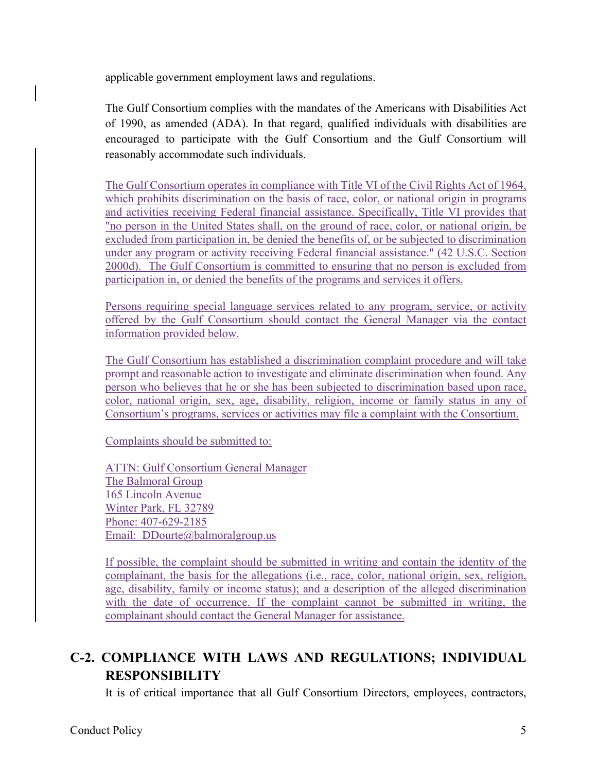applicable government employment laws and regulations.

The Gulf Consortium complies with the mandates of the Americans with Disabilities Act of 1990, as amended (ADA). In that regard, qualified individuals with disabilities are encouraged to participate with the Gulf Consortium and the Gulf Consortium will reasonably accommodate such individuals.

The Gulf Consortium operates in compliance with Title VI of the Civil Rights Act of 1964, which prohibits discrimination on the basis of race, color, or national origin in programs and activities receiving Federal financial assistance. Specifically, Title VI provides that "no person in the United States shall, on the ground of race, color, or national origin, be excluded from participation in, be denied the benefits of, or be subjected to discrimination under any program or activity receiving Federal financial assistance." (42 U.S.C. Section 2000d). The Gulf Consortium is committed to ensuring that no person is excluded from participation in, or denied the benefits of the programs and services it offers.

Persons requiring special language services related to any program, service, or activity offered by the Gulf Consortium should contact the General Manager via the contact information provided below.

The Gulf Consortium has established a discrimination complaint procedure and will take prompt and reasonable action to investigate and eliminate discrimination when found. Any person who believes that he or she has been subjected to discrimination based upon race, color, national origin, sex, age, disability, religion, income or family status in any of Consortium's programs, services or activities may file a complaint with the Consortium.

Complaints should be submitted to:

ATTN: Gulf Consortium General Manager
The Balmoral Group
165 Lincoln Avenue
Winter Park, FL 32789
Phone: 407-629-2185
Email: DDourte@balmoralgroup.us

If possible, the complaint should be submitted in writing and contain the identity of the complainant, the basis for the allegations (i.e., race, color, national origin, sex, religion, age, disability, family or income status); and a description of the alleged discrimination with the date of occurrence. If the complaint cannot be submitted in writing, the complainant should contact the General Manager for assistance.

## C-2. COMPLIANCE WITH LAWS AND REGULATIONS; INDIVIDUAL RESPONSIBILITY

It is of critical importance that all Gulf Consortium Directors, employees, contractors,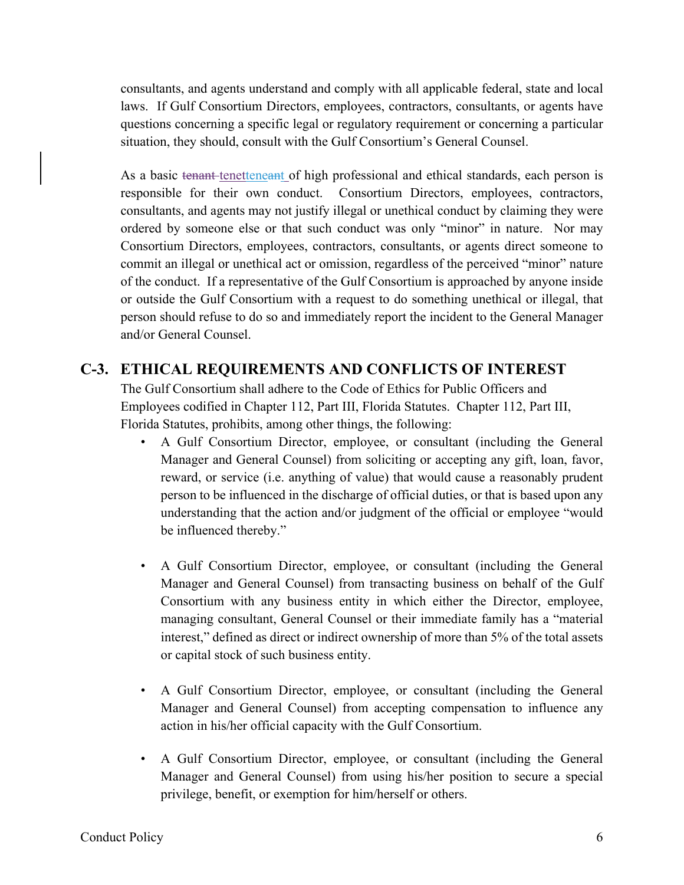consultants, and agents understand and comply with all applicable federal, state and local laws. If Gulf Consortium Directors, employees, contractors, consultants, or agents have questions concerning a specific legal or regulatory requirement or concerning a particular situation, they should, consult with the Gulf Consortium's General Counsel.

As a basic ~~tenant~~ tenettene~~ant~~ of high professional and ethical standards, each person is responsible for their own conduct. Consortium Directors, employees, contractors, consultants, and agents may not justify illegal or unethical conduct by claiming they were ordered by someone else or that such conduct was only "minor" in nature. Nor may Consortium Directors, employees, contractors, consultants, or agents direct someone to commit an illegal or unethical act or omission, regardless of the perceived "minor" nature of the conduct. If a representative of the Gulf Consortium is approached by anyone inside or outside the Gulf Consortium with a request to do something unethical or illegal, that person should refuse to do so and immediately report the incident to the General Manager and/or General Counsel.

## C-3. ETHICAL REQUIREMENTS AND CONFLICTS OF INTEREST

The Gulf Consortium shall adhere to the Code of Ethics for Public Officers and Employees codified in Chapter 112, Part III, Florida Statutes. Chapter 112, Part III, Florida Statutes, prohibits, among other things, the following:

- A Gulf Consortium Director, employee, or consultant (including the General Manager and General Counsel) from soliciting or accepting any gift, loan, favor, reward, or service (i.e. anything of value) that would cause a reasonably prudent person to be influenced in the discharge of official duties, or that is based upon any understanding that the action and/or judgment of the official or employee "would be influenced thereby."

- A Gulf Consortium Director, employee, or consultant (including the General Manager and General Counsel) from transacting business on behalf of the Gulf Consortium with any business entity in which either the Director, employee, managing consultant, General Counsel or their immediate family has a "material interest," defined as direct or indirect ownership of more than 5% of the total assets or capital stock of such business entity.

- A Gulf Consortium Director, employee, or consultant (including the General Manager and General Counsel) from accepting compensation to influence any action in his/her official capacity with the Gulf Consortium.

- A Gulf Consortium Director, employee, or consultant (including the General Manager and General Counsel) from using his/her position to secure a special privilege, benefit, or exemption for him/herself or others.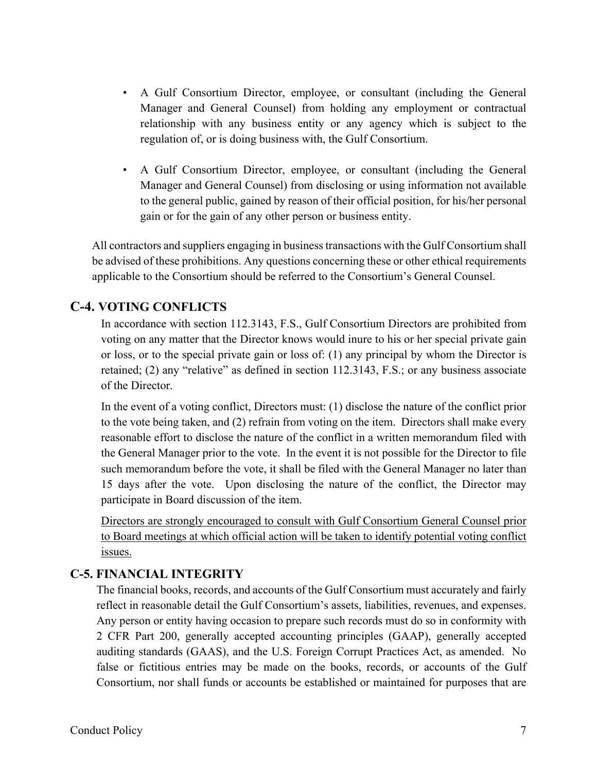- A Gulf Consortium Director, employee, or consultant (including the General Manager and General Counsel) from holding any employment or contractual relationship with any business entity or any agency which is subject to the regulation of, or is doing business with, the Gulf Consortium.

- A Gulf Consortium Director, employee, or consultant (including the General Manager and General Counsel) from disclosing or using information not available to the general public, gained by reason of their official position, for his/her personal gain or for the gain of any other person or business entity.

All contractors and suppliers engaging in business transactions with the Gulf Consortium shall be advised of these prohibitions. Any questions concerning these or other ethical requirements applicable to the Consortium should be referred to the Consortium's General Counsel.

## C-4. VOTING CONFLICTS

In accordance with section 112.3143, F.S., Gulf Consortium Directors are prohibited from voting on any matter that the Director knows would inure to his or her special private gain or loss, or to the special private gain or loss of: (1) any principal by whom the Director is retained; (2) any "relative" as defined in section 112.3143, F.S.; or any business associate of the Director.

In the event of a voting conflict, Directors must: (1) disclose the nature of the conflict prior to the vote being taken, and (2) refrain from voting on the item. Directors shall make every reasonable effort to disclose the nature of the conflict in a written memorandum filed with the General Manager prior to the vote. In the event it is not possible for the Director to file such memorandum before the vote, it shall be filed with the General Manager no later than 15 days after the vote. Upon disclosing the nature of the conflict, the Director may participate in Board discussion of the item.

<u>Directors are strongly encouraged to consult with Gulf Consortium General Counsel prior to Board meetings at which official action will be taken to identify potential voting conflict issues.</u>

## C-5. FINANCIAL INTEGRITY

The financial books, records, and accounts of the Gulf Consortium must accurately and fairly reflect in reasonable detail the Gulf Consortium's assets, liabilities, revenues, and expenses. Any person or entity having occasion to prepare such records must do so in conformity with 2 CFR Part 200, generally accepted accounting principles (GAAP), generally accepted auditing standards (GAAS), and the U.S. Foreign Corrupt Practices Act, as amended. No false or fictitious entries may be made on the books, records, or accounts of the Gulf Consortium, nor shall funds or accounts be established or maintained for purposes that are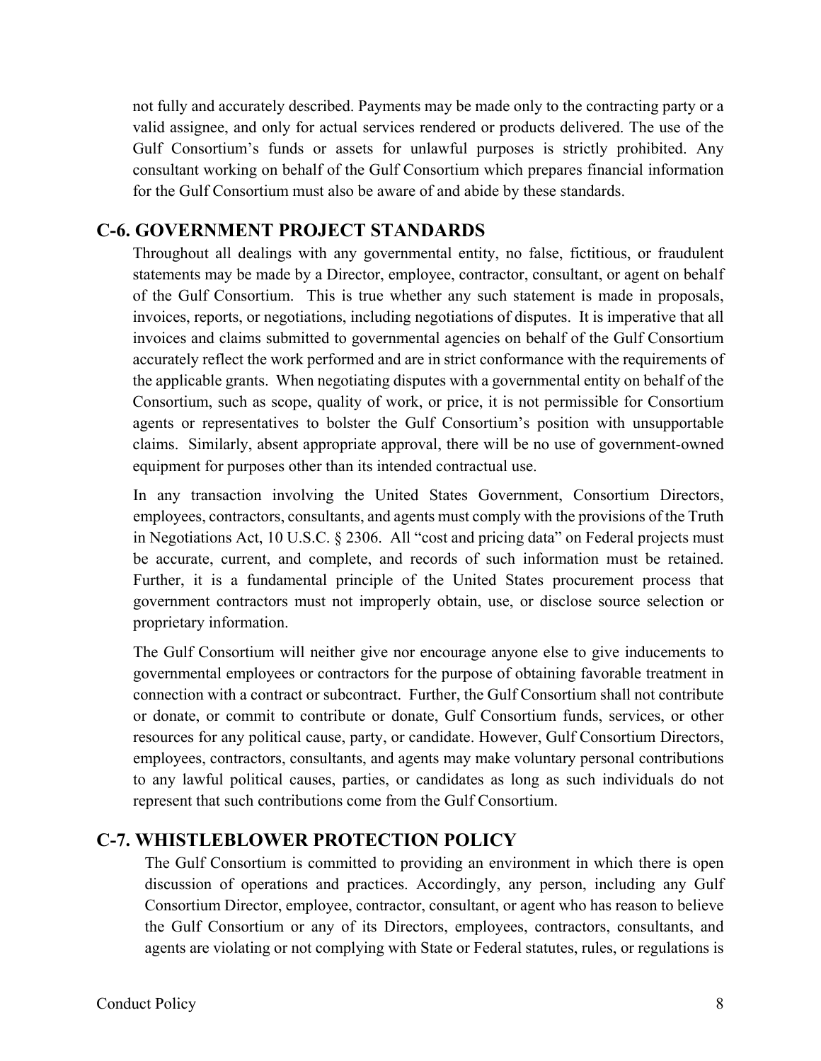not fully and accurately described. Payments may be made only to the contracting party or a valid assignee, and only for actual services rendered or products delivered. The use of the Gulf Consortium's funds or assets for unlawful purposes is strictly prohibited. Any consultant working on behalf of the Gulf Consortium which prepares financial information for the Gulf Consortium must also be aware of and abide by these standards.

## C-6. GOVERNMENT PROJECT STANDARDS

Throughout all dealings with any governmental entity, no false, fictitious, or fraudulent statements may be made by a Director, employee, contractor, consultant, or agent on behalf of the Gulf Consortium. This is true whether any such statement is made in proposals, invoices, reports, or negotiations, including negotiations of disputes. It is imperative that all invoices and claims submitted to governmental agencies on behalf of the Gulf Consortium accurately reflect the work performed and are in strict conformance with the requirements of the applicable grants. When negotiating disputes with a governmental entity on behalf of the Consortium, such as scope, quality of work, or price, it is not permissible for Consortium agents or representatives to bolster the Gulf Consortium's position with unsupportable claims. Similarly, absent appropriate approval, there will be no use of government-owned equipment for purposes other than its intended contractual use.

In any transaction involving the United States Government, Consortium Directors, employees, contractors, consultants, and agents must comply with the provisions of the Truth in Negotiations Act, 10 U.S.C. § 2306. All "cost and pricing data" on Federal projects must be accurate, current, and complete, and records of such information must be retained. Further, it is a fundamental principle of the United States procurement process that government contractors must not improperly obtain, use, or disclose source selection or proprietary information.

The Gulf Consortium will neither give nor encourage anyone else to give inducements to governmental employees or contractors for the purpose of obtaining favorable treatment in connection with a contract or subcontract. Further, the Gulf Consortium shall not contribute or donate, or commit to contribute or donate, Gulf Consortium funds, services, or other resources for any political cause, party, or candidate. However, Gulf Consortium Directors, employees, contractors, consultants, and agents may make voluntary personal contributions to any lawful political causes, parties, or candidates as long as such individuals do not represent that such contributions come from the Gulf Consortium.

## C-7. WHISTLEBLOWER PROTECTION POLICY

The Gulf Consortium is committed to providing an environment in which there is open discussion of operations and practices. Accordingly, any person, including any Gulf Consortium Director, employee, contractor, consultant, or agent who has reason to believe the Gulf Consortium or any of its Directors, employees, contractors, consultants, and agents are violating or not complying with State or Federal statutes, rules, or regulations is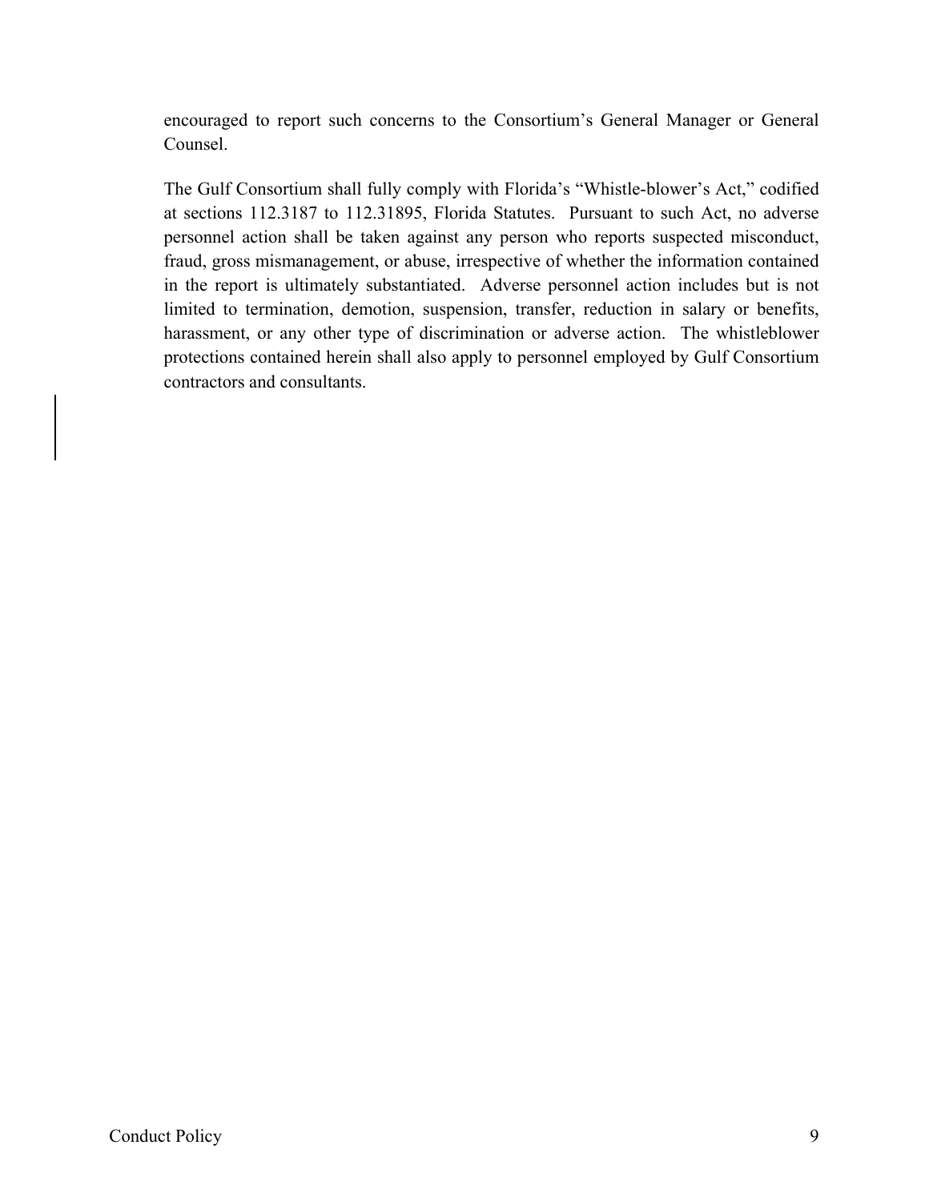encouraged to report such concerns to the Consortium's General Manager or General Counsel.

The Gulf Consortium shall fully comply with Florida's "Whistle-blower's Act," codified at sections 112.3187 to 112.31895, Florida Statutes. Pursuant to such Act, no adverse personnel action shall be taken against any person who reports suspected misconduct, fraud, gross mismanagement, or abuse, irrespective of whether the information contained in the report is ultimately substantiated. Adverse personnel action includes but is not limited to termination, demotion, suspension, transfer, reduction in salary or benefits, harassment, or any other type of discrimination or adverse action. The whistleblower protections contained herein shall also apply to personnel employed by Gulf Consortium contractors and consultants.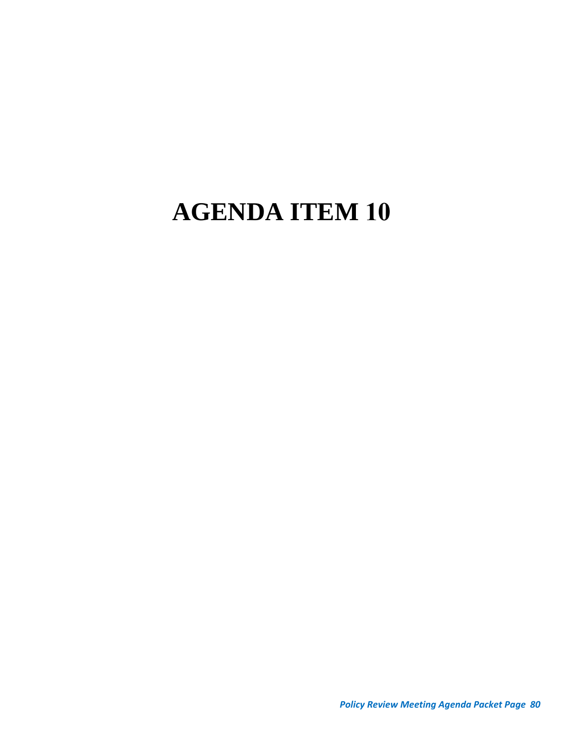# AGENDA ITEM 10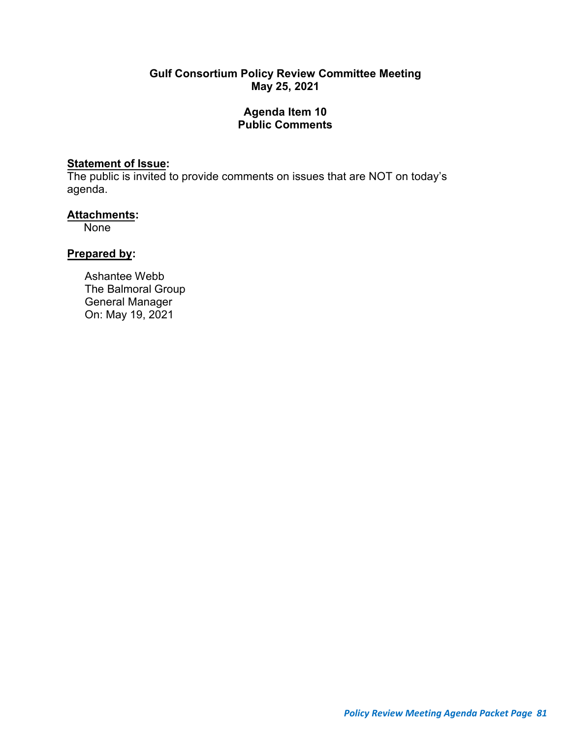**Gulf Consortium Policy Review Committee Meeting**
**May 25, 2021**

**Agenda Item 10**
**Public Comments**

**Statement of Issue:**
The public is invited to provide comments on issues that are NOT on today's agenda.

**Attachments:**
None

**Prepared by:**

Ashantee Webb
The Balmoral Group
General Manager
On: May 19, 2021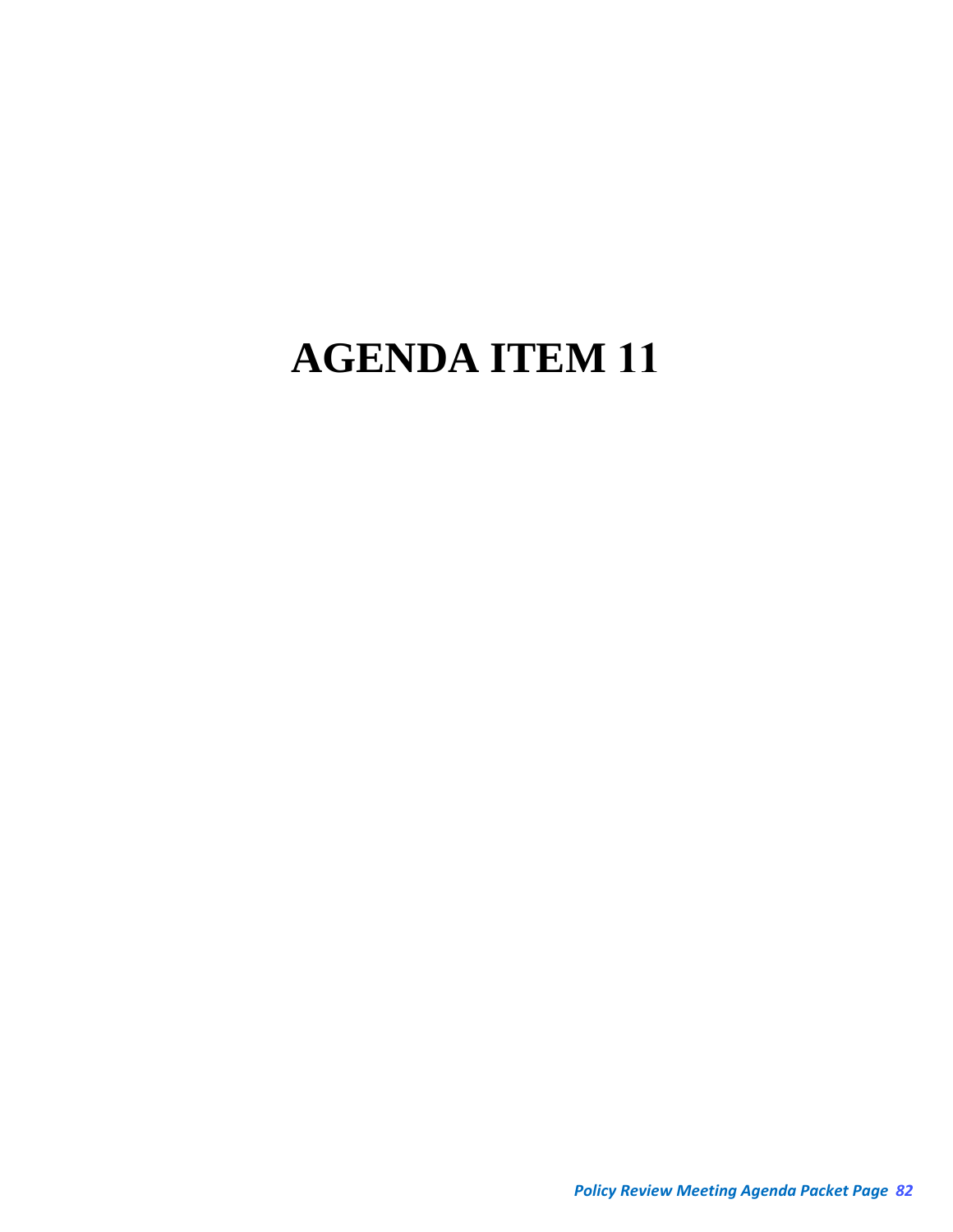# AGENDA ITEM 11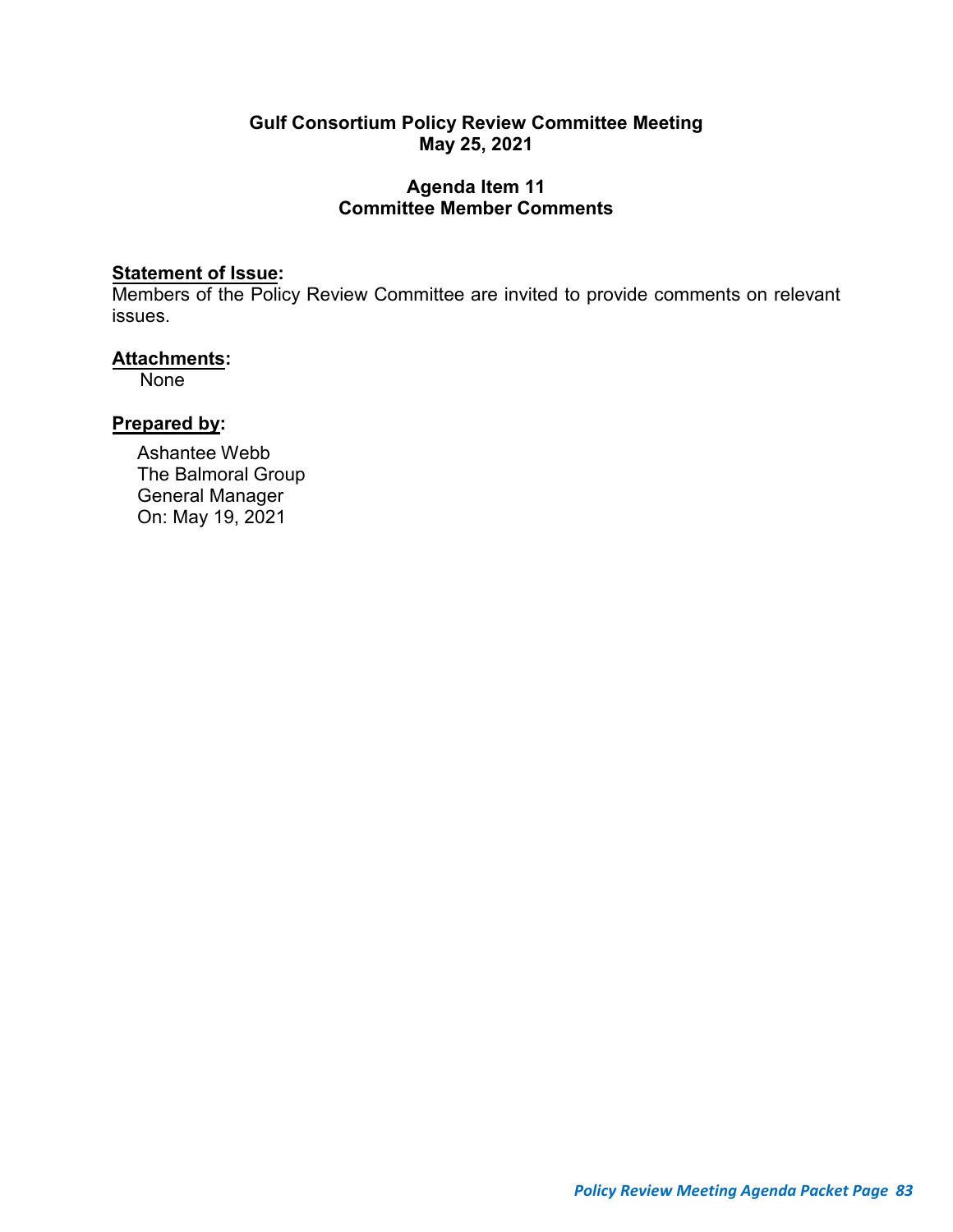**Gulf Consortium Policy Review Committee Meeting**
**May 25, 2021**

**Agenda Item 11**
**Committee Member Comments**

**Statement of Issue:**
Members of the Policy Review Committee are invited to provide comments on relevant issues.

**Attachments:**
None

**Prepared by:**

Ashantee Webb
The Balmoral Group
General Manager
On: May 19, 2021